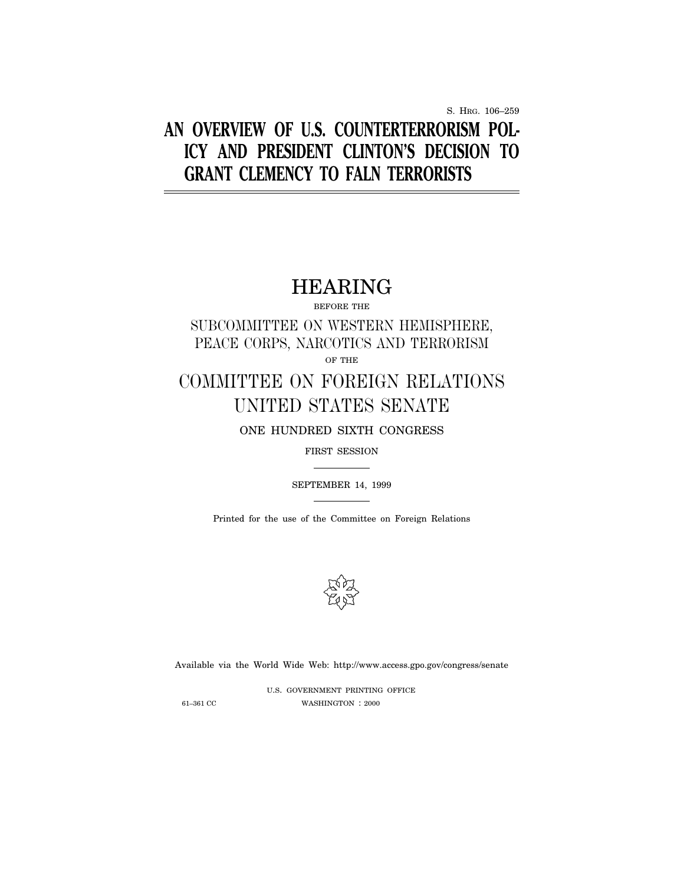S. HRG. 106–259

# AN OVERVIEW OF U.S. COUNTERTERRORISM POLICY AND PRESIDENT CLINTON'S DECISION TO GRANT CLEMENCY TO FALN TERRORISTS

## HEARING

BEFORE THE

SUBCOMMITTEE ON WESTERN HEMISPHERE, PEACE CORPS, NARCOTICS AND TERRORISM

OF THE

## COMMITTEE ON FOREIGN RELATIONS UNITED STATES SENATE

ONE HUNDRED SIXTH CONGRESS

FIRST SESSION

SEPTEMBER 14, 1999

Printed for the use of the Committee on Foreign Relations

Available via the World Wide Web: http://www.access.gpo.gov/congress/senate

U.S. GOVERNMENT PRINTING OFFICE

61–361 CC WASHINGTON : 2000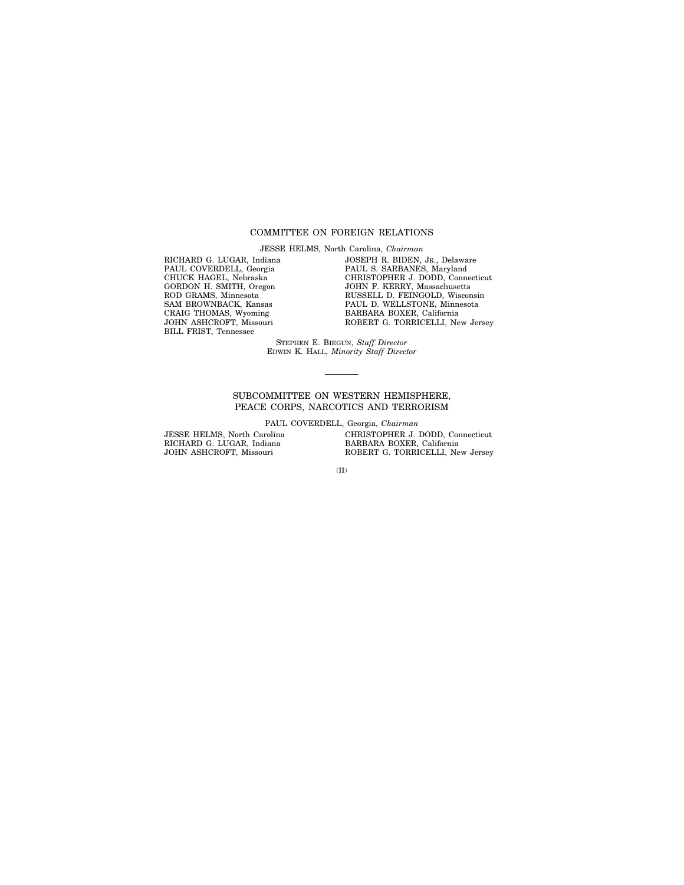## COMMITTEE ON FOREIGN RELATIONS

JESSE HELMS, North Carolina, *Chairman*

RICHARD G. LUGAR, Indiana
PAUL COVERDELL, Georgia
CHUCK HAGEL, Nebraska
GORDON H. SMITH, Oregon
ROD GRAMS, Minnesota
SAM BROWNBACK, Kansas
CRAIG THOMAS, Wyoming
JOHN ASHCROFT, Missouri
BILL FRIST, Tennessee

JOSEPH R. BIDEN, JR., Delaware
PAUL S. SARBANES, Maryland
CHRISTOPHER J. DODD, Connecticut
JOHN F. KERRY, Massachusetts
RUSSELL D. FEINGOLD, Wisconsin
PAUL D. WELLSTONE, Minnesota
BARBARA BOXER, California
ROBERT G. TORRICELLI, New Jersey

STEPHEN E. BIEGUN, *Staff Director*
EDWIN K. HALL, *Minority Staff Director*

---

## SUBCOMMITTEE ON WESTERN HEMISPHERE, PEACE CORPS, NARCOTICS AND TERRORISM

PAUL COVERDELL, Georgia, *Chairman*

JESSE HELMS, North Carolina
RICHARD G. LUGAR, Indiana
JOHN ASHCROFT, Missouri

CHRISTOPHER J. DODD, Connecticut
BARBARA BOXER, California
ROBERT G. TORRICELLI, New Jersey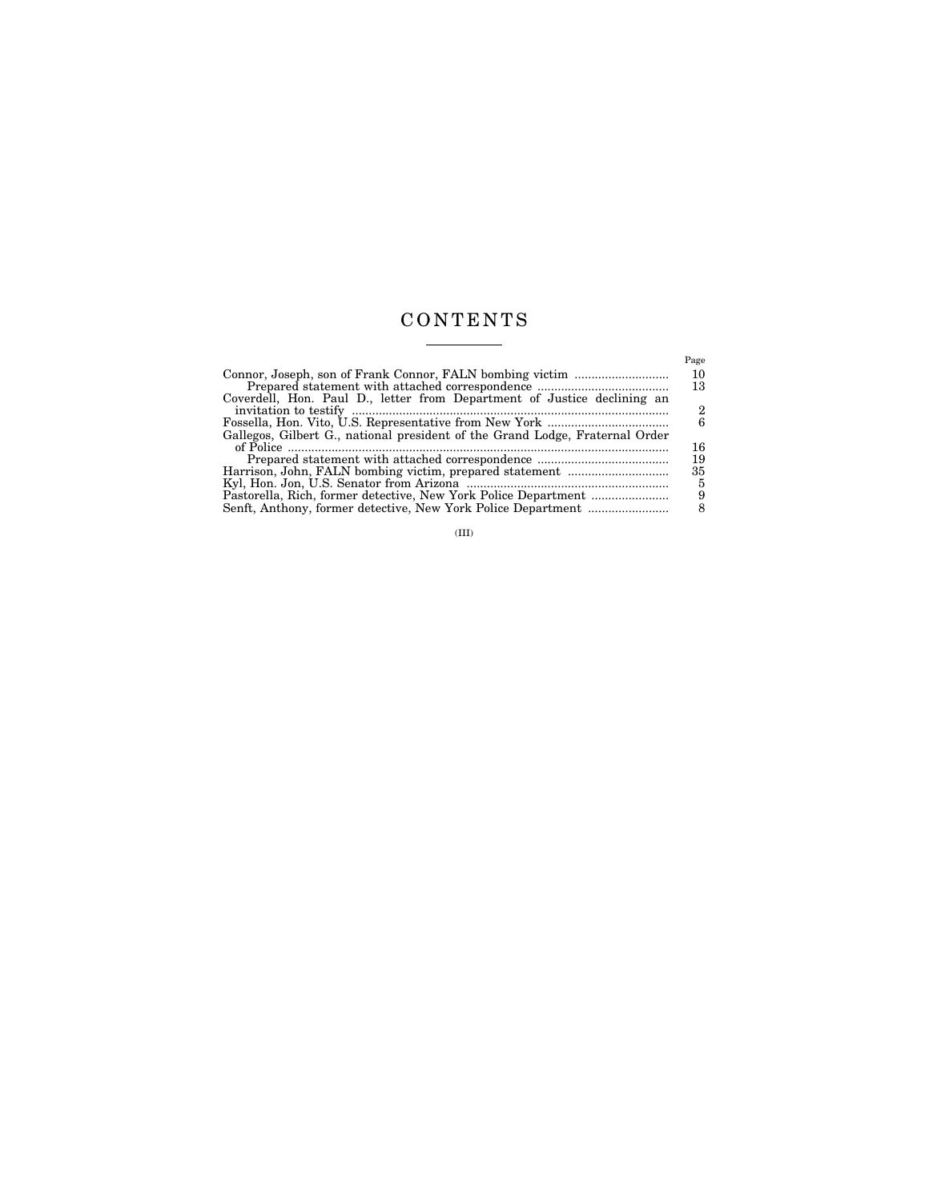# CONTENTS

| | Page |
|---|---|
| Connor, Joseph, son of Frank Connor, FALN bombing victim | 10 |
| Prepared statement with attached correspondence | 13 |
| Coverdell, Hon. Paul D., letter from Department of Justice declining an invitation to testify | 2 |
| Fossella, Hon. Vito, U.S. Representative from New York | 6 |
| Gallegos, Gilbert G., national president of the Grand Lodge, Fraternal Order of Police | 16 |
| Prepared statement with attached correspondence | 19 |
| Harrison, John, FALN bombing victim, prepared statement | 35 |
| Kyl, Hon. Jon, U.S. Senator from Arizona | 5 |
| Pastorella, Rich, former detective, New York Police Department | 9 |
| Senft, Anthony, former detective, New York Police Department | 8 |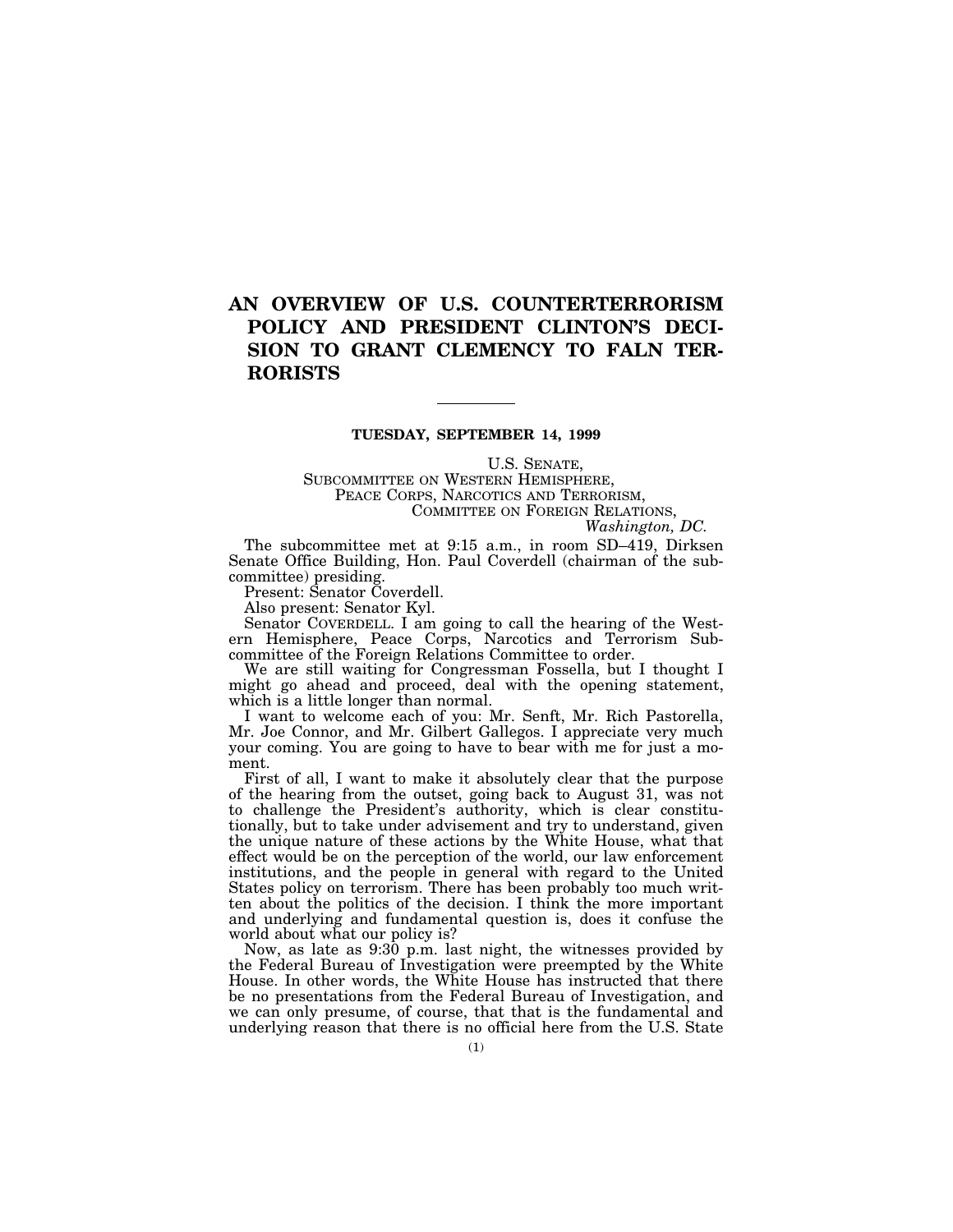# AN OVERVIEW OF U.S. COUNTERTERRORISM POLICY AND PRESIDENT CLINTON'S DECISION TO GRANT CLEMENCY TO FALN TERRORISTS

---

**TUESDAY, SEPTEMBER 14, 1999**

U.S. SENATE,
SUBCOMMITTEE ON WESTERN HEMISPHERE,
PEACE CORPS, NARCOTICS AND TERRORISM,
COMMITTEE ON FOREIGN RELATIONS,
*Washington, DC.*

The subcommittee met at 9:15 a.m., in room SD–419, Dirksen Senate Office Building, Hon. Paul Coverdell (chairman of the subcommittee) presiding.

Present: Senator Coverdell.

Also present: Senator Kyl.

Senator COVERDELL. I am going to call the hearing of the Western Hemisphere, Peace Corps, Narcotics and Terrorism Subcommittee of the Foreign Relations Committee to order.

We are still waiting for Congressman Fossella, but I thought I might go ahead and proceed, deal with the opening statement, which is a little longer than normal.

I want to welcome each of you: Mr. Senft, Mr. Rich Pastorella, Mr. Joe Connor, and Mr. Gilbert Gallegos. I appreciate very much your coming. You are going to have to bear with me for just a moment.

First of all, I want to make it absolutely clear that the purpose of the hearing from the outset, going back to August 31, was not to challenge the President's authority, which is clear constitutionally, but to take under advisement and try to understand, given the unique nature of these actions by the White House, what that effect would be on the perception of the world, our law enforcement institutions, and the people in general with regard to the United States policy on terrorism. There has been probably too much written about the politics of the decision. I think the more important and underlying and fundamental question is, does it confuse the world about what our policy is?

Now, as late as 9:30 p.m. last night, the witnesses provided by the Federal Bureau of Investigation were preempted by the White House. In other words, the White House has instructed that there be no presentations from the Federal Bureau of Investigation, and we can only presume, of course, that that is the fundamental and underlying reason that there is no official here from the U.S. State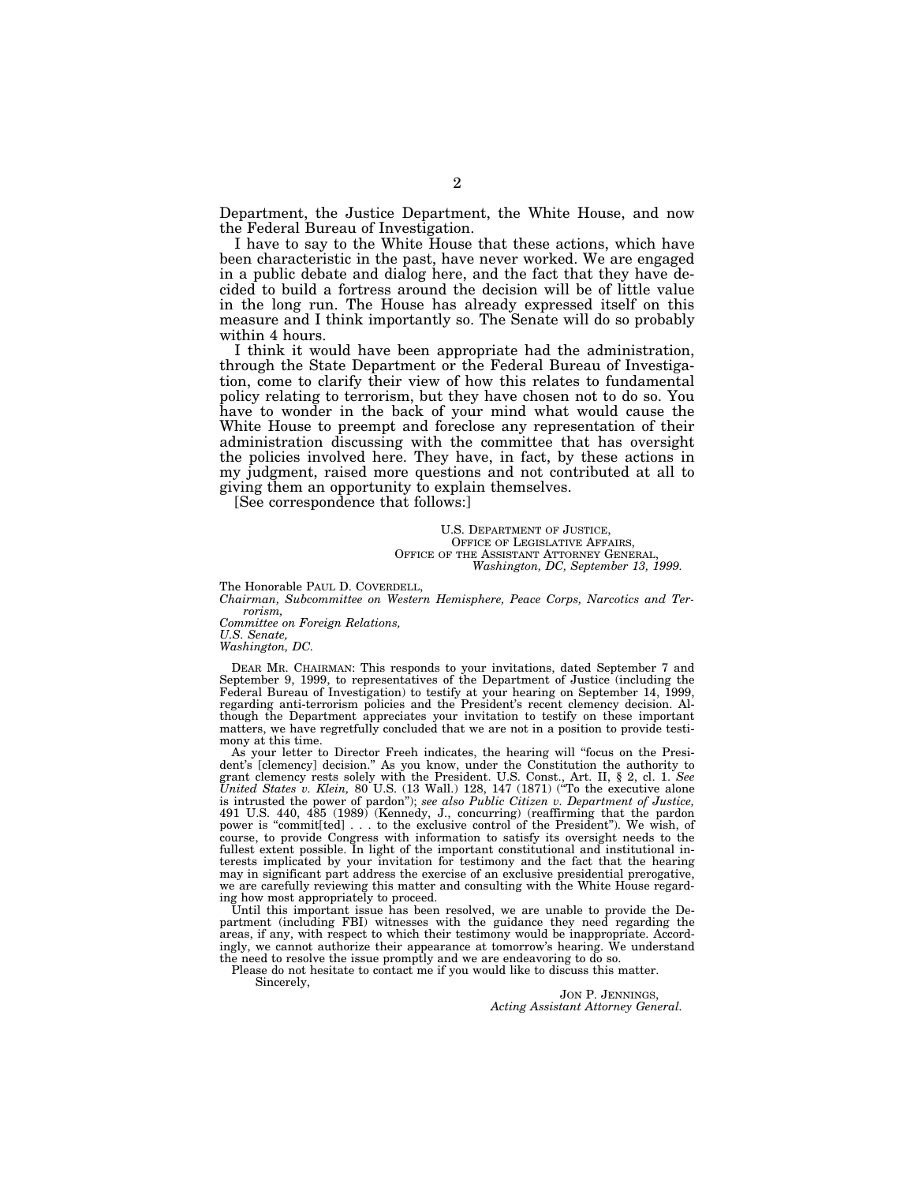Department, the Justice Department, the White House, and now the Federal Bureau of Investigation.

I have to say to the White House that these actions, which have been characteristic in the past, have never worked. We are engaged in a public debate and dialog here, and the fact that they have decided to build a fortress around the decision will be of little value in the long run. The House has already expressed itself on this measure and I think importantly so. The Senate will do so probably within 4 hours.

I think it would have been appropriate had the administration, through the State Department or the Federal Bureau of Investigation, come to clarify their view of how this relates to fundamental policy relating to terrorism, but they have chosen not to do so. You have to wonder in the back of your mind what would cause the White House to preempt and foreclose any representation of their administration discussing with the committee that has oversight the policies involved here. They have, in fact, by these actions in my judgment, raised more questions and not contributed at all to giving them an opportunity to explain themselves.

[See correspondence that follows:]

U.S. DEPARTMENT OF JUSTICE,
OFFICE OF LEGISLATIVE AFFAIRS,
OFFICE OF THE ASSISTANT ATTORNEY GENERAL,
*Washington, DC, September 13, 1999.*

The Honorable PAUL D. COVERDELL,
*Chairman, Subcommittee on Western Hemisphere, Peace Corps, Narcotics and Terrorism,*
*Committee on Foreign Relations,*
*U.S. Senate,*
*Washington, DC.*

DEAR MR. CHAIRMAN: This responds to your invitations, dated September 7 and September 9, 1999, to representatives of the Department of Justice (including the Federal Bureau of Investigation) to testify at your hearing on September 14, 1999, regarding anti-terrorism policies and the President's recent clemency decision. Although the Department appreciates your invitation to testify on these important matters, we have regretfully concluded that we are not in a position to provide testimony at this time.

As your letter to Director Freeh indicates, the hearing will "focus on the President's [clemency] decision." As you know, under the Constitution the authority to grant clemency rests solely with the President. U.S. Const., Art. II, § 2, cl. 1. *See United States v. Klein,* 80 U.S. (13 Wall.) 128, 147 (1871) ("To the executive alone is intrusted the power of pardon"); *see also Public Citizen v. Department of Justice,* 491 U.S. 440, 485 (1989) (Kennedy, J., concurring) (reaffirming that the pardon power is "commit[ted] . . . to the exclusive control of the President"). We wish, of course, to provide Congress with information to satisfy its oversight needs to the fullest extent possible. In light of the important constitutional and institutional interests implicated by your invitation for testimony and the fact that the hearing may in significant part address the exercise of an exclusive presidential prerogative, we are carefully reviewing this matter and consulting with the White House regarding how most appropriately to proceed.

Until this important issue has been resolved, we are unable to provide the Department (including FBI) witnesses with the guidance they need regarding the areas, if any, with respect to which their testimony would be inappropriate. Accordingly, we cannot authorize their appearance at tomorrow's hearing. We understand the need to resolve the issue promptly and we are endeavoring to do so.

Please do not hesitate to contact me if you would like to discuss this matter.

Sincerely,

JON P. JENNINGS,
*Acting Assistant Attorney General.*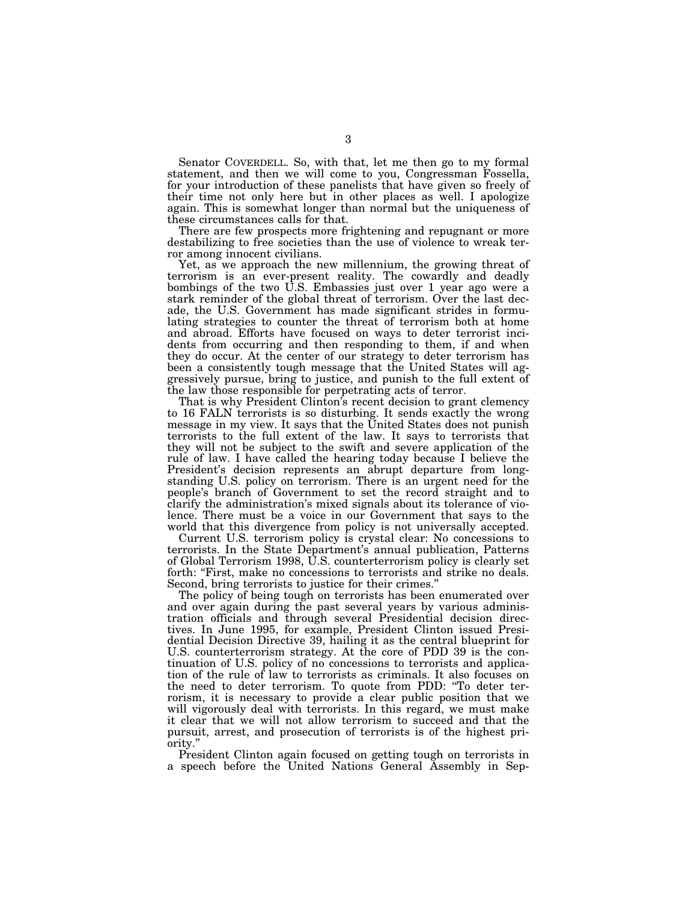Senator COVERDELL. So, with that, let me then go to my formal statement, and then we will come to you, Congressman Fossella, for your introduction of these panelists that have given so freely of their time not only here but in other places as well. I apologize again. This is somewhat longer than normal but the uniqueness of these circumstances calls for that.

There are few prospects more frightening and repugnant or more destabilizing to free societies than the use of violence to wreak terror among innocent civilians.

Yet, as we approach the new millennium, the growing threat of terrorism is an ever-present reality. The cowardly and deadly bombings of the two U.S. Embassies just over 1 year ago were a stark reminder of the global threat of terrorism. Over the last decade, the U.S. Government has made significant strides in formulating strategies to counter the threat of terrorism both at home and abroad. Efforts have focused on ways to deter terrorist incidents from occurring and then responding to them, if and when they do occur. At the center of our strategy to deter terrorism has been a consistently tough message that the United States will aggressively pursue, bring to justice, and punish to the full extent of the law those responsible for perpetrating acts of terror.

That is why President Clinton's recent decision to grant clemency to 16 FALN terrorists is so disturbing. It sends exactly the wrong message in my view. It says that the United States does not punish terrorists to the full extent of the law. It says to terrorists that they will not be subject to the swift and severe application of the rule of law. I have called the hearing today because I believe the President's decision represents an abrupt departure from longstanding U.S. policy on terrorism. There is an urgent need for the people's branch of Government to set the record straight and to clarify the administration's mixed signals about its tolerance of violence. There must be a voice in our Government that says to the world that this divergence from policy is not universally accepted.

Current U.S. terrorism policy is crystal clear: No concessions to terrorists. In the State Department's annual publication, Patterns of Global Terrorism 1998, U.S. counterterrorism policy is clearly set forth: "First, make no concessions to terrorists and strike no deals. Second, bring terrorists to justice for their crimes."

The policy of being tough on terrorists has been enumerated over and over again during the past several years by various administration officials and through several Presidential decision directives. In June 1995, for example, President Clinton issued Presidential Decision Directive 39, hailing it as the central blueprint for U.S. counterterrorism strategy. At the core of PDD 39 is the continuation of U.S. policy of no concessions to terrorists and application of the rule of law to terrorists as criminals. It also focuses on the need to deter terrorism. To quote from PDD: "To deter terrorism, it is necessary to provide a clear public position that we will vigorously deal with terrorists. In this regard, we must make it clear that we will not allow terrorism to succeed and that the pursuit, arrest, and prosecution of terrorists is of the highest priority."

President Clinton again focused on getting tough on terrorists in a speech before the United Nations General Assembly in Sep-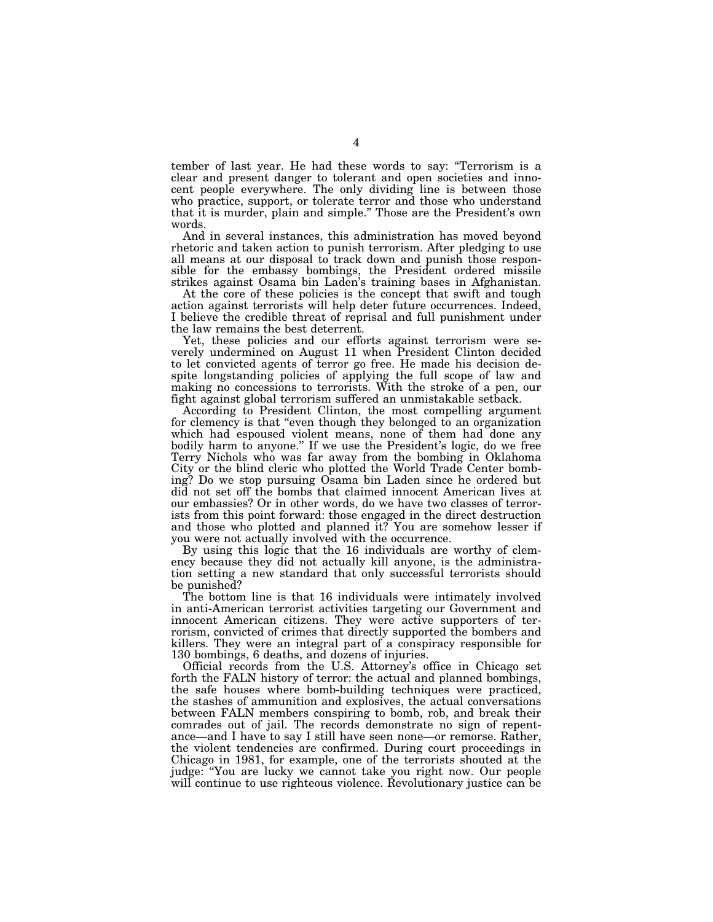tember of last year. He had these words to say: "Terrorism is a clear and present danger to tolerant and open societies and innocent people everywhere. The only dividing line is between those who practice, support, or tolerate terror and those who understand that it is murder, plain and simple." Those are the President's own words.

And in several instances, this administration has moved beyond rhetoric and taken action to punish terrorism. After pledging to use all means at our disposal to track down and punish those responsible for the embassy bombings, the President ordered missile strikes against Osama bin Laden's training bases in Afghanistan.

At the core of these policies is the concept that swift and tough action against terrorists will help deter future occurrences. Indeed, I believe the credible threat of reprisal and full punishment under the law remains the best deterrent.

Yet, these policies and our efforts against terrorism were severely undermined on August 11 when President Clinton decided to let convicted agents of terror go free. He made his decision despite longstanding policies of applying the full scope of law and making no concessions to terrorists. With the stroke of a pen, our fight against global terrorism suffered an unmistakable setback.

According to President Clinton, the most compelling argument for clemency is that "even though they belonged to an organization which had espoused violent means, none of them had done any bodily harm to anyone." If we use the President's logic, do we free Terry Nichols who was far away from the bombing in Oklahoma City or the blind cleric who plotted the World Trade Center bombing? Do we stop pursuing Osama bin Laden since he ordered but did not set off the bombs that claimed innocent American lives at our embassies? Or in other words, do we have two classes of terrorists from this point forward: those engaged in the direct destruction and those who plotted and planned it? You are somehow lesser if you were not actually involved with the occurrence.

By using this logic that the 16 individuals are worthy of clemency because they did not actually kill anyone, is the administration setting a new standard that only successful terrorists should be punished?

The bottom line is that 16 individuals were intimately involved in anti-American terrorist activities targeting our Government and innocent American citizens. They were active supporters of terrorism, convicted of crimes that directly supported the bombers and killers. They were an integral part of a conspiracy responsible for 130 bombings, 6 deaths, and dozens of injuries.

Official records from the U.S. Attorney's office in Chicago set forth the FALN history of terror: the actual and planned bombings, the safe houses where bomb-building techniques were practiced, the stashes of ammunition and explosives, the actual conversations between FALN members conspiring to bomb, rob, and break their comrades out of jail. The records demonstrate no sign of repentance—and I have to say I still have seen none—or remorse. Rather, the violent tendencies are confirmed. During court proceedings in Chicago in 1981, for example, one of the terrorists shouted at the judge: "You are lucky we cannot take you right now. Our people will continue to use righteous violence. Revolutionary justice can be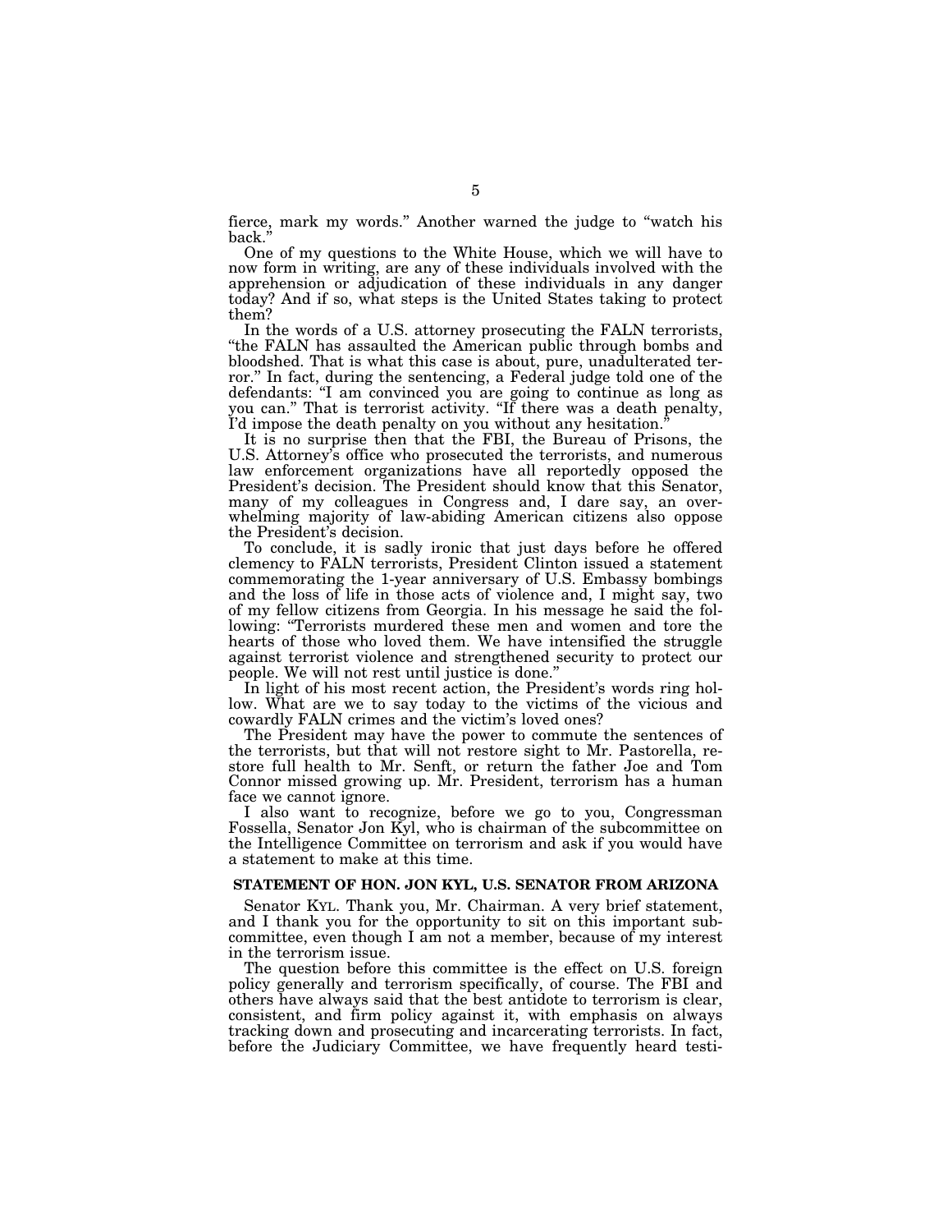fierce, mark my words." Another warned the judge to "watch his back."

One of my questions to the White House, which we will have to now form in writing, are any of these individuals involved with the apprehension or adjudication of these individuals in any danger today? And if so, what steps is the United States taking to protect them?

In the words of a U.S. attorney prosecuting the FALN terrorists, "the FALN has assaulted the American public through bombs and bloodshed. That is what this case is about, pure, unadulterated terror." In fact, during the sentencing, a Federal judge told one of the defendants: "I am convinced you are going to continue as long as you can." That is terrorist activity. "If there was a death penalty, I'd impose the death penalty on you without any hesitation."

It is no surprise then that the FBI, the Bureau of Prisons, the U.S. Attorney's office who prosecuted the terrorists, and numerous law enforcement organizations have all reportedly opposed the President's decision. The President should know that this Senator, many of my colleagues in Congress and, I dare say, an overwhelming majority of law-abiding American citizens also oppose the President's decision.

To conclude, it is sadly ironic that just days before he offered clemency to FALN terrorists, President Clinton issued a statement commemorating the 1-year anniversary of U.S. Embassy bombings and the loss of life in those acts of violence and, I might say, two of my fellow citizens from Georgia. In his message he said the following: "Terrorists murdered these men and women and tore the hearts of those who loved them. We have intensified the struggle against terrorist violence and strengthened security to protect our people. We will not rest until justice is done."

In light of his most recent action, the President's words ring hollow. What are we to say today to the victims of the vicious and cowardly FALN crimes and the victim's loved ones?

The President may have the power to commute the sentences of the terrorists, but that will not restore sight to Mr. Pastorella, restore full health to Mr. Senft, or return the father Joe and Tom Connor missed growing up. Mr. President, terrorism has a human face we cannot ignore.

I also want to recognize, before we go to you, Congressman Fossella, Senator Jon Kyl, who is chairman of the subcommittee on the Intelligence Committee on terrorism and ask if you would have a statement to make at this time.

## STATEMENT OF HON. JON KYL, U.S. SENATOR FROM ARIZONA

Senator KYL. Thank you, Mr. Chairman. A very brief statement, and I thank you for the opportunity to sit on this important subcommittee, even though I am not a member, because of my interest in the terrorism issue.

The question before this committee is the effect on U.S. foreign policy generally and terrorism specifically, of course. The FBI and others have always said that the best antidote to terrorism is clear, consistent, and firm policy against it, with emphasis on always tracking down and prosecuting and incarcerating terrorists. In fact, before the Judiciary Committee, we have frequently heard testi-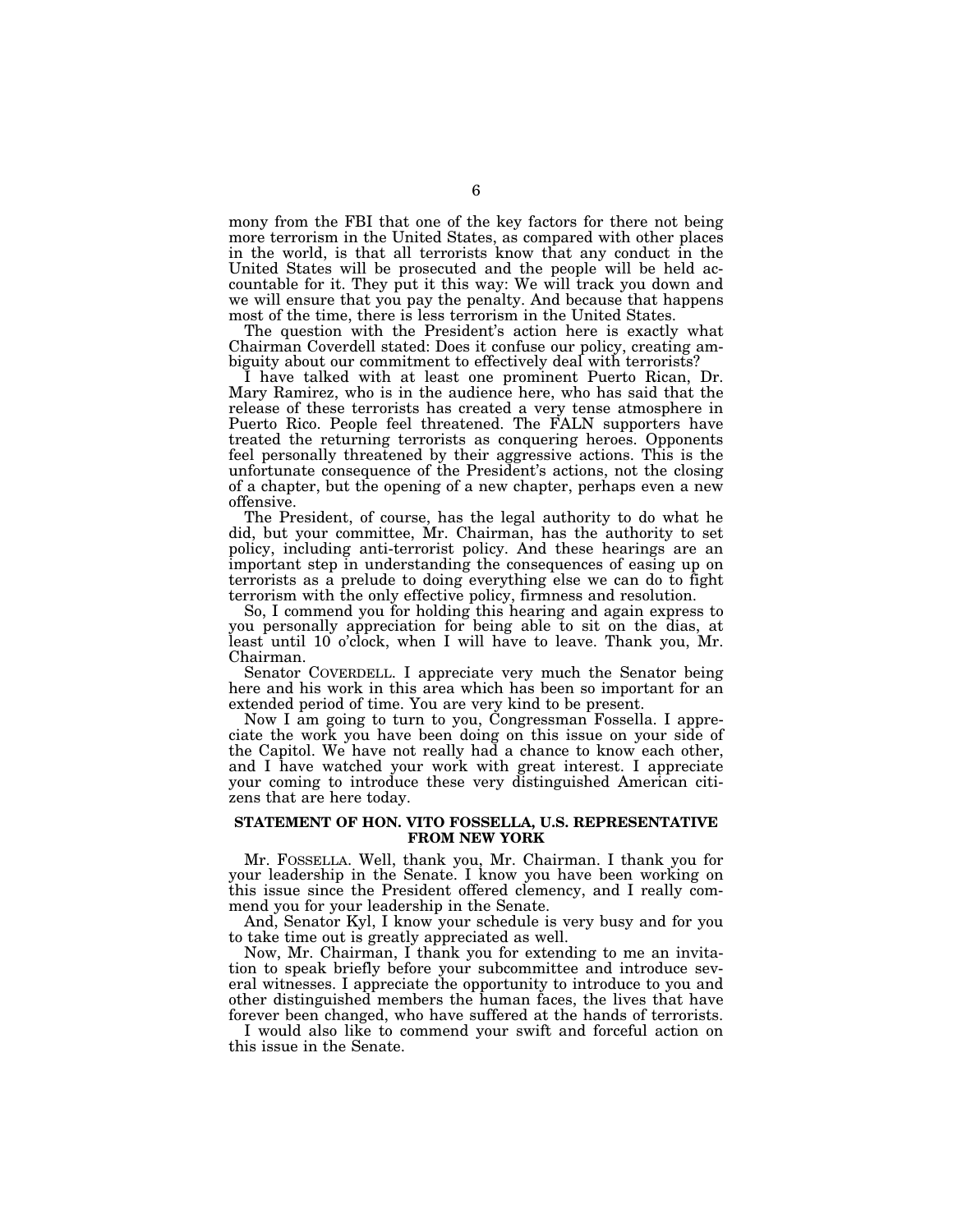mony from the FBI that one of the key factors for there not being more terrorism in the United States, as compared with other places in the world, is that all terrorists know that any conduct in the United States will be prosecuted and the people will be held accountable for it. They put it this way: We will track you down and we will ensure that you pay the penalty. And because that happens most of the time, there is less terrorism in the United States.

The question with the President's action here is exactly what Chairman Coverdell stated: Does it confuse our policy, creating ambiguity about our commitment to effectively deal with terrorists?

I have talked with at least one prominent Puerto Rican, Dr. Mary Ramirez, who is in the audience here, who has said that the release of these terrorists has created a very tense atmosphere in Puerto Rico. People feel threatened. The FALN supporters have treated the returning terrorists as conquering heroes. Opponents feel personally threatened by their aggressive actions. This is the unfortunate consequence of the President's actions, not the closing of a chapter, but the opening of a new chapter, perhaps even a new offensive.

The President, of course, has the legal authority to do what he did, but your committee, Mr. Chairman, has the authority to set policy, including anti-terrorist policy. And these hearings are an important step in understanding the consequences of easing up on terrorists as a prelude to doing everything else we can do to fight terrorism with the only effective policy, firmness and resolution.

So, I commend you for holding this hearing and again express to you personally appreciation for being able to sit on the dias, at least until 10 o'clock, when I will have to leave. Thank you, Mr. Chairman.

Senator COVERDELL. I appreciate very much the Senator being here and his work in this area which has been so important for an extended period of time. You are very kind to be present.

Now I am going to turn to you, Congressman Fossella. I appreciate the work you have been doing on this issue on your side of the Capitol. We have not really had a chance to know each other, and I have watched your work with great interest. I appreciate your coming to introduce these very distinguished American citizens that are here today.

## STATEMENT OF HON. VITO FOSSELLA, U.S. REPRESENTATIVE FROM NEW YORK

Mr. FOSSELLA. Well, thank you, Mr. Chairman. I thank you for your leadership in the Senate. I know you have been working on this issue since the President offered clemency, and I really commend you for your leadership in the Senate.

And, Senator Kyl, I know your schedule is very busy and for you to take time out is greatly appreciated as well.

Now, Mr. Chairman, I thank you for extending to me an invitation to speak briefly before your subcommittee and introduce several witnesses. I appreciate the opportunity to introduce to you and other distinguished members the human faces, the lives that have forever been changed, who have suffered at the hands of terrorists.

I would also like to commend your swift and forceful action on this issue in the Senate.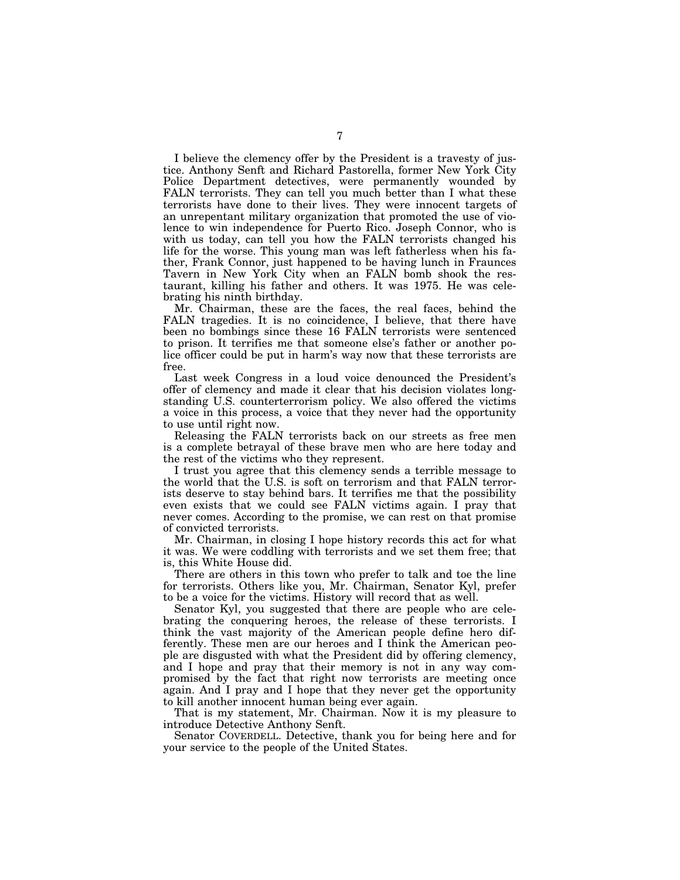I believe the clemency offer by the President is a travesty of justice. Anthony Senft and Richard Pastorella, former New York City Police Department detectives, were permanently wounded by FALN terrorists. They can tell you much better than I what these terrorists have done to their lives. They were innocent targets of an unrepentant military organization that promoted the use of violence to win independence for Puerto Rico. Joseph Connor, who is with us today, can tell you how the FALN terrorists changed his life for the worse. This young man was left fatherless when his father, Frank Connor, just happened to be having lunch in Fraunces Tavern in New York City when an FALN bomb shook the restaurant, killing his father and others. It was 1975. He was celebrating his ninth birthday.

Mr. Chairman, these are the faces, the real faces, behind the FALN tragedies. It is no coincidence, I believe, that there have been no bombings since these 16 FALN terrorists were sentenced to prison. It terrifies me that someone else's father or another police officer could be put in harm's way now that these terrorists are free.

Last week Congress in a loud voice denounced the President's offer of clemency and made it clear that his decision violates long-standing U.S. counterterrorism policy. We also offered the victims a voice in this process, a voice that they never had the opportunity to use until right now.

Releasing the FALN terrorists back on our streets as free men is a complete betrayal of these brave men who are here today and the rest of the victims who they represent.

I trust you agree that this clemency sends a terrible message to the world that the U.S. is soft on terrorism and that FALN terrorists deserve to stay behind bars. It terrifies me that the possibility even exists that we could see FALN victims again. I pray that never comes. According to the promise, we can rest on that promise of convicted terrorists.

Mr. Chairman, in closing I hope history records this act for what it was. We were coddling with terrorists and we set them free; that is, this White House did.

There are others in this town who prefer to talk and toe the line for terrorists. Others like you, Mr. Chairman, Senator Kyl, prefer to be a voice for the victims. History will record that as well.

Senator Kyl, you suggested that there are people who are celebrating the conquering heroes, the release of these terrorists. I think the vast majority of the American people define hero differently. These men are our heroes and I think the American people are disgusted with what the President did by offering clemency, and I hope and pray that their memory is not in any way compromised by the fact that right now terrorists are meeting once again. And I pray and I hope that they never get the opportunity to kill another innocent human being ever again.

That is my statement, Mr. Chairman. Now it is my pleasure to introduce Detective Anthony Senft.

Senator COVERDELL. Detective, thank you for being here and for your service to the people of the United States.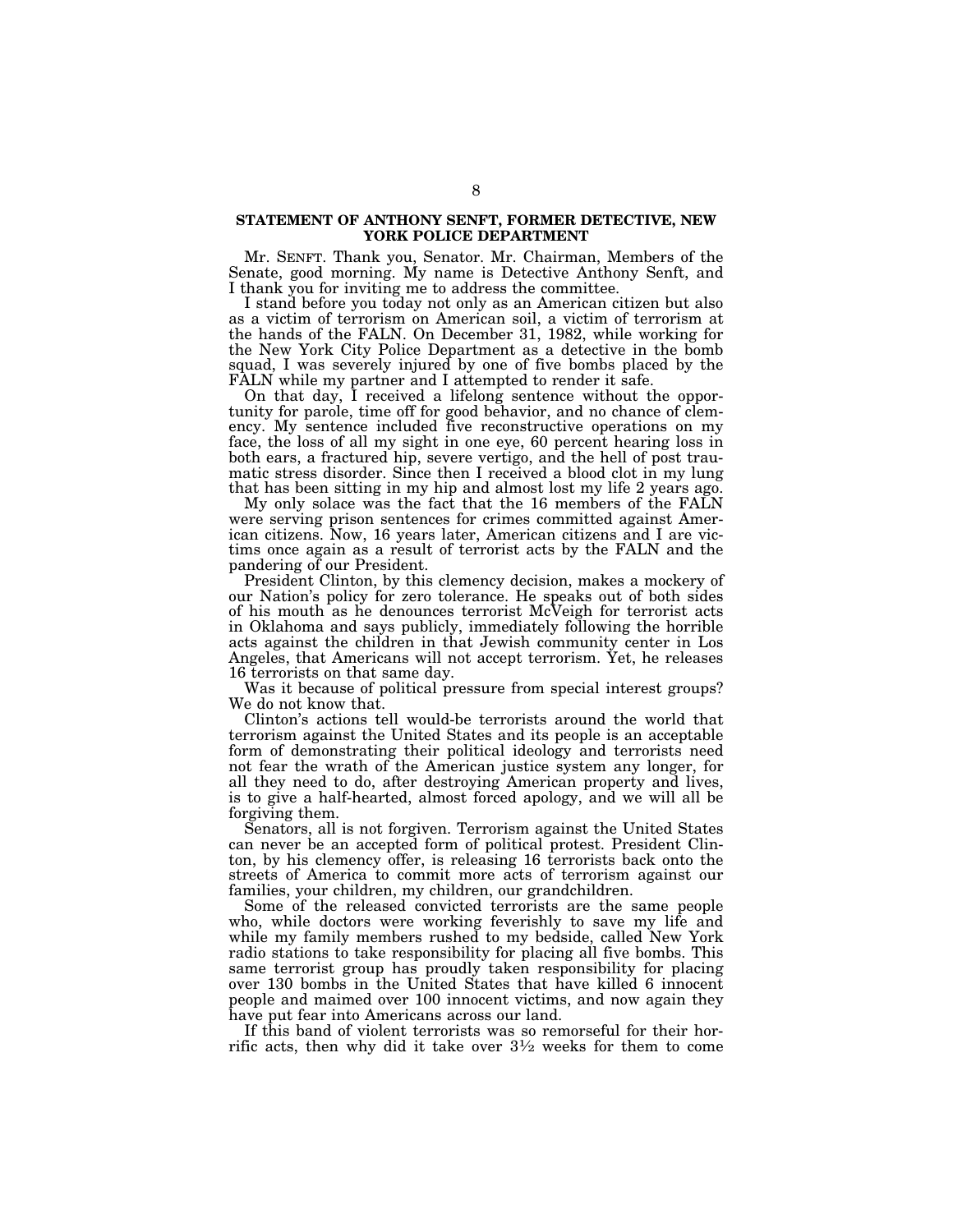## STATEMENT OF ANTHONY SENFT, FORMER DETECTIVE, NEW YORK POLICE DEPARTMENT

Mr. SENFT. Thank you, Senator. Mr. Chairman, Members of the Senate, good morning. My name is Detective Anthony Senft, and I thank you for inviting me to address the committee.

I stand before you today not only as an American citizen but also as a victim of terrorism on American soil, a victim of terrorism at the hands of the FALN. On December 31, 1982, while working for the New York City Police Department as a detective in the bomb squad, I was severely injured by one of five bombs placed by the FALN while my partner and I attempted to render it safe.

On that day, I received a lifelong sentence without the opportunity for parole, time off for good behavior, and no chance of clemency. My sentence included five reconstructive operations on my face, the loss of all my sight in one eye, 60 percent hearing loss in both ears, a fractured hip, severe vertigo, and the hell of post traumatic stress disorder. Since then I received a blood clot in my lung that has been sitting in my hip and almost lost my life 2 years ago.

My only solace was the fact that the 16 members of the FALN were serving prison sentences for crimes committed against American citizens. Now, 16 years later, American citizens and I are victims once again as a result of terrorist acts by the FALN and the pandering of our President.

President Clinton, by this clemency decision, makes a mockery of our Nation's policy for zero tolerance. He speaks out of both sides of his mouth as he denounces terrorist McVeigh for terrorist acts in Oklahoma and says publicly, immediately following the horrible acts against the children in that Jewish community center in Los Angeles, that Americans will not accept terrorism. Yet, he releases 16 terrorists on that same day.

Was it because of political pressure from special interest groups? We do not know that.

Clinton's actions tell would-be terrorists around the world that terrorism against the United States and its people is an acceptable form of demonstrating their political ideology and terrorists need not fear the wrath of the American justice system any longer, for all they need to do, after destroying American property and lives, is to give a half-hearted, almost forced apology, and we will all be forgiving them.

Senators, all is not forgiven. Terrorism against the United States can never be an accepted form of political protest. President Clinton, by his clemency offer, is releasing 16 terrorists back onto the streets of America to commit more acts of terrorism against our families, your children, my children, our grandchildren.

Some of the released convicted terrorists are the same people who, while doctors were working feverishly to save my life and while my family members rushed to my bedside, called New York radio stations to take responsibility for placing all five bombs. This same terrorist group has proudly taken responsibility for placing over 130 bombs in the United States that have killed 6 innocent people and maimed over 100 innocent victims, and now again they have put fear into Americans across our land.

If this band of violent terrorists was so remorseful for their horrific acts, then why did it take over 3½ weeks for them to come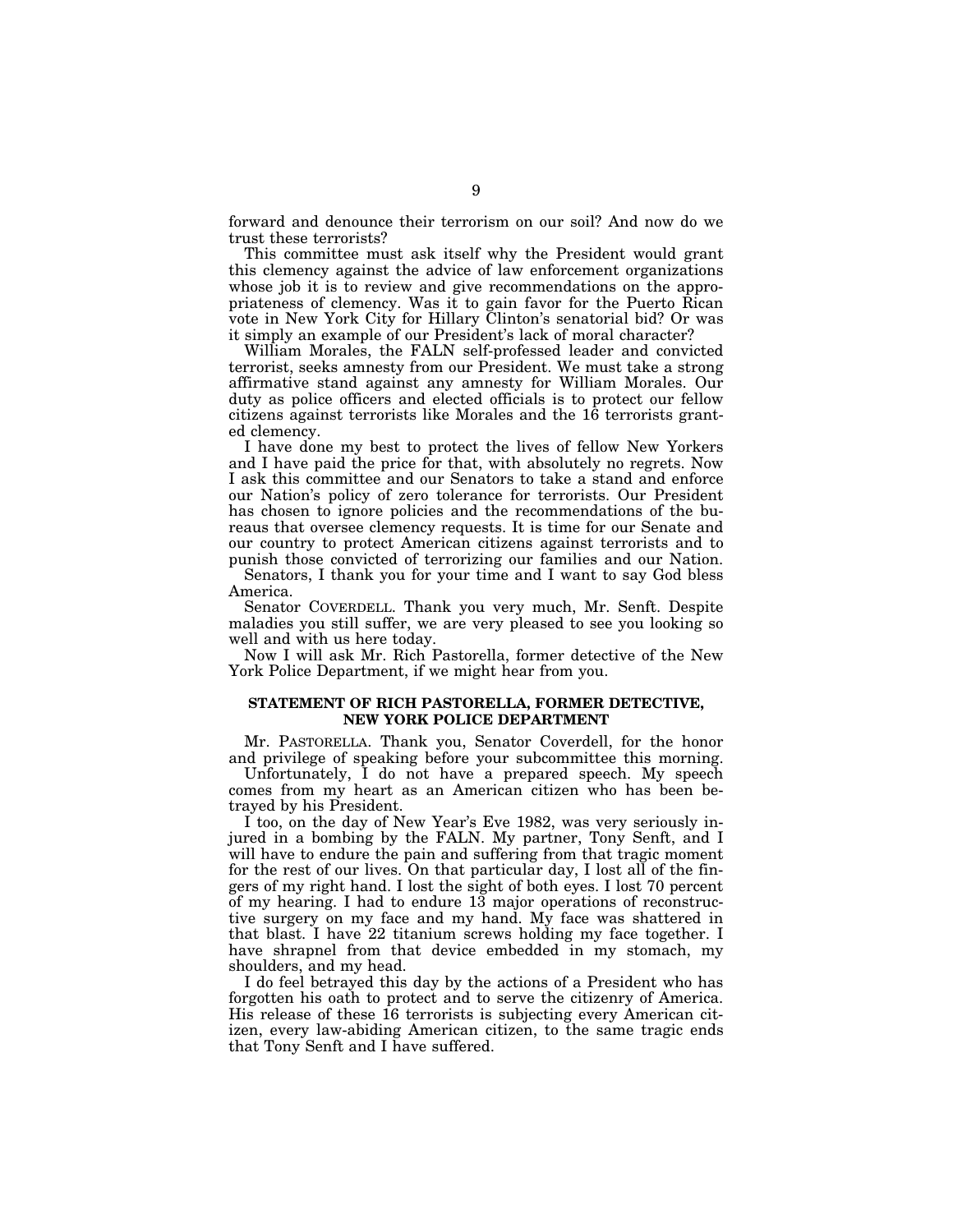forward and denounce their terrorism on our soil? And now do we trust these terrorists?

This committee must ask itself why the President would grant this clemency against the advice of law enforcement organizations whose job it is to review and give recommendations on the appropriateness of clemency. Was it to gain favor for the Puerto Rican vote in New York City for Hillary Clinton's senatorial bid? Or was it simply an example of our President's lack of moral character?

William Morales, the FALN self-professed leader and convicted terrorist, seeks amnesty from our President. We must take a strong affirmative stand against any amnesty for William Morales. Our duty as police officers and elected officials is to protect our fellow citizens against terrorists like Morales and the 16 terrorists granted clemency.

I have done my best to protect the lives of fellow New Yorkers and I have paid the price for that, with absolutely no regrets. Now I ask this committee and our Senators to take a stand and enforce our Nation's policy of zero tolerance for terrorists. Our President has chosen to ignore policies and the recommendations of the bureaus that oversee clemency requests. It is time for our Senate and our country to protect American citizens against terrorists and to punish those convicted of terrorizing our families and our Nation.

Senators, I thank you for your time and I want to say God bless America.

Senator COVERDELL. Thank you very much, Mr. Senft. Despite maladies you still suffer, we are very pleased to see you looking so well and with us here today.

Now I will ask Mr. Rich Pastorella, former detective of the New York Police Department, if we might hear from you.

## STATEMENT OF RICH PASTORELLA, FORMER DETECTIVE, NEW YORK POLICE DEPARTMENT

Mr. PASTORELLA. Thank you, Senator Coverdell, for the honor and privilege of speaking before your subcommittee this morning.

Unfortunately, I do not have a prepared speech. My speech comes from my heart as an American citizen who has been betrayed by his President.

I too, on the day of New Year's Eve 1982, was very seriously injured in a bombing by the FALN. My partner, Tony Senft, and I will have to endure the pain and suffering from that tragic moment for the rest of our lives. On that particular day, I lost all of the fingers of my right hand. I lost the sight of both eyes. I lost 70 percent of my hearing. I had to endure 13 major operations of reconstructive surgery on my face and my hand. My face was shattered in that blast. I have 22 titanium screws holding my face together. I have shrapnel from that device embedded in my stomach, my shoulders, and my head.

I do feel betrayed this day by the actions of a President who has forgotten his oath to protect and to serve the citizenry of America. His release of these 16 terrorists is subjecting every American citizen, every law-abiding American citizen, to the same tragic ends that Tony Senft and I have suffered.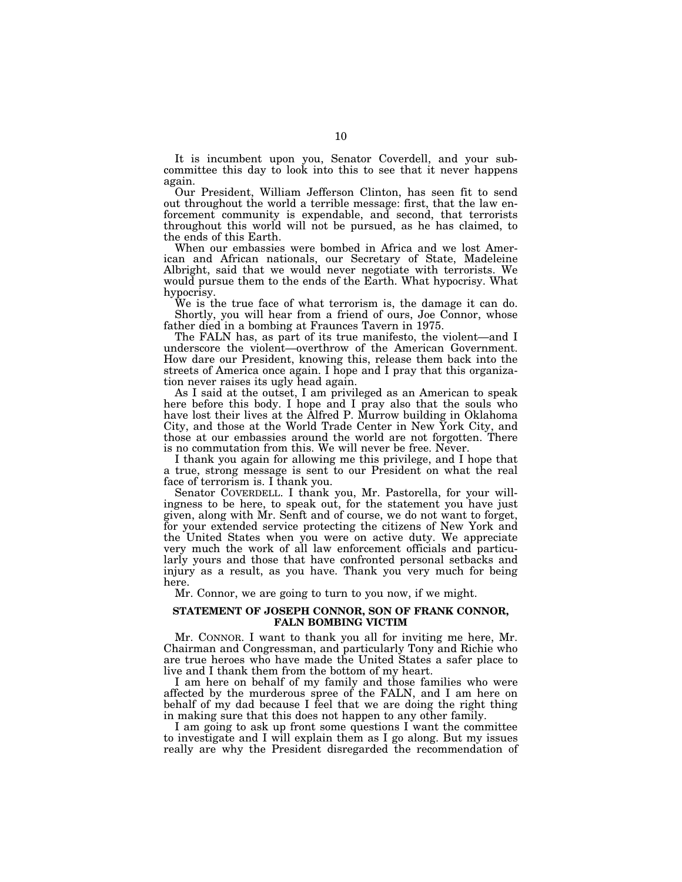It is incumbent upon you, Senator Coverdell, and your subcommittee this day to look into this to see that it never happens again.

Our President, William Jefferson Clinton, has seen fit to send out throughout the world a terrible message: first, that the law enforcement community is expendable, and second, that terrorists throughout this world will not be pursued, as he has claimed, to the ends of this Earth.

When our embassies were bombed in Africa and we lost American and African nationals, our Secretary of State, Madeleine Albright, said that we would never negotiate with terrorists. We would pursue them to the ends of the Earth. What hypocrisy. What hypocrisy.

We is the true face of what terrorism is, the damage it can do.

Shortly, you will hear from a friend of ours, Joe Connor, whose father died in a bombing at Fraunces Tavern in 1975.

The FALN has, as part of its true manifesto, the violent—and I underscore the violent—overthrow of the American Government. How dare our President, knowing this, release them back into the streets of America once again. I hope and I pray that this organization never raises its ugly head again.

As I said at the outset, I am privileged as an American to speak here before this body. I hope and I pray also that the souls who have lost their lives at the Alfred P. Murrow building in Oklahoma City, and those at the World Trade Center in New York City, and those at our embassies around the world are not forgotten. There is no commutation from this. We will never be free. Never.

I thank you again for allowing me this privilege, and I hope that a true, strong message is sent to our President on what the real face of terrorism is. I thank you.

Senator COVERDELL. I thank you, Mr. Pastorella, for your willingness to be here, to speak out, for the statement you have just given, along with Mr. Senft and of course, we do not want to forget, for your extended service protecting the citizens of New York and the United States when you were on active duty. We appreciate very much the work of all law enforcement officials and particularly yours and those that have confronted personal setbacks and injury as a result, as you have. Thank you very much for being here.

Mr. Connor, we are going to turn to you now, if we might.

**STATEMENT OF JOSEPH CONNOR, SON OF FRANK CONNOR, FALN BOMBING VICTIM**

Mr. CONNOR. I want to thank you all for inviting me here, Mr. Chairman and Congressman, and particularly Tony and Richie who are true heroes who have made the United States a safer place to live and I thank them from the bottom of my heart.

I am here on behalf of my family and those families who were affected by the murderous spree of the FALN, and I am here on behalf of my dad because I feel that we are doing the right thing in making sure that this does not happen to any other family.

I am going to ask up front some questions I want the committee to investigate and I will explain them as I go along. But my issues really are why the President disregarded the recommendation of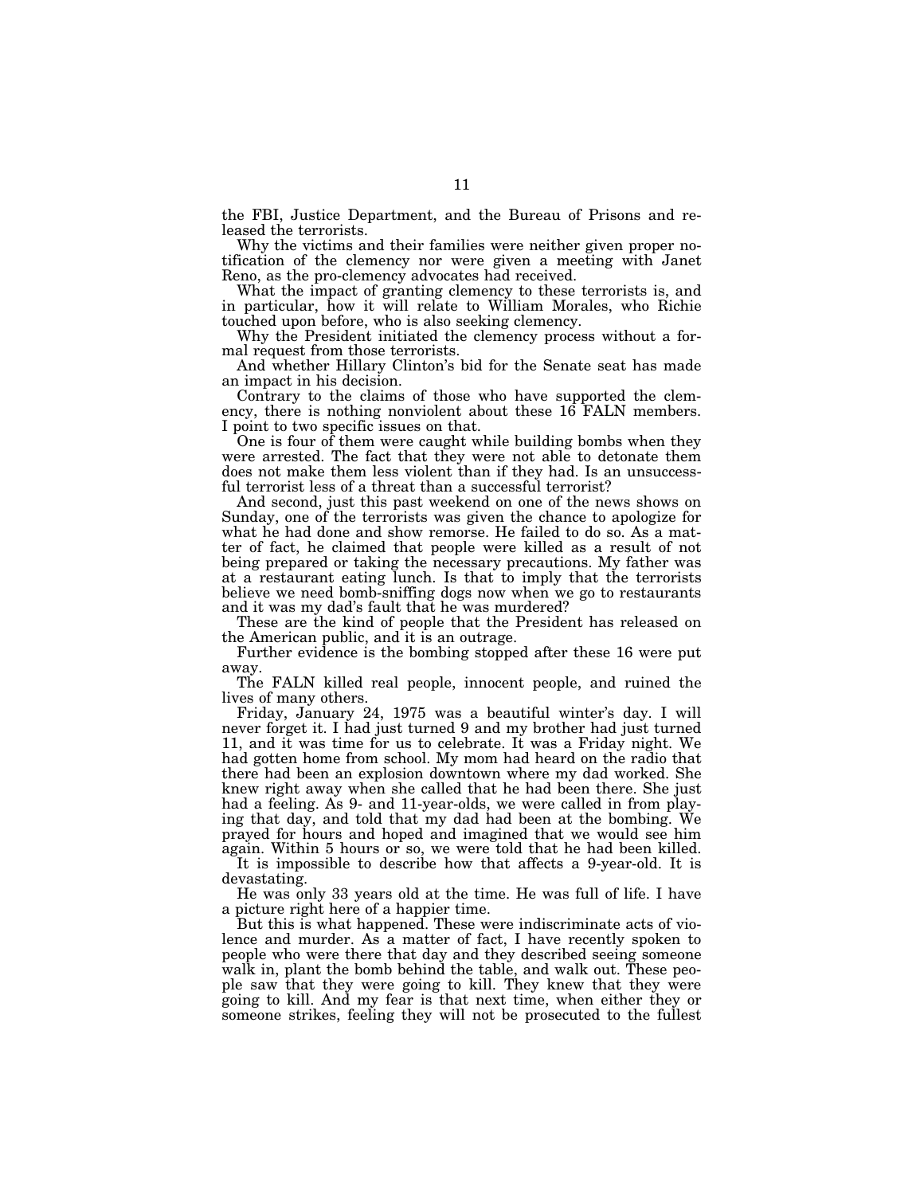the FBI, Justice Department, and the Bureau of Prisons and released the terrorists.

Why the victims and their families were neither given proper notification of the clemency nor were given a meeting with Janet Reno, as the pro-clemency advocates had received.

What the impact of granting clemency to these terrorists is, and in particular, how it will relate to William Morales, who Richie touched upon before, who is also seeking clemency.

Why the President initiated the clemency process without a formal request from those terrorists.

And whether Hillary Clinton's bid for the Senate seat has made an impact in his decision.

Contrary to the claims of those who have supported the clemency, there is nothing nonviolent about these 16 FALN members. I point to two specific issues on that.

One is four of them were caught while building bombs when they were arrested. The fact that they were not able to detonate them does not make them less violent than if they had. Is an unsuccessful terrorist less of a threat than a successful terrorist?

And second, just this past weekend on one of the news shows on Sunday, one of the terrorists was given the chance to apologize for what he had done and show remorse. He failed to do so. As a matter of fact, he claimed that people were killed as a result of not being prepared or taking the necessary precautions. My father was at a restaurant eating lunch. Is that to imply that the terrorists believe we need bomb-sniffing dogs now when we go to restaurants and it was my dad's fault that he was murdered?

These are the kind of people that the President has released on the American public, and it is an outrage.

Further evidence is the bombing stopped after these 16 were put away.

The FALN killed real people, innocent people, and ruined the lives of many others.

Friday, January 24, 1975 was a beautiful winter's day. I will never forget it. I had just turned 9 and my brother had just turned 11, and it was time for us to celebrate. It was a Friday night. We had gotten home from school. My mom had heard on the radio that there had been an explosion downtown where my dad worked. She knew right away when she called that he had been there. She just had a feeling. As 9- and 11-year-olds, we were called in from playing that day, and told that my dad had been at the bombing. We prayed for hours and hoped and imagined that we would see him again. Within 5 hours or so, we were told that he had been killed.

It is impossible to describe how that affects a 9-year-old. It is devastating.

He was only 33 years old at the time. He was full of life. I have a picture right here of a happier time.

But this is what happened. These were indiscriminate acts of violence and murder. As a matter of fact, I have recently spoken to people who were there that day and they described seeing someone walk in, plant the bomb behind the table, and walk out. These people saw that they were going to kill. They knew that they were going to kill. And my fear is that next time, when either they or someone strikes, feeling they will not be prosecuted to the fullest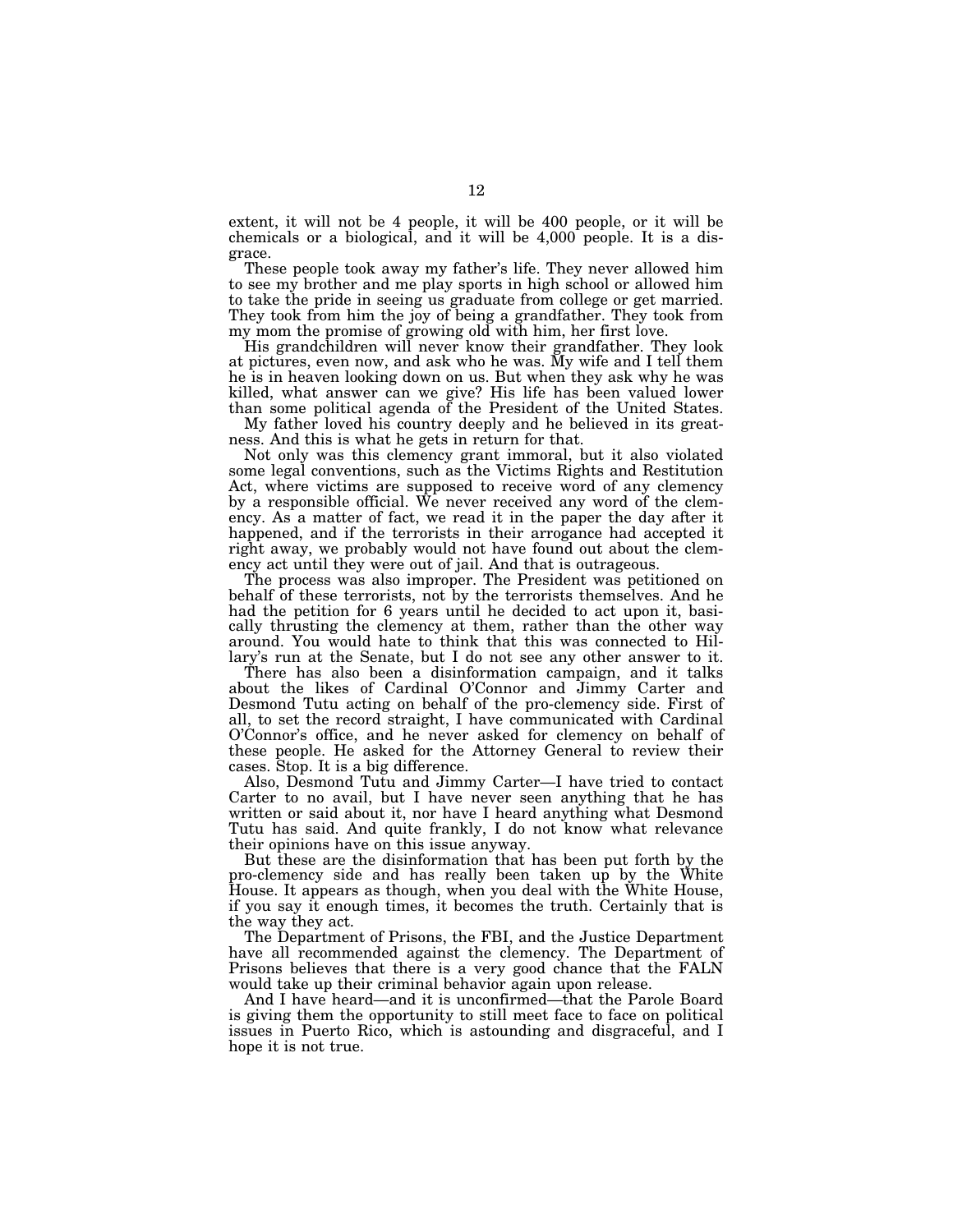extent, it will not be 4 people, it will be 400 people, or it will be chemicals or a biological, and it will be 4,000 people. It is a disgrace.

These people took away my father's life. They never allowed him to see my brother and me play sports in high school or allowed him to take the pride in seeing us graduate from college or get married. They took from him the joy of being a grandfather. They took from my mom the promise of growing old with him, her first love.

His grandchildren will never know their grandfather. They look at pictures, even now, and ask who he was. My wife and I tell them he is in heaven looking down on us. But when they ask why he was killed, what answer can we give? His life has been valued lower than some political agenda of the President of the United States.

My father loved his country deeply and he believed in its greatness. And this is what he gets in return for that.

Not only was this clemency grant immoral, but it also violated some legal conventions, such as the Victims Rights and Restitution Act, where victims are supposed to receive word of any clemency by a responsible official. We never received any word of the clemency. As a matter of fact, we read it in the paper the day after it happened, and if the terrorists in their arrogance had accepted it right away, we probably would not have found out about the clemency act until they were out of jail. And that is outrageous.

The process was also improper. The President was petitioned on behalf of these terrorists, not by the terrorists themselves. And he had the petition for 6 years until he decided to act upon it, basically thrusting the clemency at them, rather than the other way around. You would hate to think that this was connected to Hillary's run at the Senate, but I do not see any other answer to it.

There has also been a disinformation campaign, and it talks about the likes of Cardinal O'Connor and Jimmy Carter and Desmond Tutu acting on behalf of the pro-clemency side. First of all, to set the record straight, I have communicated with Cardinal O'Connor's office, and he never asked for clemency on behalf of these people. He asked for the Attorney General to review their cases. Stop. It is a big difference.

Also, Desmond Tutu and Jimmy Carter—I have tried to contact Carter to no avail, but I have never seen anything that he has written or said about it, nor have I heard anything what Desmond Tutu has said. And quite frankly, I do not know what relevance their opinions have on this issue anyway.

But these are the disinformation that has been put forth by the pro-clemency side and has really been taken up by the White House. It appears as though, when you deal with the White House, if you say it enough times, it becomes the truth. Certainly that is the way they act.

The Department of Prisons, the FBI, and the Justice Department have all recommended against the clemency. The Department of Prisons believes that there is a very good chance that the FALN would take up their criminal behavior again upon release.

And I have heard—and it is unconfirmed—that the Parole Board is giving them the opportunity to still meet face to face on political issues in Puerto Rico, which is astounding and disgraceful, and I hope it is not true.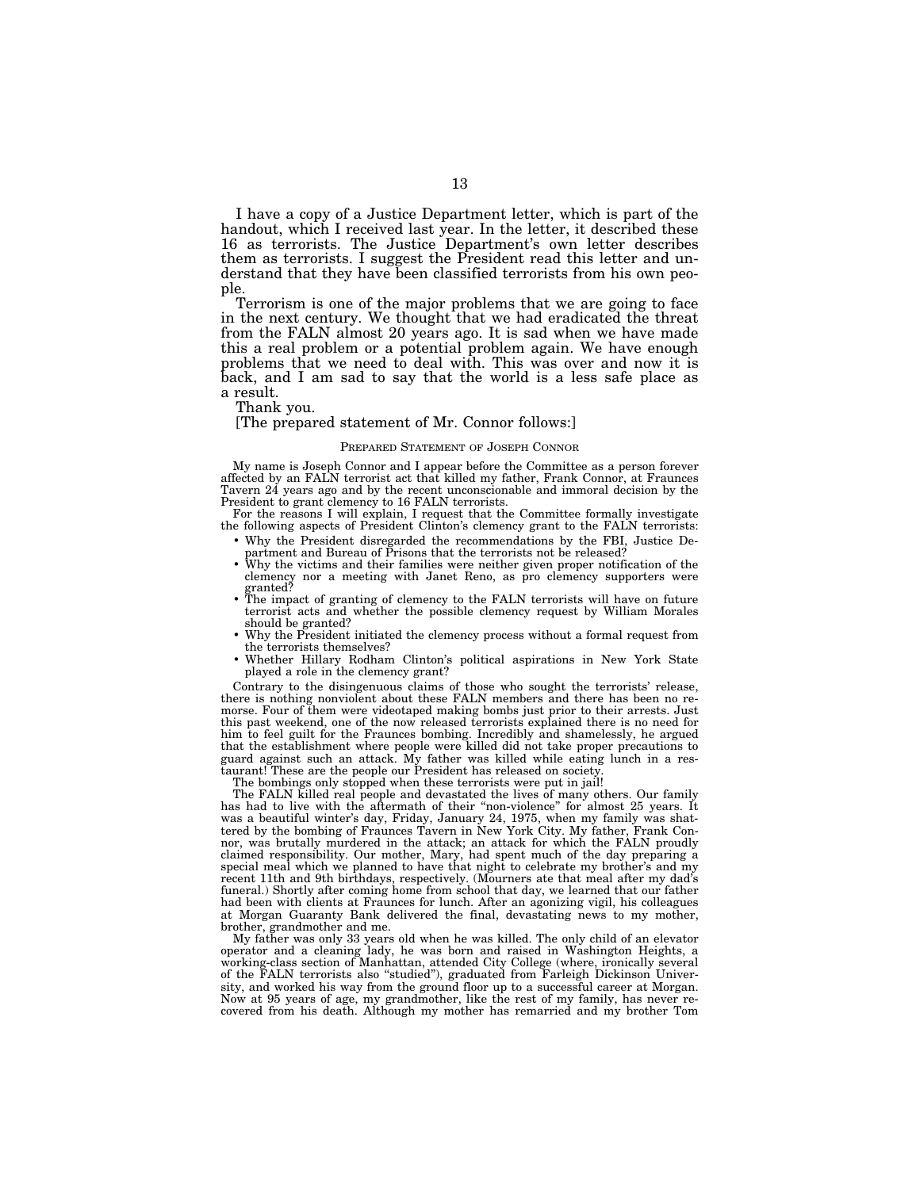I have a copy of a Justice Department letter, which is part of the handout, which I received last year. In the letter, it described these 16 as terrorists. The Justice Department's own letter describes them as terrorists. I suggest the President read this letter and understand that they have been classified terrorists from his own people.

Terrorism is one of the major problems that we are going to face in the next century. We thought that we had eradicated the threat from the FALN almost 20 years ago. It is sad when we have made this a real problem or a potential problem again. We have enough problems that we need to deal with. This was over and now it is back, and I am sad to say that the world is a less safe place as a result.

Thank you.

[The prepared statement of Mr. Connor follows:]

PREPARED STATEMENT OF JOSEPH CONNOR

My name is Joseph Connor and I appear before the Committee as a person forever affected by an FALN terrorist act that killed my father, Frank Connor, at Fraunces Tavern 24 years ago and by the recent unconscionable and immoral decision by the President to grant clemency to 16 FALN terrorists.

For the reasons I will explain, I request that the Committee formally investigate the following aspects of President Clinton's clemency grant to the FALN terrorists:

- Why the President disregarded the recommendations by the FBI, Justice Department and Bureau of Prisons that the terrorists not be released?
- Why the victims and their families were neither given proper notification of the clemency nor a meeting with Janet Reno, as pro clemency supporters were granted?
- The impact of granting of clemency to the FALN terrorists will have on future terrorist acts and whether the possible clemency request by William Morales should be granted?
- Why the President initiated the clemency process without a formal request from the terrorists themselves?
- Whether Hillary Rodham Clinton's political aspirations in New York State played a role in the clemency grant?

Contrary to the disingenuous claims of those who sought the terrorists' release, there is nothing nonviolent about these FALN members and there has been no remorse. Four of them were videotaped making bombs just prior to their arrests. Just this past weekend, one of the now released terrorists explained there is no need for him to feel guilt for the Fraunces bombing. Incredibly and shamelessly, he argued that the establishment where people were killed did not take proper precautions to guard against such an attack. My father was killed while eating lunch in a restaurant! These are the people our President has released on society.

The bombings only stopped when these terrorists were put in jail!

The FALN killed real people and devastated the lives of many others. Our family has had to live with the aftermath of their "non-violence" for almost 25 years. It was a beautiful winter's day, Friday, January 24, 1975, when my family was shattered by the bombing of Fraunces Tavern in New York City. My father, Frank Connor, was brutally murdered in the attack; an attack for which the FALN proudly claimed responsibility. Our mother, Mary, had spent much of the day preparing a special meal which we planned to have that night to celebrate my brother's and my recent 11th and 9th birthdays, respectively. (Mourners ate that meal after my dad's funeral.) Shortly after coming home from school that day, we learned that our father had been with clients at Fraunces for lunch. After an agonizing vigil, his colleagues at Morgan Guaranty Bank delivered the final, devastating news to my mother, brother, grandmother and me.

My father was only 33 years old when he was killed. The only child of an elevator operator and a cleaning lady, he was born and raised in Washington Heights, a working-class section of Manhattan, attended City College (where, ironically several of the FALN terrorists also "studied"), graduated from Farleigh Dickinson University, and worked his way from the ground floor up to a successful career at Morgan. Now at 95 years of age, my grandmother, like the rest of my family, has never recovered from his death. Although my mother has remarried and my brother Tom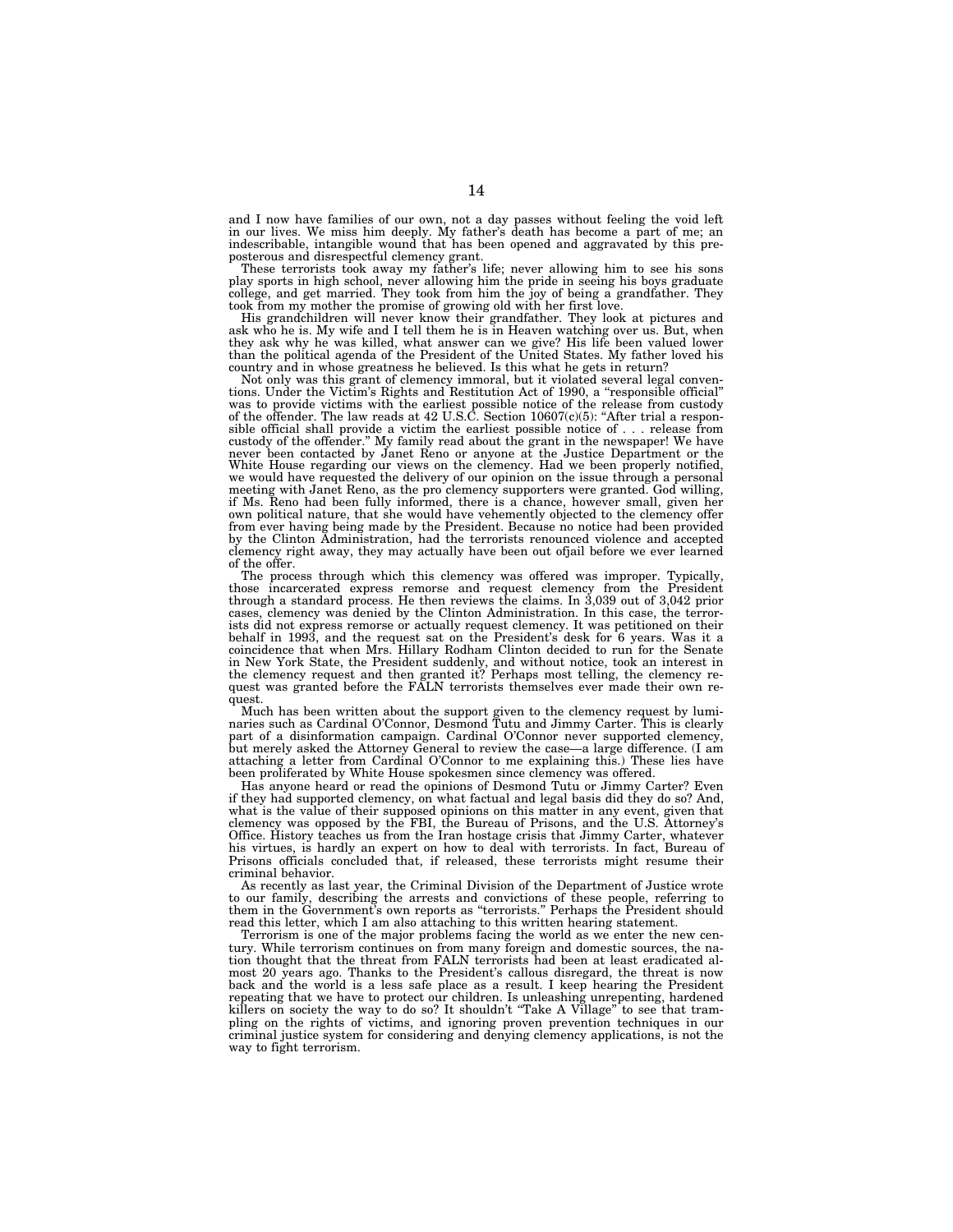and I now have families of our own, not a day passes without feeling the void left in our lives. We miss him deeply. My father's death has become a part of me; an indescribable, intangible wound that has been opened and aggravated by this preposterous and disrespectful clemency grant.

These terrorists took away my father's life; never allowing him to see his sons play sports in high school, never allowing him the pride in seeing his boys graduate college, and get married. They took from him the joy of being a grandfather. They took from my mother the promise of growing old with her first love.

His grandchildren will never know their grandfather. They look at pictures and ask who he is. My wife and I tell them he is in Heaven watching over us. But, when they ask why he was killed, what answer can we give? His life been valued lower than the political agenda of the President of the United States. My father loved his country and in whose greatness he believed. Is this what he gets in return?

Not only was this grant of clemency immoral, but it violated several legal conventions. Under the Victim's Rights and Restitution Act of 1990, a "responsible official" was to provide victims with the earliest possible notice of the release from custody of the offender. The law reads at 42 U.S.C. Section 10607(c)(5): "After trial a responsible official shall provide a victim the earliest possible notice of . . . release from custody of the offender." My family read about the grant in the newspaper! We have never been contacted by Janet Reno or anyone at the Justice Department or the White House regarding our views on the clemency. Had we been properly notified, we would have requested the delivery of our opinion on the issue through a personal meeting with Janet Reno, as the pro clemency supporters were granted. God willing, if Ms. Reno had been fully informed, there is a chance, however small, given her own political nature, that she would have vehemently objected to the clemency offer from ever having being made by the President. Because no notice had been provided by the Clinton Administration, had the terrorists renounced violence and accepted clemency right away, they may actually have been out ofjail before we ever learned of the offer.

The process through which this clemency was offered was improper. Typically, those incarcerated express remorse and request clemency from the President through a standard process. He then reviews the claims. In 3,039 out of 3,042 prior cases, clemency was denied by the Clinton Administration. In this case, the terrorists did not express remorse or actually request clemency. It was petitioned on their behalf in 1993, and the request sat on the President's desk for 6 years. Was it a coincidence that when Mrs. Hillary Rodham Clinton decided to run for the Senate in New York State, the President suddenly, and without notice, took an interest in the clemency request and then granted it? Perhaps most telling, the clemency request was granted before the FALN terrorists themselves ever made their own request.

Much has been written about the support given to the clemency request by luminaries such as Cardinal O'Connor, Desmond Tutu and Jimmy Carter. This is clearly part of a disinformation campaign. Cardinal O'Connor never supported clemency, but merely asked the Attorney General to review the case—a large difference. (I am attaching a letter from Cardinal O'Connor to me explaining this.) These lies have been proliferated by White House spokesmen since clemency was offered.

Has anyone heard or read the opinions of Desmond Tutu or Jimmy Carter? Even if they had supported clemency, on what factual and legal basis did they do so? And, what is the value of their supposed opinions on this matter in any event, given that clemency was opposed by the FBI, the Bureau of Prisons, and the U.S. Attorney's Office. History teaches us from the Iran hostage crisis that Jimmy Carter, whatever his virtues, is hardly an expert on how to deal with terrorists. In fact, Bureau of Prisons officials concluded that, if released, these terrorists might resume their criminal behavior.

As recently as last year, the Criminal Division of the Department of Justice wrote to our family, describing the arrests and convictions of these people, referring to them in the Government's own reports as "terrorists." Perhaps the President should read this letter, which I am also attaching to this written hearing statement.

Terrorism is one of the major problems facing the world as we enter the new century. While terrorism continues on from many foreign and domestic sources, the nation thought that the threat from FALN terrorists had been at least eradicated almost 20 years ago. Thanks to the President's callous disregard, the threat is now back and the world is a less safe place as a result. I keep hearing the President repeating that we have to protect our children. Is unleashing unrepenting, hardened killers on society the way to do so? It shouldn't "Take A Village" to see that trampling on the rights of victims, and ignoring proven prevention techniques in our criminal justice system for considering and denying clemency applications, is not the way to fight terrorism.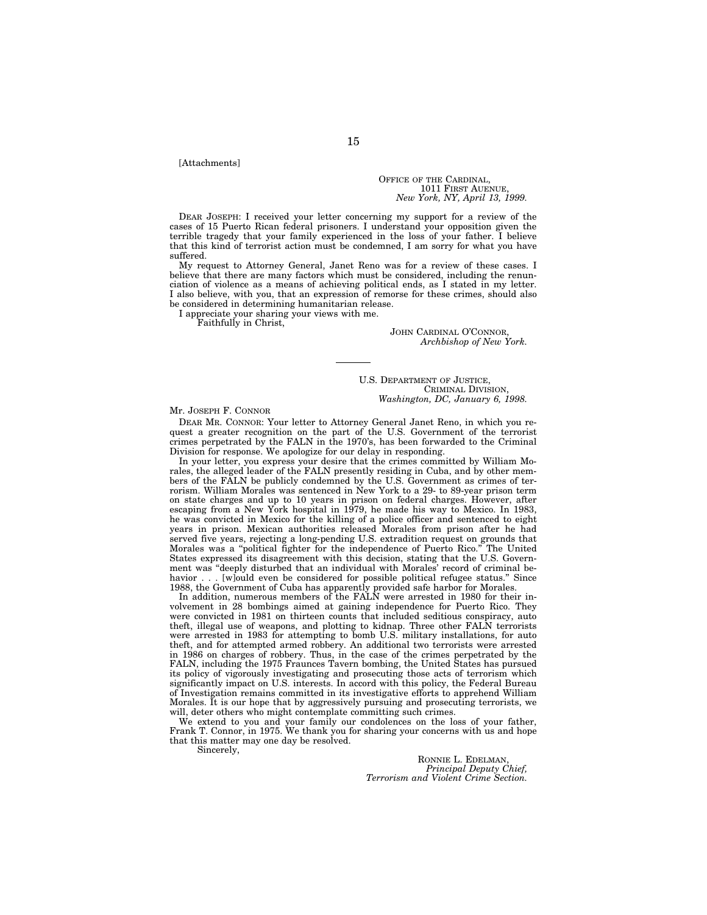[Attachments]

OFFICE OF THE CARDINAL,
1011 FIRST AUENUE,
*New York, NY, April 13, 1999.*

DEAR JOSEPH: I received your letter concerning my support for a review of the cases of 15 Puerto Rican federal prisoners. I understand your opposition given the terrible tragedy that your family experienced in the loss of your father. I believe that this kind of terrorist action must be condemned, I am sorry for what you have suffered.

My request to Attorney General, Janet Reno was for a review of these cases. I believe that there are many factors which must be considered, including the renunciation of violence as a means of achieving political ends, as I stated in my letter. I also believe, with you, that an expression of remorse for these crimes, should also be considered in determining humanitarian release.

I appreciate your sharing your views with me.

Faithfully in Christ,

JOHN CARDINAL O'CONNOR,
*Archbishop of New York.*

---

U.S. DEPARTMENT OF JUSTICE,
CRIMINAL DIVISION,
*Washington, DC, January 6, 1998.*

Mr. JOSEPH F. CONNOR

DEAR MR. CONNOR: Your letter to Attorney General Janet Reno, in which you request a greater recognition on the part of the U.S. Government of the terrorist crimes perpetrated by the FALN in the 1970's, has been forwarded to the Criminal Division for response. We apologize for our delay in responding.

In your letter, you express your desire that the crimes committed by William Morales, the alleged leader of the FALN presently residing in Cuba, and by other members of the FALN be publicly condemned by the U.S. Government as crimes of terrorism. William Morales was sentenced in New York to a 29- to 89-year prison term on state charges and up to 10 years in prison on federal charges. However, after escaping from a New York hospital in 1979, he made his way to Mexico. In 1983, he was convicted in Mexico for the killing of a police officer and sentenced to eight years in prison. Mexican authorities released Morales from prison after he had served five years, rejecting a long-pending U.S. extradition request on grounds that Morales was a "political fighter for the independence of Puerto Rico." The United States expressed its disagreement with this decision, stating that the U.S. Government was "deeply disturbed that an individual with Morales' record of criminal behavior . . . [w]ould even be considered for possible political refugee status." Since 1988, the Government of Cuba has apparently provided safe harbor for Morales.

In addition, numerous members of the FALN were arrested in 1980 for their involvement in 28 bombings aimed at gaining independence for Puerto Rico. They were convicted in 1981 on thirteen counts that included seditious conspiracy, auto theft, illegal use of weapons, and plotting to kidnap. Three other FALN terrorists were arrested in 1983 for attempting to bomb U.S. military installations, for auto theft, and for attempted armed robbery. An additional two terrorists were arrested in 1986 on charges of robbery. Thus, in the case of the crimes perpetrated by the FALN, including the 1975 Fraunces Tavern bombing, the United States has pursued its policy of vigorously investigating and prosecuting those acts of terrorism which significantly impact on U.S. interests. In accord with this policy, the Federal Bureau of Investigation remains committed in its investigative efforts to apprehend William Morales. It is our hope that by aggressively pursuing and prosecuting terrorists, we will, deter others who might contemplate committing such crimes.

We extend to you and your family our condolences on the loss of your father, Frank T. Connor, in 1975. We thank you for sharing your concerns with us and hope that this matter may one day be resolved.

Sincerely,

RONNIE L. EDELMAN,
*Principal Deputy Chief,*
*Terrorism and Violent Crime Section.*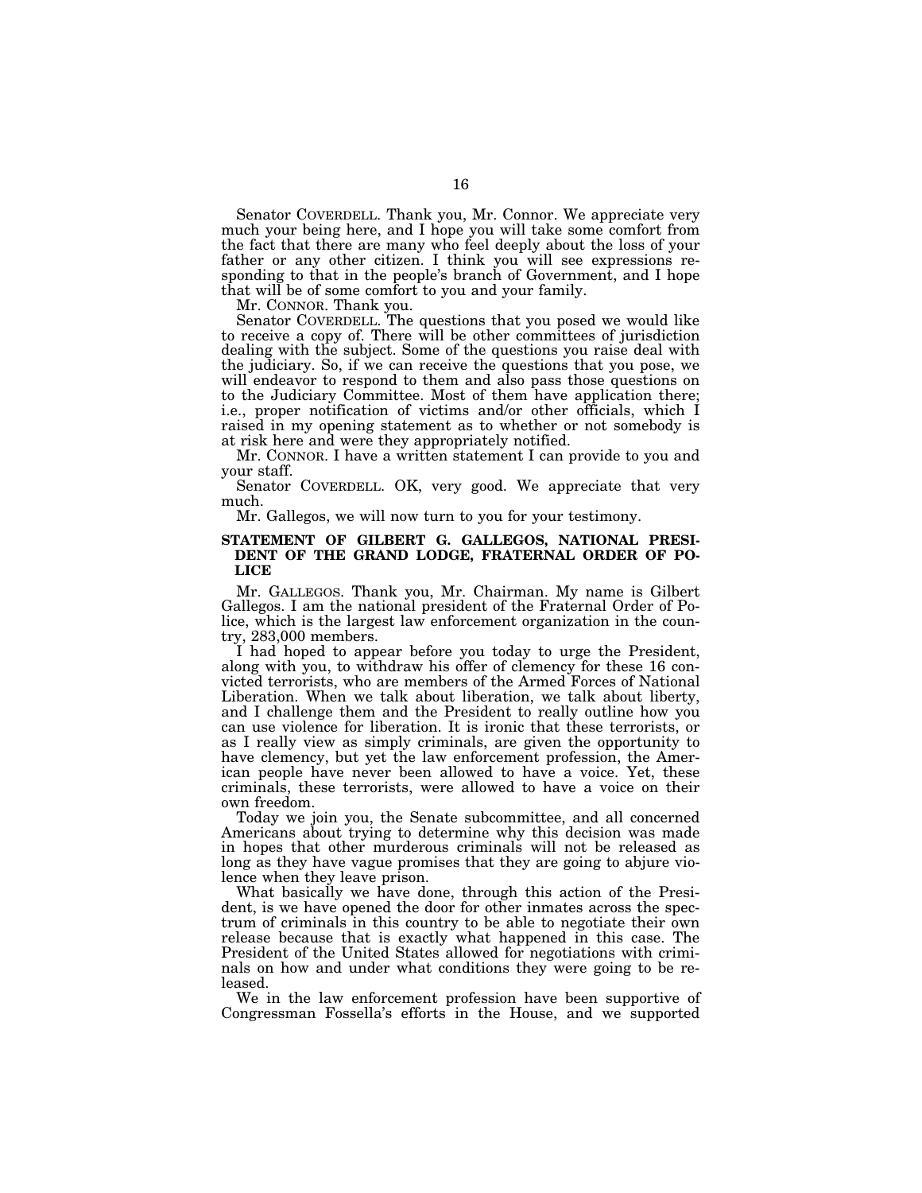Senator COVERDELL. Thank you, Mr. Connor. We appreciate very much your being here, and I hope you will take some comfort from the fact that there are many who feel deeply about the loss of your father or any other citizen. I think you will see expressions responding to that in the people's branch of Government, and I hope that will be of some comfort to you and your family.

Mr. CONNOR. Thank you.

Senator COVERDELL. The questions that you posed we would like to receive a copy of. There will be other committees of jurisdiction dealing with the subject. Some of the questions you raise deal with the judiciary. So, if we can receive the questions that you pose, we will endeavor to respond to them and also pass those questions on to the Judiciary Committee. Most of them have application there; i.e., proper notification of victims and/or other officials, which I raised in my opening statement as to whether or not somebody is at risk here and were they appropriately notified.

Mr. CONNOR. I have a written statement I can provide to you and your staff.

Senator COVERDELL. OK, very good. We appreciate that very much.

Mr. Gallegos, we will now turn to you for your testimony.

## STATEMENT OF GILBERT G. GALLEGOS, NATIONAL PRESIDENT OF THE GRAND LODGE, FRATERNAL ORDER OF POLICE

Mr. GALLEGOS. Thank you, Mr. Chairman. My name is Gilbert Gallegos. I am the national president of the Fraternal Order of Police, which is the largest law enforcement organization in the country, 283,000 members.

I had hoped to appear before you today to urge the President, along with you, to withdraw his offer of clemency for these 16 convicted terrorists, who are members of the Armed Forces of National Liberation. When we talk about liberation, we talk about liberty, and I challenge them and the President to really outline how you can use violence for liberation. It is ironic that these terrorists, or as I really view as simply criminals, are given the opportunity to have clemency, but yet the law enforcement profession, the American people have never been allowed to have a voice. Yet, these criminals, these terrorists, were allowed to have a voice on their own freedom.

Today we join you, the Senate subcommittee, and all concerned Americans about trying to determine why this decision was made in hopes that other murderous criminals will not be released as long as they have vague promises that they are going to abjure violence when they leave prison.

What basically we have done, through this action of the President, is we have opened the door for other inmates across the spectrum of criminals in this country to be able to negotiate their own release because that is exactly what happened in this case. The President of the United States allowed for negotiations with criminals on how and under what conditions they were going to be released.

We in the law enforcement profession have been supportive of Congressman Fossella's efforts in the House, and we supported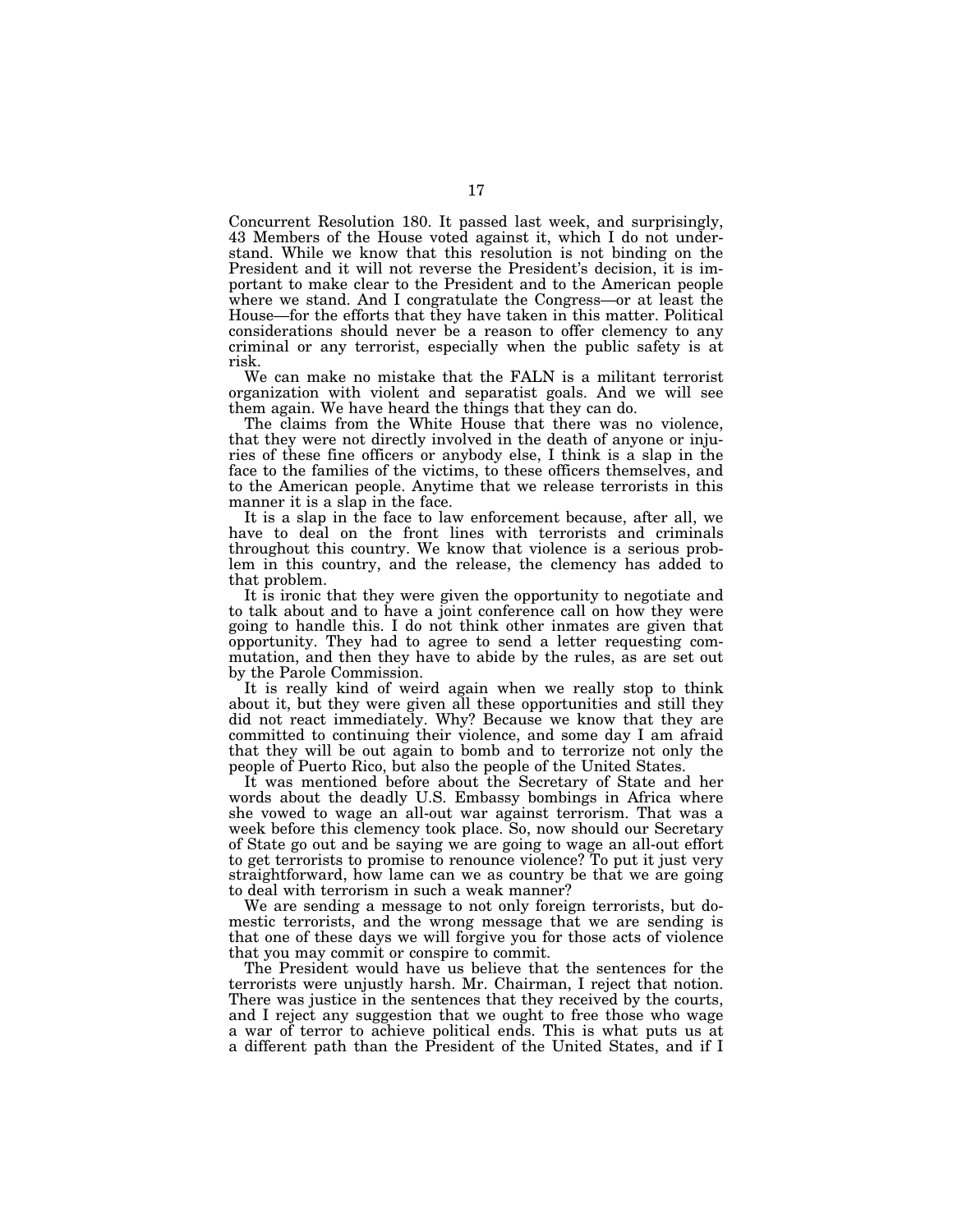Concurrent Resolution 180. It passed last week, and surprisingly, 43 Members of the House voted against it, which I do not understand. While we know that this resolution is not binding on the President and it will not reverse the President's decision, it is important to make clear to the President and to the American people where we stand. And I congratulate the Congress—or at least the House—for the efforts that they have taken in this matter. Political considerations should never be a reason to offer clemency to any criminal or any terrorist, especially when the public safety is at risk.

We can make no mistake that the FALN is a militant terrorist organization with violent and separatist goals. And we will see them again. We have heard the things that they can do.

The claims from the White House that there was no violence, that they were not directly involved in the death of anyone or injuries of these fine officers or anybody else, I think is a slap in the face to the families of the victims, to these officers themselves, and to the American people. Anytime that we release terrorists in this manner it is a slap in the face.

It is a slap in the face to law enforcement because, after all, we have to deal on the front lines with terrorists and criminals throughout this country. We know that violence is a serious problem in this country, and the release, the clemency has added to that problem.

It is ironic that they were given the opportunity to negotiate and to talk about and to have a joint conference call on how they were going to handle this. I do not think other inmates are given that opportunity. They had to agree to send a letter requesting commutation, and then they have to abide by the rules, as are set out by the Parole Commission.

It is really kind of weird again when we really stop to think about it, but they were given all these opportunities and still they did not react immediately. Why? Because we know that they are committed to continuing their violence, and some day I am afraid that they will be out again to bomb and to terrorize not only the people of Puerto Rico, but also the people of the United States.

It was mentioned before about the Secretary of State and her words about the deadly U.S. Embassy bombings in Africa where she vowed to wage an all-out war against terrorism. That was a week before this clemency took place. So, now should our Secretary of State go out and be saying we are going to wage an all-out effort to get terrorists to promise to renounce violence? To put it just very straightforward, how lame can we as country be that we are going to deal with terrorism in such a weak manner?

We are sending a message to not only foreign terrorists, but domestic terrorists, and the wrong message that we are sending is that one of these days we will forgive you for those acts of violence that you may commit or conspire to commit.

The President would have us believe that the sentences for the terrorists were unjustly harsh. Mr. Chairman, I reject that notion. There was justice in the sentences that they received by the courts, and I reject any suggestion that we ought to free those who wage a war of terror to achieve political ends. This is what puts us at a different path than the President of the United States, and if I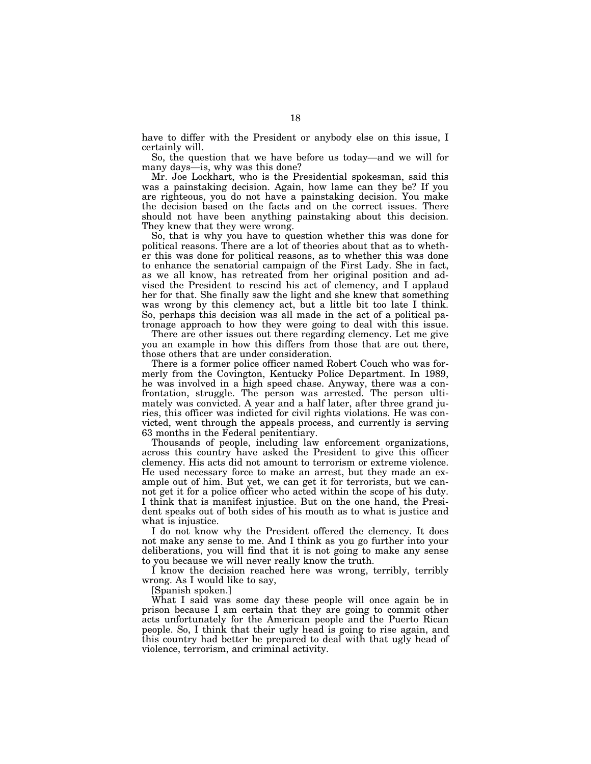have to differ with the President or anybody else on this issue, I certainly will.

So, the question that we have before us today—and we will for many days—is, why was this done?

Mr. Joe Lockhart, who is the Presidential spokesman, said this was a painstaking decision. Again, how lame can they be? If you are righteous, you do not have a painstaking decision. You make the decision based on the facts and on the correct issues. There should not have been anything painstaking about this decision. They knew that they were wrong.

So, that is why you have to question whether this was done for political reasons. There are a lot of theories about that as to whether this was done for political reasons, as to whether this was done to enhance the senatorial campaign of the First Lady. She in fact, as we all know, has retreated from her original position and advised the President to rescind his act of clemency, and I applaud her for that. She finally saw the light and she knew that something was wrong by this clemency act, but a little bit too late I think. So, perhaps this decision was all made in the act of a political patronage approach to how they were going to deal with this issue.

There are other issues out there regarding clemency. Let me give you an example in how this differs from those that are out there, those others that are under consideration.

There is a former police officer named Robert Couch who was formerly from the Covington, Kentucky Police Department. In 1989, he was involved in a high speed chase. Anyway, there was a confrontation, struggle. The person was arrested. The person ultimately was convicted. A year and a half later, after three grand juries, this officer was indicted for civil rights violations. He was convicted, went through the appeals process, and currently is serving 63 months in the Federal penitentiary.

Thousands of people, including law enforcement organizations, across this country have asked the President to give this officer clemency. His acts did not amount to terrorism or extreme violence. He used necessary force to make an arrest, but they made an example out of him. But yet, we can get it for terrorists, but we cannot get it for a police officer who acted within the scope of his duty. I think that is manifest injustice. But on the one hand, the President speaks out of both sides of his mouth as to what is justice and what is injustice.

I do not know why the President offered the clemency. It does not make any sense to me. And I think as you go further into your deliberations, you will find that it is not going to make any sense to you because we will never really know the truth.

I know the decision reached here was wrong, terribly, terribly wrong. As I would like to say,

[Spanish spoken.]

What I said was some day these people will once again be in prison because I am certain that they are going to commit other acts unfortunately for the American people and the Puerto Rican people. So, I think that their ugly head is going to rise again, and this country had better be prepared to deal with that ugly head of violence, terrorism, and criminal activity.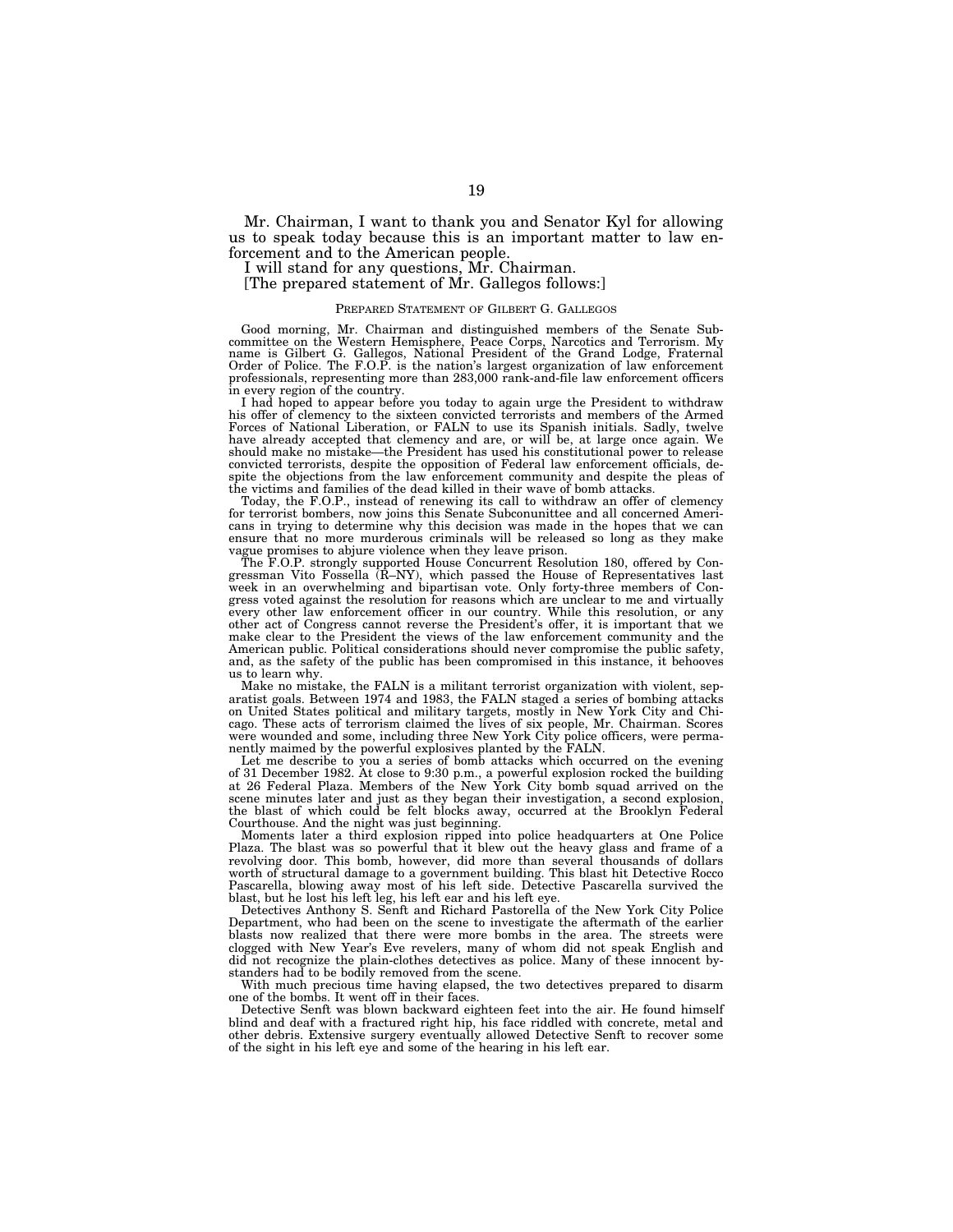Mr. Chairman, I want to thank you and Senator Kyl for allowing us to speak today because this is an important matter to law enforcement and to the American people.

I will stand for any questions, Mr. Chairman.

[The prepared statement of Mr. Gallegos follows:]

## PREPARED STATEMENT OF GILBERT G. GALLEGOS

Good morning, Mr. Chairman and distinguished members of the Senate Subcommittee on the Western Hemisphere, Peace Corps, Narcotics and Terrorism. My name is Gilbert G. Gallegos, National President of the Grand Lodge, Fraternal Order of Police. The F.O.P. is the nation's largest organization of law enforcement professionals, representing more than 283,000 rank-and-file law enforcement officers in every region of the country.

I had hoped to appear before you today to again urge the President to withdraw his offer of clemency to the sixteen convicted terrorists and members of the Armed Forces of National Liberation, or FALN to use its Spanish initials. Sadly, twelve have already accepted that clemency and are, or will be, at large once again. We should make no mistake—the President has used his constitutional power to release convicted terrorists, despite the opposition of Federal law enforcement officials, despite the objections from the law enforcement community and despite the pleas of the victims and families of the dead killed in their wave of bomb attacks.

Today, the F.O.P., instead of renewing its call to withdraw an offer of clemency for terrorist bombers, now joins this Senate Subconunittee and all concerned Americans in trying to determine why this decision was made in the hopes that we can ensure that no more murderous criminals will be released so long as they make vague promises to abjure violence when they leave prison.

The F.O.P. strongly supported House Concurrent Resolution 180, offered by Congressman Vito Fossella (R–NY), which passed the House of Representatives last week in an overwhelming and bipartisan vote. Only forty-three members of Congress voted against the resolution for reasons which are unclear to me and virtually every other law enforcement officer in our country. While this resolution, or any other act of Congress cannot reverse the President's offer, it is important that we make clear to the President the views of the law enforcement community and the American public. Political considerations should never compromise the public safety, and, as the safety of the public has been compromised in this instance, it behooves us to learn why.

Make no mistake, the FALN is a militant terrorist organization with violent, separatist goals. Between 1974 and 1983, the FALN staged a series of bombing attacks on United States political and military targets, mostly in New York City and Chicago. These acts of terrorism claimed the lives of six people, Mr. Chairman. Scores were wounded and some, including three New York City police officers, were permanently maimed by the powerful explosives planted by the FALN.

Let me describe to you a series of bomb attacks which occurred on the evening of 31 December 1982. At close to 9:30 p.m., a powerful explosion rocked the building at 26 Federal Plaza. Members of the New York City bomb squad arrived on the scene minutes later and just as they began their investigation, a second explosion, the blast of which could be felt blocks away, occurred at the Brooklyn Federal Courthouse. And the night was just beginning.

Moments later a third explosion ripped into police headquarters at One Police Plaza. The blast was so powerful that it blew out the heavy glass and frame of a revolving door. This bomb, however, did more than several thousands of dollars worth of structural damage to a government building. This blast hit Detective Rocco Pascarella, blowing away most of his left side. Detective Pascarella survived the blast, but he lost his left leg, his left ear and his left eye.

Detectives Anthony S. Senft and Richard Pastorella of the New York City Police Department, who had been on the scene to investigate the aftermath of the earlier blasts now realized that there were more bombs in the area. The streets were clogged with New Year's Eve revelers, many of whom did not speak English and did not recognize the plain-clothes detectives as police. Many of these innocent bystanders had to be bodily removed from the scene.

With much precious time having elapsed, the two detectives prepared to disarm one of the bombs. It went off in their faces.

Detective Senft was blown backward eighteen feet into the air. He found himself blind and deaf with a fractured right hip, his face riddled with concrete, metal and other debris. Extensive surgery eventually allowed Detective Senft to recover some of the sight in his left eye and some of the hearing in his left ear.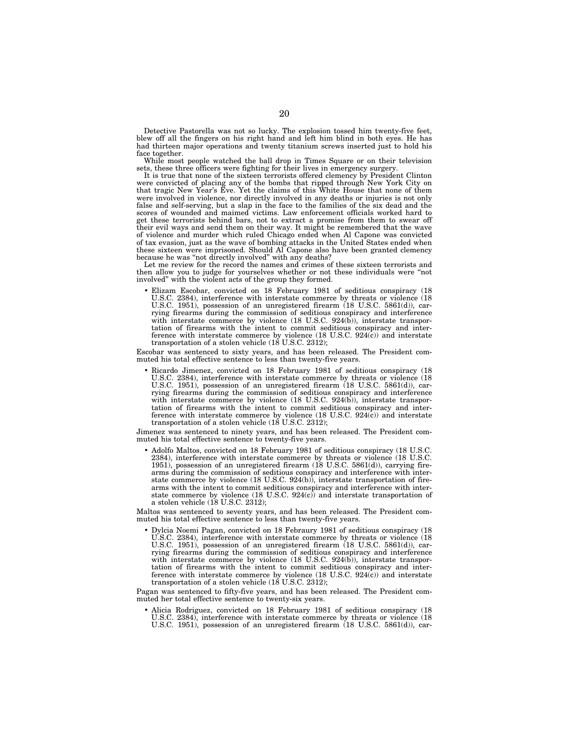Detective Pastorella was not so lucky. The explosion tossed him twenty-five feet, blew off all the fingers on his right hand and left him blind in both eyes. He has had thirteen major operations and twenty titanium screws inserted just to hold his face together.

While most people watched the ball drop in Times Square or on their television sets, these three officers were fighting for their lives in emergency surgery.

It is true that none of the sixteen terrorists offered clemency by President Clinton were convicted of placing any of the bombs that ripped through New York City on that tragic New Year's Eve. Yet the claims of this White House that none of them were involved in violence, nor directly involved in any deaths or injuries is not only false and self-serving, but a slap in the face to the families of the six dead and the scores of wounded and maimed victims. Law enforcement officials worked hard to get these terrorists behind bars, not to extract a promise from them to swear off their evil ways and send them on their way. It might be remembered that the wave of violence and murder which ruled Chicago ended when Al Capone was convicted of tax evasion, just as the wave of bombing attacks in the United States ended when these sixteen were imprisoned. Should Al Capone also have been granted clemency because he was "not directly involved" with any deaths?

Let me review for the record the names and crimes of these sixteen terrorists and then allow you to judge for yourselves whether or not these individuals were "not involved" with the violent acts of the group they formed.

- Elizam Escobar, convicted on 18 February 1981 of seditious conspiracy (18 U.S.C. 2384), interference with interstate commerce by threats or violence (18 U.S.C. 1951), possession of an unregistered firearm (18 U.S.C. 5861(d)), carrying firearms during the commission of seditious conspiracy and interference with interstate commerce by violence (18 U.S.C. 924(b)), interstate transportation of firearms with the intent to commit seditious conspiracy and interference with interstate commerce by violence (18 U.S.C. 924(c)) and interstate transportation of a stolen vehicle (18 U.S.C. 2312);

Escobar was sentenced to sixty years, and has been released. The President commuted his total effective sentence to less than twenty-five years.

- Ricardo Jimenez, convicted on 18 February 1981 of seditious conspiracy (18 U.S.C. 2384), interference with interstate commerce by threats or violence (18 U.S.C. 1951), possession of an unregistered firearm (18 U.S.C. 5861(d)), carrying firearms during the commission of seditious conspiracy and interference with interstate commerce by violence (18 U.S.C. 924(b)), interstate transportation of firearms with the intent to commit seditious conspiracy and interference with interstate commerce by violence (18 U.S.C. 924(c)) and interstate transportation of a stolen vehicle (18 U.S.C. 2312);

Jimenez was sentenced to ninety years, and has been released. The President commuted his total effective sentence to twenty-five years.

- Adolfo Maltos, convicted on 18 February 1981 of seditious conspiracy (18 U.S.C. 2384), interference with interstate commerce by threats or violence (18 U.S.C. 1951), possession of an unregistered firearm (18 U.S.C. 5861(d)), carrying firearms during the commission of seditious conspiracy and interference with interstate commerce by violence (18 U.S.C. 924(b)), interstate transportation of firearms with the intent to commit seditious conspiracy and interference with interstate commerce by violence (18 U.S.C. 924(c)) and interstate transportation of a stolen vehicle (18 U.S.C. 2312);

Maltos was sentenced to seventy years, and has been released. The President commuted his total effective sentence to less than twenty-five years.

- Dylcia Noemi Pagan, convicted on 18 Febraury 1981 of seditious conspiracy (18 U.S.C. 2384), interference with interstate commerce by threats or violence (18 U.S.C. 1951), possession of an unregistered firearm (18 U.S.C. 5861(d)), carrying firearms during the commission of seditious conspiracy and interference with interstate commerce by violence (18 U.S.C. 924(b)), interstate transportation of firearms with the intent to commit seditious conspiracy and interference with interstate commerce by violence (18 U.S.C. 924(c)) and interstate transportation of a stolen vehicle (18 U.S.C. 2312);

Pagan was sentenced to fifty-five years, and has been released. The President commuted her total effective sentence to twenty-six years.

- Alicia Rodriguez, convicted on 18 February 1981 of seditious conspiracy (18 U.S.C. 2384), interference with interstate commerce by threats or violence (18 U.S.C. 1951), possession of an unregistered firearm (18 U.S.C. 5861(d)), car-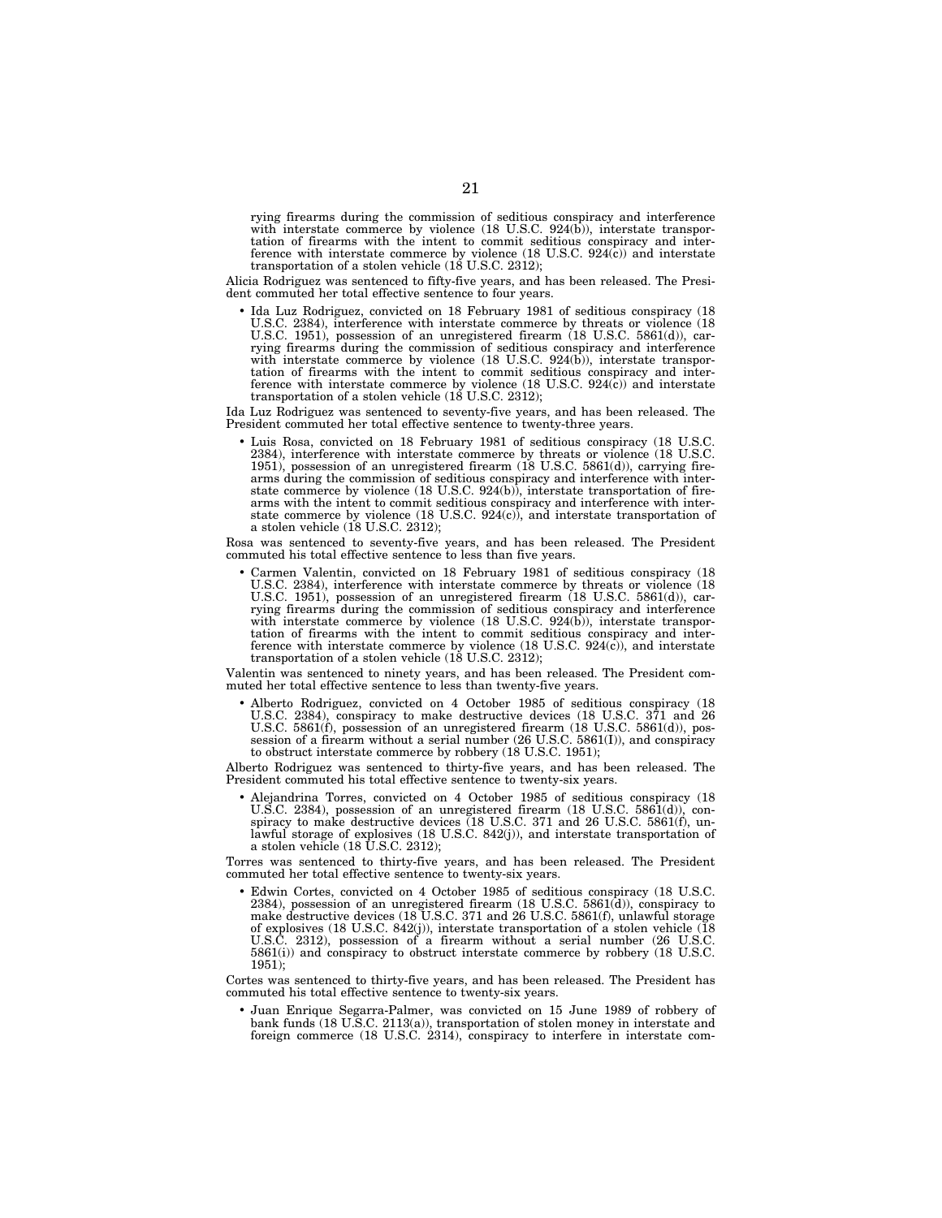rying firearms during the commission of seditious conspiracy and interference with interstate commerce by violence (18 U.S.C. 924(b)), interstate transportation of firearms with the intent to commit seditious conspiracy and interference with interstate commerce by violence (18 U.S.C. 924(c)) and interstate transportation of a stolen vehicle (18 U.S.C. 2312);

Alicia Rodriguez was sentenced to fifty-five years, and has been released. The President commuted her total effective sentence to four years.

- Ida Luz Rodriguez, convicted on 18 February 1981 of seditious conspiracy (18 U.S.C. 2384), interference with interstate commerce by threats or violence (18 U.S.C. 1951), possession of an unregistered firearm (18 U.S.C. 5861(d)), carrying firearms during the commission of seditious conspiracy and interference with interstate commerce by violence (18 U.S.C. 924(b)), interstate transportation of firearms with the intent to commit seditious conspiracy and interference with interstate commerce by violence (18 U.S.C. 924(c)) and interstate transportation of a stolen vehicle (18 U.S.C. 2312);

Ida Luz Rodriguez was sentenced to seventy-five years, and has been released. The President commuted her total effective sentence to twenty-three years.

- Luis Rosa, convicted on 18 February 1981 of seditious conspiracy (18 U.S.C. 2384), interference with interstate commerce by threats or violence (18 U.S.C. 1951), possession of an unregistered firearm (18 U.S.C. 5861(d)), carrying firearms during the commission of seditious conspiracy and interference with interstate commerce by violence (18 U.S.C. 924(b)), interstate transportation of firearms with the intent to commit seditious conspiracy and interference with interstate commerce by violence (18 U.S.C. 924(c)), and interstate transportation of a stolen vehicle (18 U.S.C. 2312);

Rosa was sentenced to seventy-five years, and has been released. The President commuted his total effective sentence to less than five years.

- Carmen Valentin, convicted on 18 February 1981 of seditious conspiracy (18 U.S.C. 2384), interference with interstate commerce by threats or violence (18 U.S.C. 1951), possession of an unregistered firearm (18 U.S.C. 5861(d)), carrying firearms during the commission of seditious conspiracy and interference with interstate commerce by violence (18 U.S.C. 924(b)), interstate transportation of firearms with the intent to commit seditious conspiracy and interference with interstate commerce by violence (18 U.S.C. 924(c)), and interstate transportation of a stolen vehicle (18 U.S.C. 2312);

Valentin was sentenced to ninety years, and has been released. The President commuted her total effective sentence to less than twenty-five years.

- Alberto Rodriguez, convicted on 4 October 1985 of seditious conspiracy (18 U.S.C. 2384), conspiracy to make destructive devices (18 U.S.C. 371 and 26 U.S.C. 5861(f), possession of an unregistered firearm (18 U.S.C. 5861(d)), possession of a firearm without a serial number (26 U.S.C. 5861(I)), and conspiracy to obstruct interstate commerce by robbery (18 U.S.C. 1951);

Alberto Rodriguez was sentenced to thirty-five years, and has been released. The President commuted his total effective sentence to twenty-six years.

- Alejandrina Torres, convicted on 4 October 1985 of seditious conspiracy (18 U.S.C. 2384), possession of an unregistered firearm (18 U.S.C. 5861(d)), conspiracy to make destructive devices (18 U.S.C. 371 and 26 U.S.C. 5861(f), unlawful storage of explosives (18 U.S.C. 842(j)), and interstate transportation of a stolen vehicle (18 U.S.C. 2312);

Torres was sentenced to thirty-five years, and has been released. The President commuted her total effective sentence to twenty-six years.

- Edwin Cortes, convicted on 4 October 1985 of seditious conspiracy (18 U.S.C. 2384), possession of an unregistered firearm (18 U.S.C. 5861(d)), conspiracy to make destructive devices (18 U.S.C. 371 and 26 U.S.C. 5861(f), unlawful storage of explosives (18 U.S.C. 842(j)), interstate transportation of a stolen vehicle (18 U.S.C. 2312), possession of a firearm without a serial number (26 U.S.C. 5861(i)) and conspiracy to obstruct interstate commerce by robbery (18 U.S.C. 1951);

Cortes was sentenced to thirty-five years, and has been released. The President has commuted his total effective sentence to twenty-six years.

- Juan Enrique Segarra-Palmer, was convicted on 15 June 1989 of robbery of bank funds (18 U.S.C. 2113(a)), transportation of stolen money in interstate and foreign commerce (18 U.S.C. 2314), conspiracy to interfere in interstate com-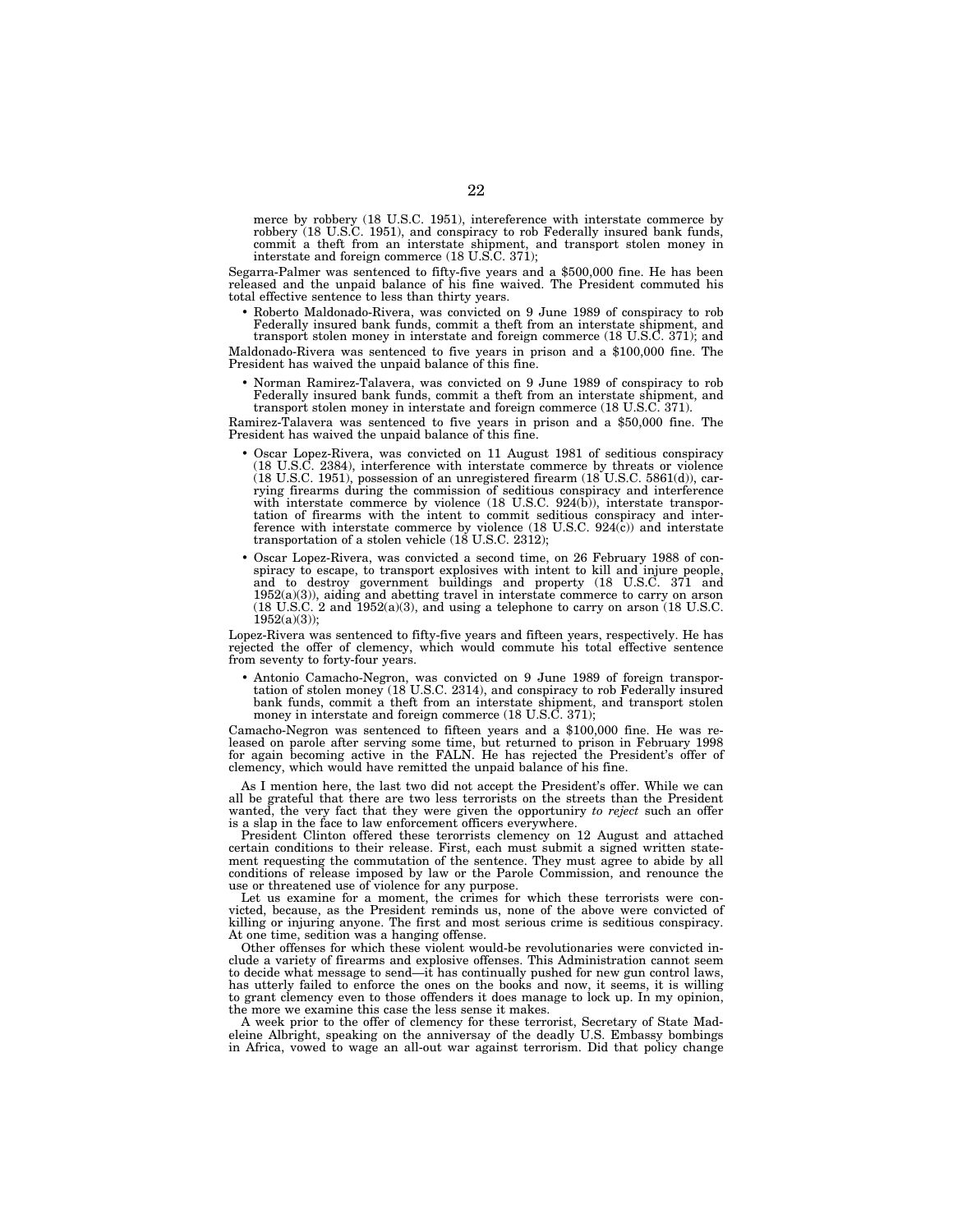merce by robbery (18 U.S.C. 1951), intereference with interstate commerce by robbery (18 U.S.C. 1951), and conspiracy to rob Federally insured bank funds, commit a theft from an interstate shipment, and transport stolen money in interstate and foreign commerce (18 U.S.C. 371);

Segarra-Palmer was sentenced to fifty-five years and a $500,000 fine. He has been released and the unpaid balance of his fine waived. The President commuted his total effective sentence to less than thirty years.

- Roberto Maldonado-Rivera, was convicted on 9 June 1989 of conspiracy to rob Federally insured bank funds, commit a theft from an interstate shipment, and transport stolen money in interstate and foreign commerce (18 U.S.C. 371); and

Maldonado-Rivera was sentenced to five years in prison and a $100,000 fine. The President has waived the unpaid balance of this fine.

- Norman Ramirez-Talavera, was convicted on 9 June 1989 of conspiracy to rob Federally insured bank funds, commit a theft from an interstate shipment, and transport stolen money in interstate and foreign commerce (18 U.S.C. 371).

Ramirez-Talavera was sentenced to five years in prison and a $50,000 fine. The President has waived the unpaid balance of this fine.

- Oscar Lopez-Rivera, was convicted on 11 August 1981 of seditious conspiracy (18 U.S.C. 2384), interference with interstate commerce by threats or violence (18 U.S.C. 1951), possession of an unregistered firearm (18 U.S.C. 5861(d)), carrying firearms during the commission of seditious conspiracy and interference with interstate commerce by violence (18 U.S.C. 924(b)), interstate transportation of firearms with the intent to commit seditious conspiracy and interference with interstate commerce by violence (18 U.S.C. 924(c)) and interstate transportation of a stolen vehicle (18 U.S.C. 2312);
- Oscar Lopez-Rivera, was convicted a second time, on 26 February 1988 of conspiracy to escape, to transport explosives with intent to kill and injure people, and to destroy government buildings and property (18 U.S.C. 371 and 1952(a)(3)), aiding and abetting travel in interstate commerce to carry on arson (18 U.S.C. 2 and 1952(a)(3), and using a telephone to carry on arson (18 U.S.C. 1952(a)(3));

Lopez-Rivera was sentenced to fifty-five years and fifteen years, respectively. He has rejected the offer of clemency, which would commute his total effective sentence from seventy to forty-four years.

- Antonio Camacho-Negron, was convicted on 9 June 1989 of foreign transportation of stolen money (18 U.S.C. 2314), and conspiracy to rob Federally insured bank funds, commit a theft from an interstate shipment, and transport stolen money in interstate and foreign commerce (18 U.S.C. 371);

Camacho-Negron was sentenced to fifteen years and a $100,000 fine. He was released on parole after serving some time, but returned to prison in February 1998 for again becoming active in the FALN. He has rejected the President's offer of clemency, which would have remitted the unpaid balance of his fine.

As I mention here, the last two did not accept the President's offer. While we can all be grateful that there are two less terrorists on the streets than the President wanted, the very fact that they were given the opportuniry *to reject* such an offer is a slap in the face to law enforcement officers everywhere.

President Clinton offered these terorrists clemency on 12 August and attached certain conditions to their release. First, each must submit a signed written statement requesting the commutation of the sentence. They must agree to abide by all conditions of release imposed by law or the Parole Commission, and renounce the use or threatened use of violence for any purpose.

Let us examine for a moment, the crimes for which these terrorists were convicted, because, as the President reminds us, none of the above were convicted of killing or injuring anyone. The first and most serious crime is seditious conspiracy. At one time, sedition was a hanging offense.

Other offenses for which these violent would-be revolutionaries were convicted include a variety of firearms and explosive offenses. This Administration cannot seem to decide what message to send—it has continually pushed for new gun control laws, has utterly failed to enforce the ones on the books and now, it seems, it is willing to grant clemency even to those offenders it does manage to lock up. In my opinion, the more we examine this case the less sense it makes.

A week prior to the offer of clemency for these terrorist, Secretary of State Madeleine Albright, speaking on the anniversay of the deadly U.S. Embassy bombings in Africa, vowed to wage an all-out war against terrorism. Did that policy change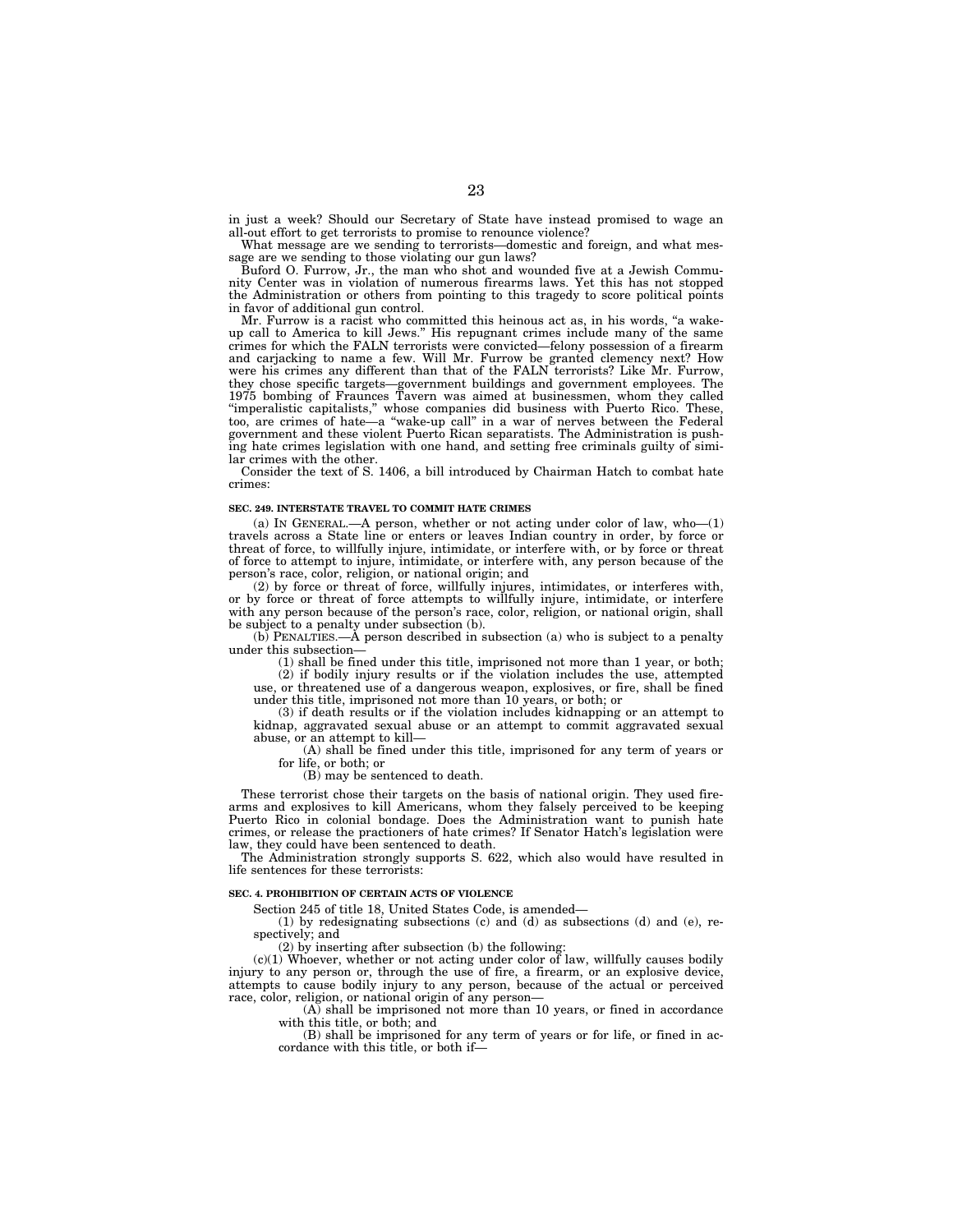in just a week? Should our Secretary of State have instead promised to wage an all-out effort to get terrorists to promise to renounce violence?

What message are we sending to terrorists—domestic and foreign, and what message are we sending to those violating our gun laws?

Buford O. Furrow, Jr., the man who shot and wounded five at a Jewish Community Center was in violation of numerous firearms laws. Yet this has not stopped the Administration or others from pointing to this tragedy to score political points in favor of additional gun control.

Mr. Furrow is a racist who committed this heinous act as, in his words, "a wake-up call to America to kill Jews." His repugnant crimes include many of the same crimes for which the FALN terrorists were convicted—felony possession of a firearm and carjacking to name a few. Will Mr. Furrow be granted clemency next? How were his crimes any different than that of the FALN terrorists? Like Mr. Furrow, they chose specific targets—government buildings and government employees. The 1975 bombing of Fraunces Tavern was aimed at businessmen, whom they called "imperalistic capitalists," whose companies did business with Puerto Rico. These, too, are crimes of hate—a "wake-up call" in a war of nerves between the Federal government and these violent Puerto Rican separatists. The Administration is pushing hate crimes legislation with one hand, and setting free criminals guilty of similar crimes with the other.

Consider the text of S. 1406, a bill introduced by Chairman Hatch to combat hate crimes:

**SEC. 249. INTERSTATE TRAVEL TO COMMIT HATE CRIMES**

(a) IN GENERAL.—A person, whether or not acting under color of law, who—(1) travels across a State line or enters or leaves Indian country in order, by force or threat of force, to willfully injure, intimidate, or interfere with, or by force or threat of force to attempt to injure, intimidate, or interfere with, any person because of the person's race, color, religion, or national origin; and

(2) by force or threat of force, willfully injures, intimidates, or interferes with, or by force or threat of force attempts to willfully injure, intimidate, or interfere with any person because of the person's race, color, religion, or national origin, shall be subject to a penalty under subsection (b).

(b) PENALTIES.—A person described in subsection (a) who is subject to a penalty under this subsection—

(1) shall be fined under this title, imprisoned not more than 1 year, or both;

(2) if bodily injury results or if the violation includes the use, attempted use, or threatened use of a dangerous weapon, explosives, or fire, shall be fined under this title, imprisoned not more than 10 years, or both; or

(3) if death results or if the violation includes kidnapping or an attempt to kidnap, aggravated sexual abuse or an attempt to commit aggravated sexual abuse, or an attempt to kill—

(A) shall be fined under this title, imprisoned for any term of years or for life, or both; or

(B) may be sentenced to death.

These terrorist chose their targets on the basis of national origin. They used firearms and explosives to kill Americans, whom they falsely perceived to be keeping Puerto Rico in colonial bondage. Does the Administration want to punish hate crimes, or release the practioners of hate crimes? If Senator Hatch's legislation were law, they could have been sentenced to death.

The Administration strongly supports S. 622, which also would have resulted in life sentences for these terrorists:

**SEC. 4. PROHIBITION OF CERTAIN ACTS OF VIOLENCE**

Section 245 of title 18, United States Code, is amended—

(1) by redesignating subsections (c) and (d) as subsections (d) and (e), respectively; and

(2) by inserting after subsection (b) the following:

(c)(1) Whoever, whether or not acting under color of law, willfully causes bodily injury to any person or, through the use of fire, a firearm, or an explosive device, attempts to cause bodily injury to any person, because of the actual or perceived race, color, religion, or national origin of any person—

(A) shall be imprisoned not more than 10 years, or fined in accordance with this title, or both; and

(B) shall be imprisoned for any term of years or for life, or fined in accordance with this title, or both if—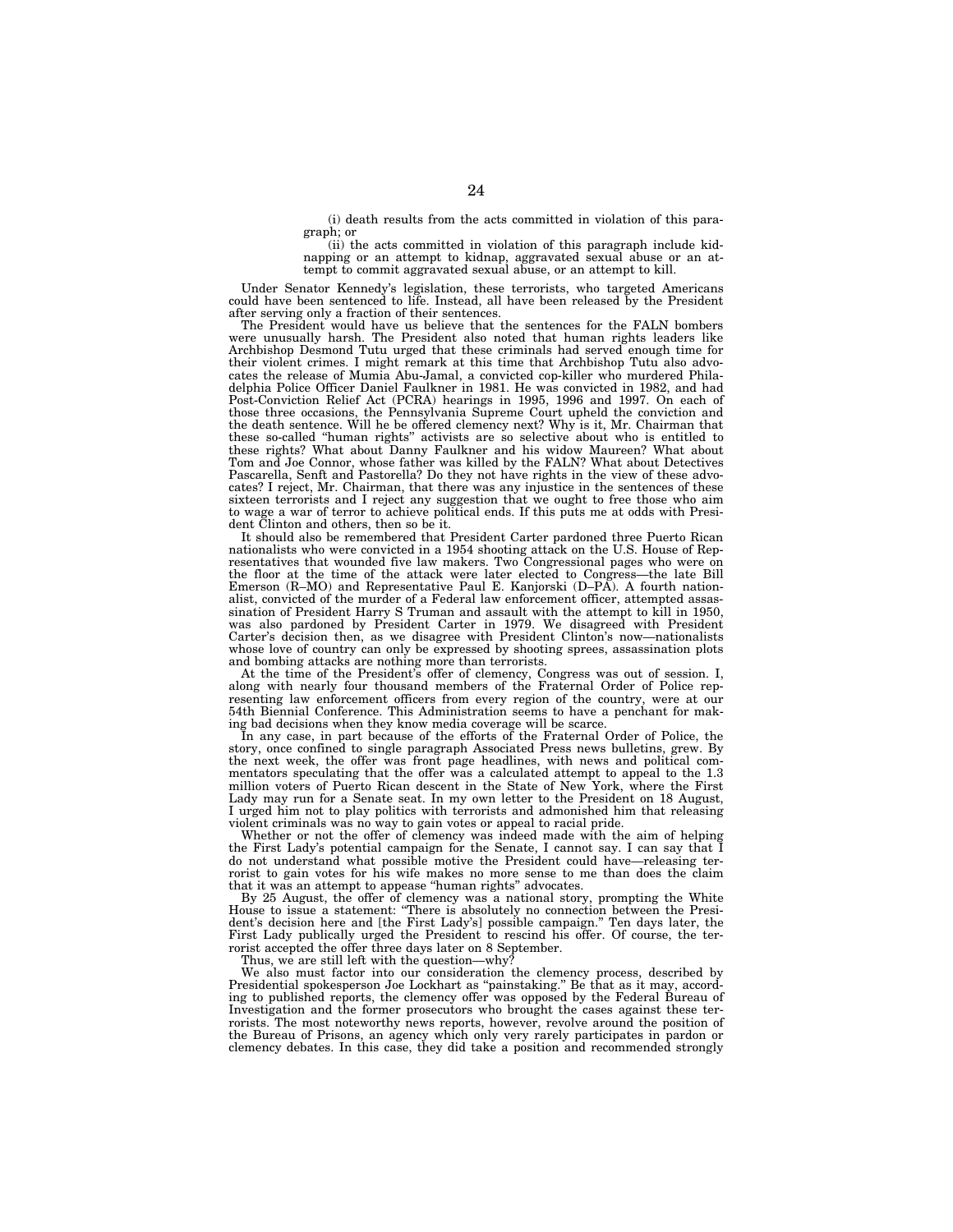(i) death results from the acts committed in violation of this paragraph; or

(ii) the acts committed in violation of this paragraph include kidnapping or an attempt to kidnap, aggravated sexual abuse or an attempt to commit aggravated sexual abuse, or an attempt to kill.

Under Senator Kennedy's legislation, these terrorists, who targeted Americans could have been sentenced to life. Instead, all have been released by the President after serving only a fraction of their sentences.

The President would have us believe that the sentences for the FALN bombers were unusually harsh. The President also noted that human rights leaders like Archbishop Desmond Tutu urged that these criminals had served enough time for their violent crimes. I might remark at this time that Archbishop Tutu also advocates the release of Mumia Abu-Jamal, a convicted cop-killer who murdered Philadelphia Police Officer Daniel Faulkner in 1981. He was convicted in 1982, and had Post-Conviction Relief Act (PCRA) hearings in 1995, 1996 and 1997. On each of those three occasions, the Pennsylvania Supreme Court upheld the conviction and the death sentence. Will he be offered clemency next? Why is it, Mr. Chairman that these so-called "human rights" activists are so selective about who is entitled to these rights? What about Danny Faulkner and his widow Maureen? What about Tom and Joe Connor, whose father was killed by the FALN? What about Detectives Pascarella, Senft and Pastorella? Do they not have rights in the view of these advocates? I reject, Mr. Chairman, that there was any injustice in the sentences of these sixteen terrorists and I reject any suggestion that we ought to free those who aim to wage a war of terror to achieve political ends. If this puts me at odds with President Clinton and others, then so be it.

It should also be remembered that President Carter pardoned three Puerto Rican nationalists who were convicted in a 1954 shooting attack on the U.S. House of Representatives that wounded five law makers. Two Congressional pages who were on the floor at the time of the attack were later elected to Congress—the late Bill Emerson (R–MO) and Representative Paul E. Kanjorski (D–PA). A fourth nationalist, convicted of the murder of a Federal law enforcement officer, attempted assassination of President Harry S Truman and assault with the attempt to kill in 1950, was also pardoned by President Carter in 1979. We disagreed with President Carter's decision then, as we disagree with President Clinton's now—nationalists whose love of country can only be expressed by shooting sprees, assassination plots and bombing attacks are nothing more than terrorists.

At the time of the President's offer of clemency, Congress was out of session. I, along with nearly four thousand members of the Fraternal Order of Police representing law enforcement officers from every region of the country, were at our 54th Biennial Conference. This Administration seems to have a penchant for making bad decisions when they know media coverage will be scarce.

In any case, in part because of the efforts of the Fraternal Order of Police, the story, once confined to single paragraph Associated Press news bulletins, grew. By the next week, the offer was front page headlines, with news and political commentators speculating that the offer was a calculated attempt to appeal to the 1.3 million voters of Puerto Rican descent in the State of New York, where the First Lady may run for a Senate seat. In my own letter to the President on 18 August, I urged him not to play politics with terrorists and admonished him that releasing violent criminals was no way to gain votes or appeal to racial pride.

Whether or not the offer of clemency was indeed made with the aim of helping the First Lady's potential campaign for the Senate, I cannot say. I can say that I do not understand what possible motive the President could have—releasing terrorist to gain votes for his wife makes no more sense to me than does the claim that it was an attempt to appease "human rights" advocates.

By 25 August, the offer of clemency was a national story, prompting the White House to issue a statement: "There is absolutely no connection between the President's decision here and [the First Lady's] possible campaign." Ten days later, the First Lady publically urged the President to rescind his offer. Of course, the terrorist accepted the offer three days later on 8 September.

Thus, we are still left with the question—why?

We also must factor into our consideration the clemency process, described by Presidential spokesperson Joe Lockhart as "painstaking." Be that as it may, according to published reports, the clemency offer was opposed by the Federal Bureau of Investigation and the former prosecutors who brought the cases against these terrorists. The most noteworthy news reports, however, revolve around the position of the Bureau of Prisons, an agency which only very rarely participates in pardon or clemency debates. In this case, they did take a position and recommended strongly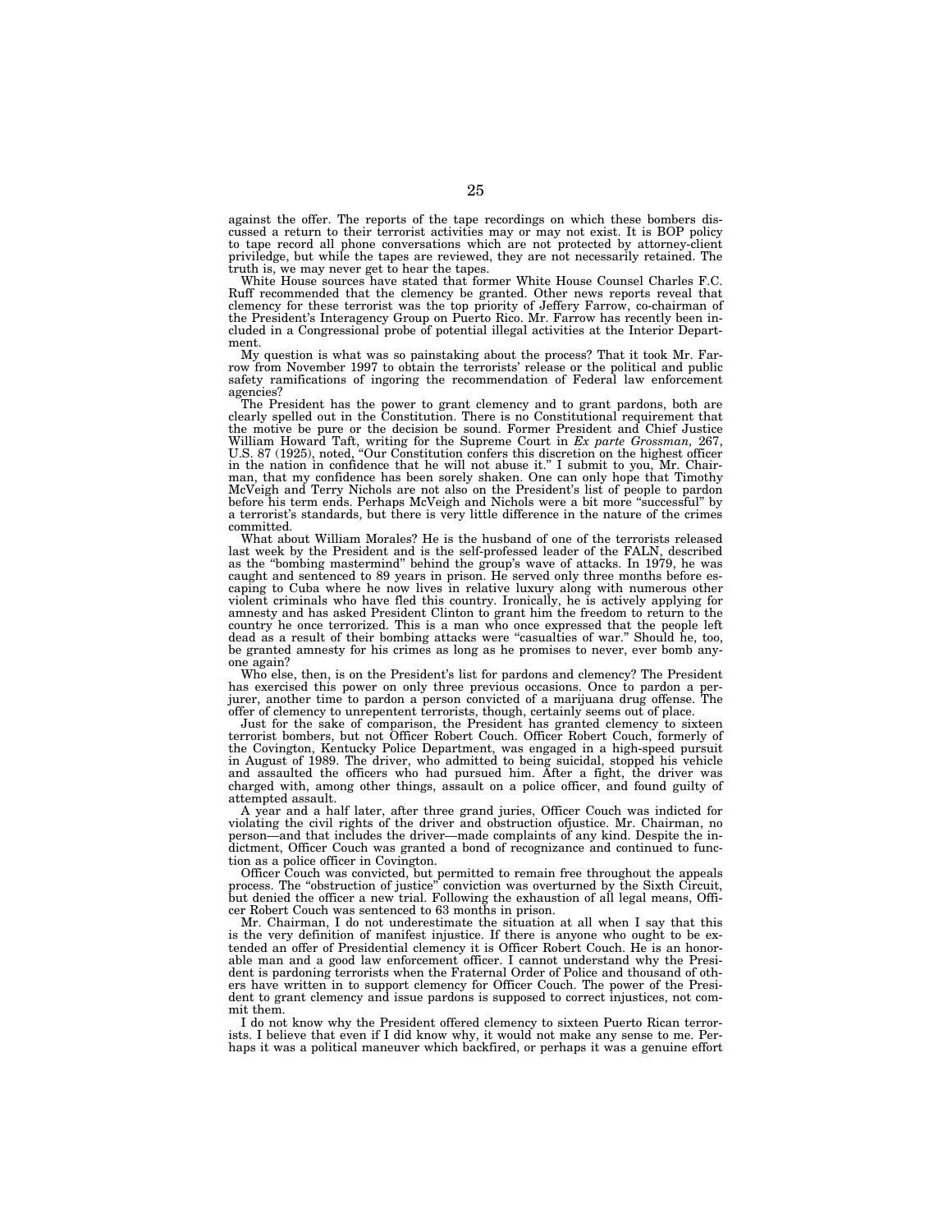against the offer. The reports of the tape recordings on which these bombers discussed a return to their terrorist activities may or may not exist. It is BOP policy to tape record all phone conversations which are not protected by attorney-client priviledge, but while the tapes are reviewed, they are not necessarily retained. The truth is, we may never get to hear the tapes.

White House sources have stated that former White House Counsel Charles F.C. Ruff recommended that the clemency be granted. Other news reports reveal that clemency for these terrorist was the top priority of Jeffery Farrow, co-chairman of the President's Interagency Group on Puerto Rico. Mr. Farrow has recently been included in a Congressional probe of potential illegal activities at the Interior Department.

My question is what was so painstaking about the process? That it took Mr. Farrow from November 1997 to obtain the terrorists' release or the political and public safety ramifications of ingoring the recommendation of Federal law enforcement agencies?

The President has the power to grant clemency and to grant pardons, both are clearly spelled out in the Constitution. There is no Constitutional requirement that the motive be pure or the decision be sound. Former President and Chief Justice William Howard Taft, writing for the Supreme Court in *Ex parte Grossman,* 267, U.S. 87 (1925), noted, "Our Constitution confers this discretion on the highest officer in the nation in confidence that he will not abuse it." I submit to you, Mr. Chairman, that my confidence has been sorely shaken. One can only hope that Timothy McVeigh and Terry Nichols are not also on the President's list of people to pardon before his term ends. Perhaps McVeigh and Nichols were a bit more "successful" by a terrorist's standards, but there is very little difference in the nature of the crimes committed.

What about William Morales? He is the husband of one of the terrorists released last week by the President and is the self-professed leader of the FALN, described as the "bombing mastermind" behind the group's wave of attacks. In 1979, he was caught and sentenced to 89 years in prison. He served only three months before escaping to Cuba where he now lives in relative luxury along with numerous other violent criminals who have fled this country. Ironically, he is actively applying for amnesty and has asked President Clinton to grant him the freedom to return to the country he once terrorized. This is a man who once expressed that the people left dead as a result of their bombing attacks were "casualties of war." Should he, too, be granted amnesty for his crimes as long as he promises to never, ever bomb anyone again?

Who else, then, is on the President's list for pardons and clemency? The President has exercised this power on only three previous occasions. Once to pardon a perjurer, another time to pardon a person convicted of a marijuana drug offense. The offer of clemency to unrepentent terrorists, though, certainly seems out of place.

Just for the sake of comparison, the President has granted clemency to sixteen terrorist bombers, but not Officer Robert Couch. Officer Robert Couch, formerly of the Covington, Kentucky Police Department, was engaged in a high-speed pursuit in August of 1989. The driver, who admitted to being suicidal, stopped his vehicle and assaulted the officers who had pursued him. After a fight, the driver was charged with, among other things, assault on a police officer, and found guilty of attempted assault.

A year and a half later, after three grand juries, Officer Couch was indicted for violating the civil rights of the driver and obstruction ofjustice. Mr. Chairman, no person—and that includes the driver—made complaints of any kind. Despite the indictment, Officer Couch was granted a bond of recognizance and continued to function as a police officer in Covington.

Officer Couch was convicted, but permitted to remain free throughout the appeals process. The "obstruction of justice" conviction was overturned by the Sixth Circuit, but denied the officer a new trial. Following the exhaustion of all legal means, Officer Robert Couch was sentenced to 63 months in prison.

Mr. Chairman, I do not underestimate the situation at all when I say that this is the very definition of manifest injustice. If there is anyone who ought to be extended an offer of Presidential clemency it is Officer Robert Couch. He is an honorable man and a good law enforcement officer. I cannot understand why the President is pardoning terrorists when the Fraternal Order of Police and thousand of others have written in to support clemency for Officer Couch. The power of the President to grant clemency and issue pardons is supposed to correct injustices, not commit them.

I do not know why the President offered clemency to sixteen Puerto Rican terrorists. I believe that even if I did know why, it would not make any sense to me. Perhaps it was a political maneuver which backfired, or perhaps it was a genuine effort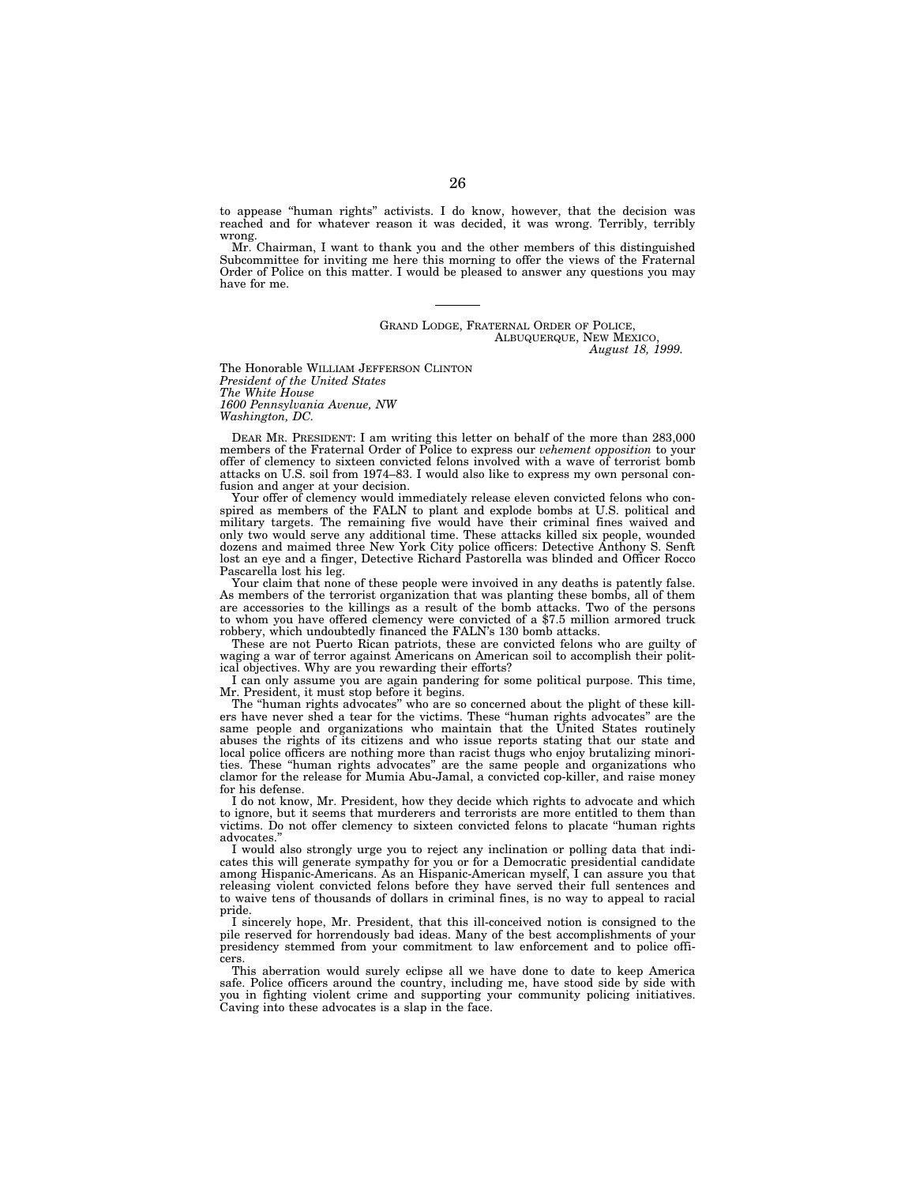to appease "human rights" activists. I do know, however, that the decision was reached and for whatever reason it was decided, it was wrong. Terribly, terribly wrong.

Mr. Chairman, I want to thank you and the other members of this distinguished Subcommittee for inviting me here this morning to offer the views of the Fraternal Order of Police on this matter. I would be pleased to answer any questions you may have for me.

---

GRAND LODGE, FRATERNAL ORDER OF POLICE,
ALBUQUERQUE, NEW MEXICO,
*August 18, 1999.*

The Honorable WILLIAM JEFFERSON CLINTON
*President of the United States*
*The White House*
*1600 Pennsylvania Avenue, NW*
*Washington, DC.*

DEAR MR. PRESIDENT: I am writing this letter on behalf of the more than 283,000 members of the Fraternal Order of Police to express our *vehement opposition* to your offer of clemency to sixteen convicted felons involved with a wave of terrorist bomb attacks on U.S. soil from 1974–83. I would also like to express my own personal confusion and anger at your decision.

Your offer of clemency would immediately release eleven convicted felons who conspired as members of the FALN to plant and explode bombs at U.S. political and military targets. The remaining five would have their criminal fines waived and only two would serve any additional time. These attacks killed six people, wounded dozens and maimed three New York City police officers: Detective Anthony S. Senft lost an eye and a finger, Detective Richard Pastorella was blinded and Officer Rocco Pascarella lost his leg.

Your claim that none of these people were involved in any deaths is patently false. As members of the terrorist organization that was planting these bombs, all of them are accessories to the killings as a result of the bomb attacks. Two of the persons to whom you have offered clemency were convicted of a $7.5 million armored truck robbery, which undoubtedly financed the FALN's 130 bomb attacks.

These are not Puerto Rican patriots, these are convicted felons who are guilty of waging a war of terror against Americans on American soil to accomplish their political objectives. Why are you rewarding their efforts?

I can only assume you are again pandering for some political purpose. This time, Mr. President, it must stop before it begins.

The "human rights advocates" who are so concerned about the plight of these killers have never shed a tear for the victims. These "human rights advocates" are the same people and organizations who maintain that the United States routinely abuses the rights of its citizens and who issue reports stating that our state and local police officers are nothing more than racist thugs who enjoy brutalizing minorities. These "human rights advocates" are the same people and organizations who clamor for the release for Mumia Abu-Jamal, a convicted cop-killer, and raise money for his defense.

I do not know, Mr. President, how they decide which rights to advocate and which to ignore, but it seems that murderers and terrorists are more entitled to them than victims. Do not offer clemency to sixteen convicted felons to placate "human rights advocates."

I would also strongly urge you to reject any inclination or polling data that indicates this will generate sympathy for you or for a Democratic presidential candidate among Hispanic-Americans. As an Hispanic-American myself, I can assure you that releasing violent convicted felons before they have served their full sentences and to waive tens of thousands of dollars in criminal fines, is no way to appeal to racial pride.

I sincerely hope, Mr. President, that this ill-conceived notion is consigned to the pile reserved for horrendously bad ideas. Many of the best accomplishments of your presidency stemmed from your commitment to law enforcement and to police officers.

This aberration would surely eclipse all we have done to date to keep America safe. Police officers around the country, including me, have stood side by side with you in fighting violent crime and supporting your community policing initiatives. Caving into these advocates is a slap in the face.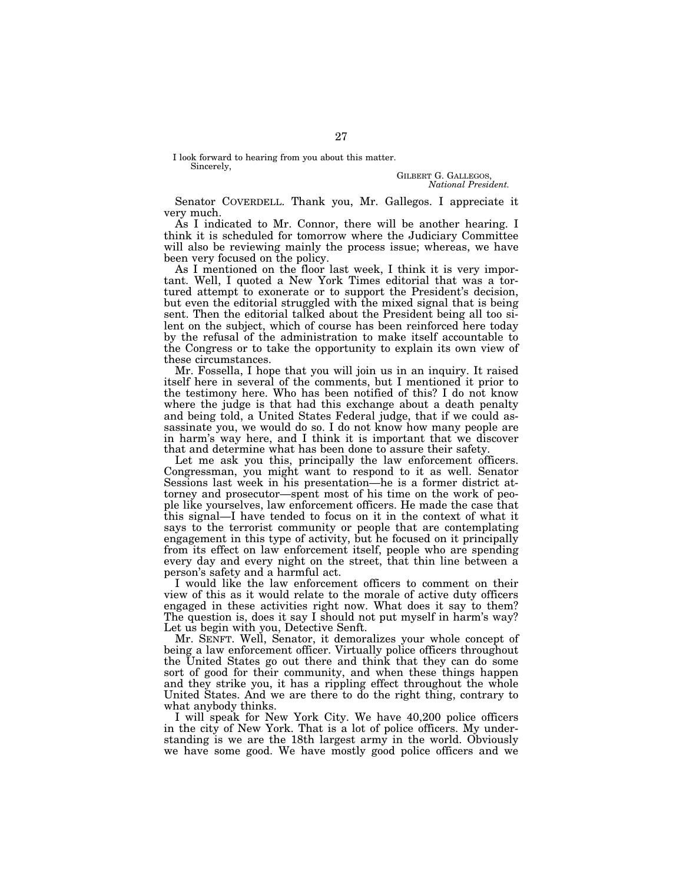I look forward to hearing from you about this matter.

Sincerely,

GILBERT G. GALLEGOS,
*National President.*

Senator COVERDELL. Thank you, Mr. Gallegos. I appreciate it very much.

As I indicated to Mr. Connor, there will be another hearing. I think it is scheduled for tomorrow where the Judiciary Committee will also be reviewing mainly the process issue; whereas, we have been very focused on the policy.

As I mentioned on the floor last week, I think it is very important. Well, I quoted a New York Times editorial that was a tortured attempt to exonerate or to support the President's decision, but even the editorial struggled with the mixed signal that is being sent. Then the editorial talked about the President being all too silent on the subject, which of course has been reinforced here today by the refusal of the administration to make itself accountable to the Congress or to take the opportunity to explain its own view of these circumstances.

Mr. Fossella, I hope that you will join us in an inquiry. It raised itself here in several of the comments, but I mentioned it prior to the testimony here. Who has been notified of this? I do not know where the judge is that had this exchange about a death penalty and being told, a United States Federal judge, that if we could assassinate you, we would do so. I do not know how many people are in harm's way here, and I think it is important that we discover that and determine what has been done to assure their safety.

Let me ask you this, principally the law enforcement officers. Congressman, you might want to respond to it as well. Senator Sessions last week in his presentation—he is a former district attorney and prosecutor—spent most of his time on the work of people like yourselves, law enforcement officers. He made the case that this signal—I have tended to focus on it in the context of what it says to the terrorist community or people that are contemplating engagement in this type of activity, but he focused on it principally from its effect on law enforcement itself, people who are spending every day and every night on the street, that thin line between a person's safety and a harmful act.

I would like the law enforcement officers to comment on their view of this as it would relate to the morale of active duty officers engaged in these activities right now. What does it say to them? The question is, does it say I should not put myself in harm's way? Let us begin with you, Detective Senft.

Mr. SENFT. Well, Senator, it demoralizes your whole concept of being a law enforcement officer. Virtually police officers throughout the United States go out there and think that they can do some sort of good for their community, and when these things happen and they strike you, it has a rippling effect throughout the whole United States. And we are there to do the right thing, contrary to what anybody thinks.

I will speak for New York City. We have 40,200 police officers in the city of New York. That is a lot of police officers. My understanding is we are the 18th largest army in the world. Obviously we have some good. We have mostly good police officers and we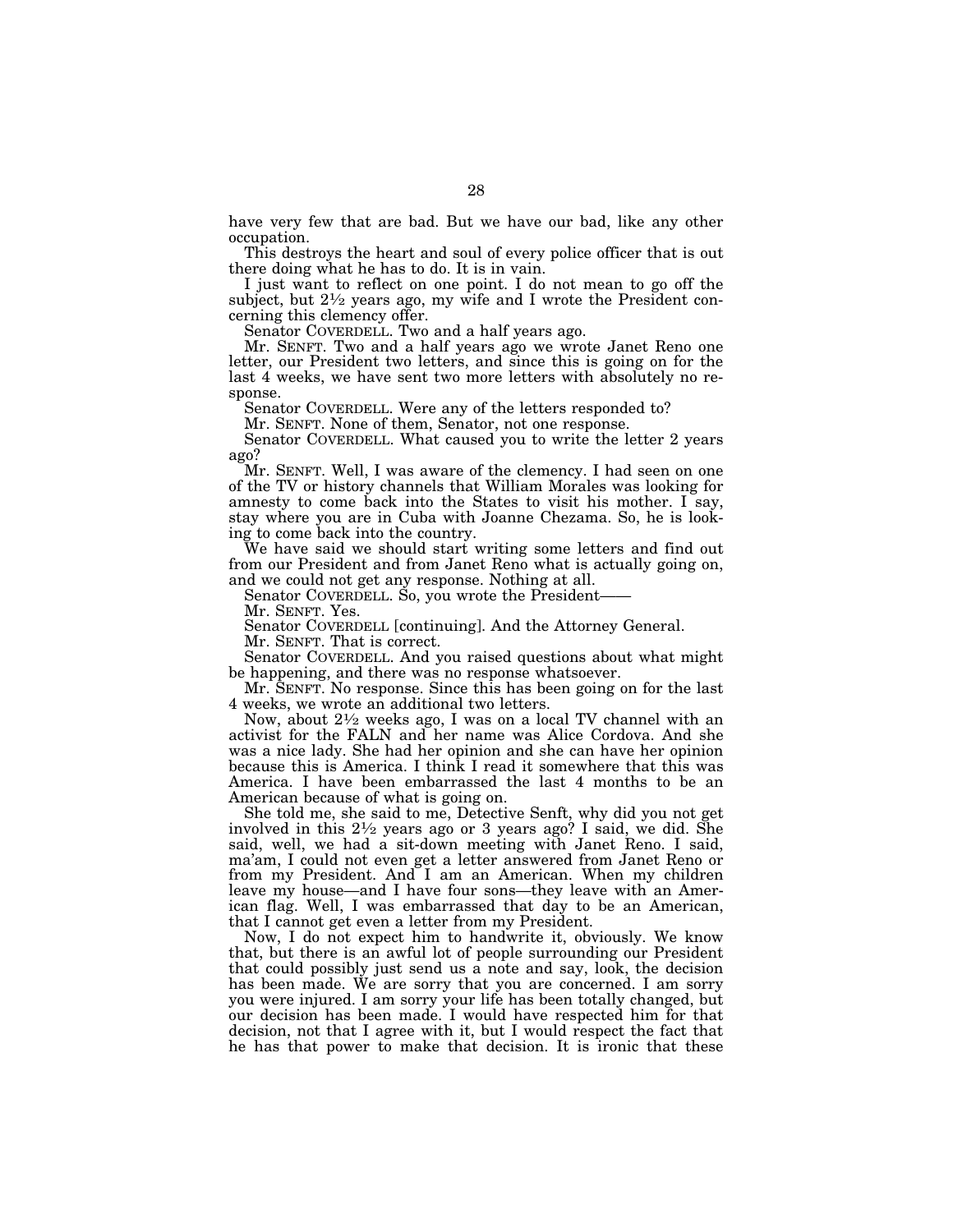have very few that are bad. But we have our bad, like any other occupation.

This destroys the heart and soul of every police officer that is out there doing what he has to do. It is in vain.

I just want to reflect on one point. I do not mean to go off the subject, but 2½ years ago, my wife and I wrote the President concerning this clemency offer.

Senator COVERDELL. Two and a half years ago.

Mr. SENFT. Two and a half years ago we wrote Janet Reno one letter, our President two letters, and since this is going on for the last 4 weeks, we have sent two more letters with absolutely no response.

Senator COVERDELL. Were any of the letters responded to?

Mr. SENFT. None of them, Senator, not one response.

Senator COVERDELL. What caused you to write the letter 2 years ago?

Mr. SENFT. Well, I was aware of the clemency. I had seen on one of the TV or history channels that William Morales was looking for amnesty to come back into the States to visit his mother. I say, stay where you are in Cuba with Joanne Chezama. So, he is looking to come back into the country.

We have said we should start writing some letters and find out from our President and from Janet Reno what is actually going on, and we could not get any response. Nothing at all.

Senator COVERDELL. So, you wrote the President——

Mr. SENFT. Yes.

Senator COVERDELL [continuing]. And the Attorney General.

Mr. SENFT. That is correct.

Senator COVERDELL. And you raised questions about what might be happening, and there was no response whatsoever.

Mr. SENFT. No response. Since this has been going on for the last 4 weeks, we wrote an additional two letters.

Now, about 2½ weeks ago, I was on a local TV channel with an activist for the FALN and her name was Alice Cordova. And she was a nice lady. She had her opinion and she can have her opinion because this is America. I think I read it somewhere that this was America. I have been embarrassed the last 4 months to be an American because of what is going on.

She told me, she said to me, Detective Senft, why did you not get involved in this 2½ years ago or 3 years ago? I said, we did. She said, well, we had a sit-down meeting with Janet Reno. I said, ma'am, I could not even get a letter answered from Janet Reno or from my President. And I am an American. When my children leave my house—and I have four sons—they leave with an American flag. Well, I was embarrassed that day to be an American, that I cannot get even a letter from my President.

Now, I do not expect him to handwrite it, obviously. We know that, but there is an awful lot of people surrounding our President that could possibly just send us a note and say, look, the decision has been made. We are sorry that you are concerned. I am sorry you were injured. I am sorry your life has been totally changed, but our decision has been made. I would have respected him for that decision, not that I agree with it, but I would respect the fact that he has that power to make that decision. It is ironic that these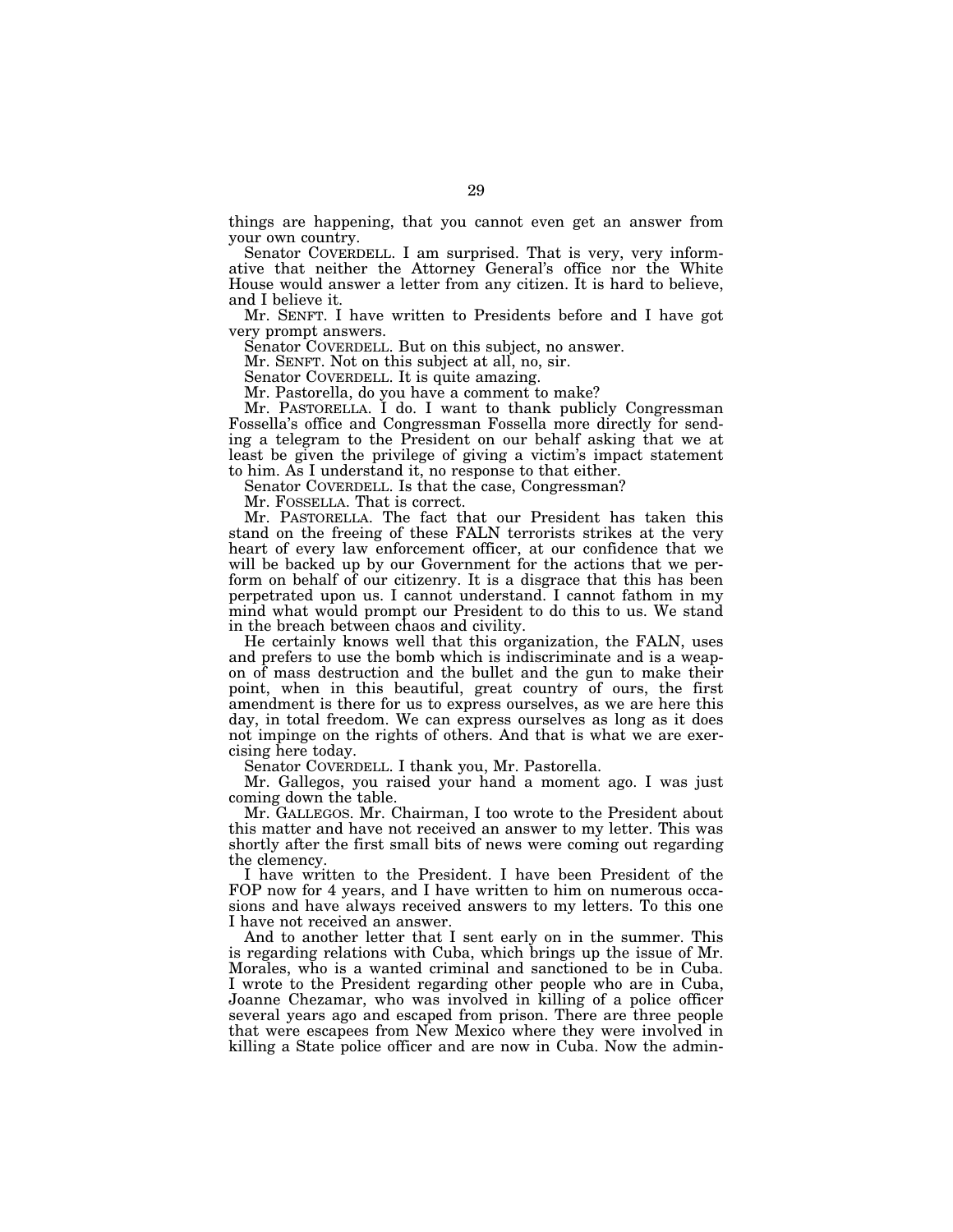things are happening, that you cannot even get an answer from your own country.

Senator COVERDELL. I am surprised. That is very, very informative that neither the Attorney General's office nor the White House would answer a letter from any citizen. It is hard to believe, and I believe it.

Mr. SENFT. I have written to Presidents before and I have got very prompt answers.

Senator COVERDELL. But on this subject, no answer.

Mr. SENFT. Not on this subject at all, no, sir.

Senator COVERDELL. It is quite amazing.

Mr. Pastorella, do you have a comment to make?

Mr. PASTORELLA. I do. I want to thank publicly Congressman Fossella's office and Congressman Fossella more directly for sending a telegram to the President on our behalf asking that we at least be given the privilege of giving a victim's impact statement to him. As I understand it, no response to that either.

Senator COVERDELL. Is that the case, Congressman?

Mr. FOSSELLA. That is correct.

Mr. PASTORELLA. The fact that our President has taken this stand on the freeing of these FALN terrorists strikes at the very heart of every law enforcement officer, at our confidence that we will be backed up by our Government for the actions that we perform on behalf of our citizenry. It is a disgrace that this has been perpetrated upon us. I cannot understand. I cannot fathom in my mind what would prompt our President to do this to us. We stand in the breach between chaos and civility.

He certainly knows well that this organization, the FALN, uses and prefers to use the bomb which is indiscriminate and is a weapon of mass destruction and the bullet and the gun to make their point, when in this beautiful, great country of ours, the first amendment is there for us to express ourselves, as we are here this day, in total freedom. We can express ourselves as long as it does not impinge on the rights of others. And that is what we are exercising here today.

Senator COVERDELL. I thank you, Mr. Pastorella.

Mr. Gallegos, you raised your hand a moment ago. I was just coming down the table.

Mr. GALLEGOS. Mr. Chairman, I too wrote to the President about this matter and have not received an answer to my letter. This was shortly after the first small bits of news were coming out regarding the clemency.

I have written to the President. I have been President of the FOP now for 4 years, and I have written to him on numerous occasions and have always received answers to my letters. To this one I have not received an answer.

And to another letter that I sent early on in the summer. This is regarding relations with Cuba, which brings up the issue of Mr. Morales, who is a wanted criminal and sanctioned to be in Cuba. I wrote to the President regarding other people who are in Cuba, Joanne Chezamar, who was involved in killing of a police officer several years ago and escaped from prison. There are three people that were escapees from New Mexico where they were involved in killing a State police officer and are now in Cuba. Now the admin-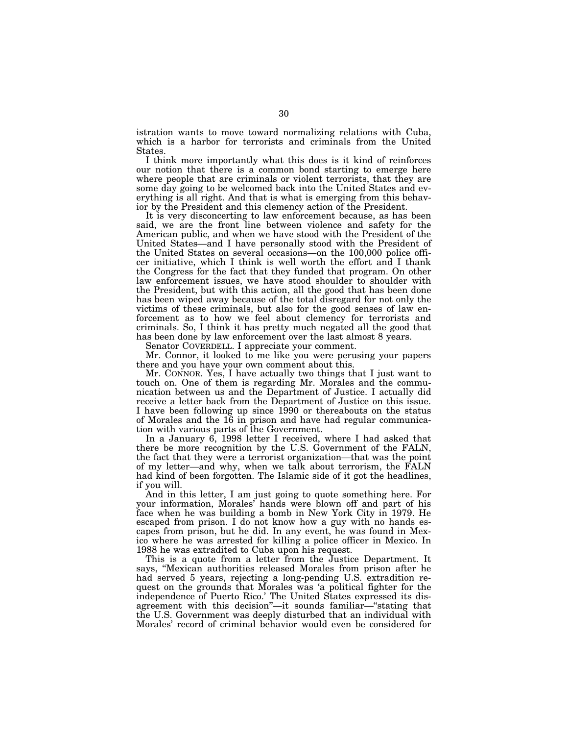istration wants to move toward normalizing relations with Cuba, which is a harbor for terrorists and criminals from the United States.

I think more importantly what this does is it kind of reinforces our notion that there is a common bond starting to emerge here where people that are criminals or violent terrorists, that they are some day going to be welcomed back into the United States and everything is all right. And that is what is emerging from this behavior by the President and this clemency action of the President.

It is very disconcerting to law enforcement because, as has been said, we are the front line between violence and safety for the American public, and when we have stood with the President of the United States—and I have personally stood with the President of the United States on several occasions—on the 100,000 police officer initiative, which I think is well worth the effort and I thank the Congress for the fact that they funded that program. On other law enforcement issues, we have stood shoulder to shoulder with the President, but with this action, all the good that has been done has been wiped away because of the total disregard for not only the victims of these criminals, but also for the good senses of law enforcement as to how we feel about clemency for terrorists and criminals. So, I think it has pretty much negated all the good that has been done by law enforcement over the last almost 8 years.

Senator COVERDELL. I appreciate your comment.

Mr. Connor, it looked to me like you were perusing your papers there and you have your own comment about this.

Mr. CONNOR. Yes, I have actually two things that I just want to touch on. One of them is regarding Mr. Morales and the communication between us and the Department of Justice. I actually did receive a letter back from the Department of Justice on this issue. I have been following up since 1990 or thereabouts on the status of Morales and the 16 in prison and have had regular communication with various parts of the Government.

In a January 6, 1998 letter I received, where I had asked that there be more recognition by the U.S. Government of the FALN, the fact that they were a terrorist organization—that was the point of my letter—and why, when we talk about terrorism, the FALN had kind of been forgotten. The Islamic side of it got the headlines, if you will.

And in this letter, I am just going to quote something here. For your information, Morales' hands were blown off and part of his face when he was building a bomb in New York City in 1979. He escaped from prison. I do not know how a guy with no hands escapes from prison, but he did. In any event, he was found in Mexico where he was arrested for killing a police officer in Mexico. In 1988 he was extradited to Cuba upon his request.

This is a quote from a letter from the Justice Department. It says, "Mexican authorities released Morales from prison after he had served 5 years, rejecting a long-pending U.S. extradition request on the grounds that Morales was 'a political fighter for the independence of Puerto Rico.' The United States expressed its disagreement with this decision"—it sounds familiar—"stating that the U.S. Government was deeply disturbed that an individual with Morales' record of criminal behavior would even be considered for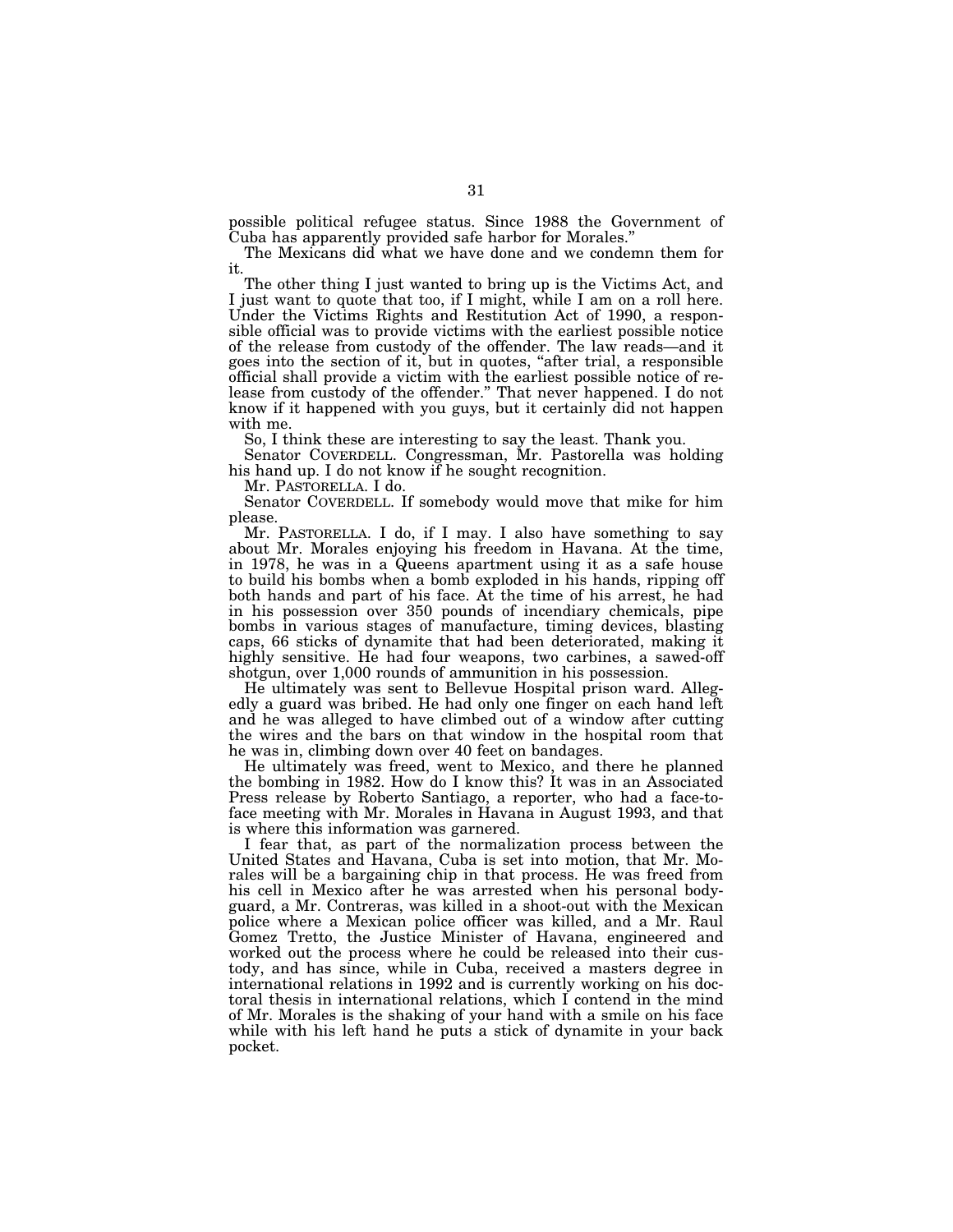possible political refugee status. Since 1988 the Government of Cuba has apparently provided safe harbor for Morales."

The Mexicans did what we have done and we condemn them for it.

The other thing I just wanted to bring up is the Victims Act, and I just want to quote that too, if I might, while I am on a roll here. Under the Victims Rights and Restitution Act of 1990, a responsible official was to provide victims with the earliest possible notice of the release from custody of the offender. The law reads—and it goes into the section of it, but in quotes, "after trial, a responsible official shall provide a victim with the earliest possible notice of release from custody of the offender." That never happened. I do not know if it happened with you guys, but it certainly did not happen with me.

So, I think these are interesting to say the least. Thank you.

Senator COVERDELL. Congressman, Mr. Pastorella was holding his hand up. I do not know if he sought recognition.

Mr. PASTORELLA. I do.

Senator COVERDELL. If somebody would move that mike for him please.

Mr. PASTORELLA. I do, if I may. I also have something to say about Mr. Morales enjoying his freedom in Havana. At the time, in 1978, he was in a Queens apartment using it as a safe house to build his bombs when a bomb exploded in his hands, ripping off both hands and part of his face. At the time of his arrest, he had in his possession over 350 pounds of incendiary chemicals, pipe bombs in various stages of manufacture, timing devices, blasting caps, 66 sticks of dynamite that had been deteriorated, making it highly sensitive. He had four weapons, two carbines, a sawed-off shotgun, over 1,000 rounds of ammunition in his possession.

He ultimately was sent to Bellevue Hospital prison ward. Allegedly a guard was bribed. He had only one finger on each hand left and he was alleged to have climbed out of a window after cutting the wires and the bars on that window in the hospital room that he was in, climbing down over 40 feet on bandages.

He ultimately was freed, went to Mexico, and there he planned the bombing in 1982. How do I know this? It was in an Associated Press release by Roberto Santiago, a reporter, who had a face-to-face meeting with Mr. Morales in Havana in August 1993, and that is where this information was garnered.

I fear that, as part of the normalization process between the United States and Havana, Cuba is set into motion, that Mr. Morales will be a bargaining chip in that process. He was freed from his cell in Mexico after he was arrested when his personal bodyguard, a Mr. Contreras, was killed in a shoot-out with the Mexican police where a Mexican police officer was killed, and a Mr. Raul Gomez Tretto, the Justice Minister of Havana, engineered and worked out the process where he could be released into their custody, and has since, while in Cuba, received a masters degree in international relations in 1992 and is currently working on his doctoral thesis in international relations, which I contend in the mind of Mr. Morales is the shaking of your hand with a smile on his face while with his left hand he puts a stick of dynamite in your back pocket.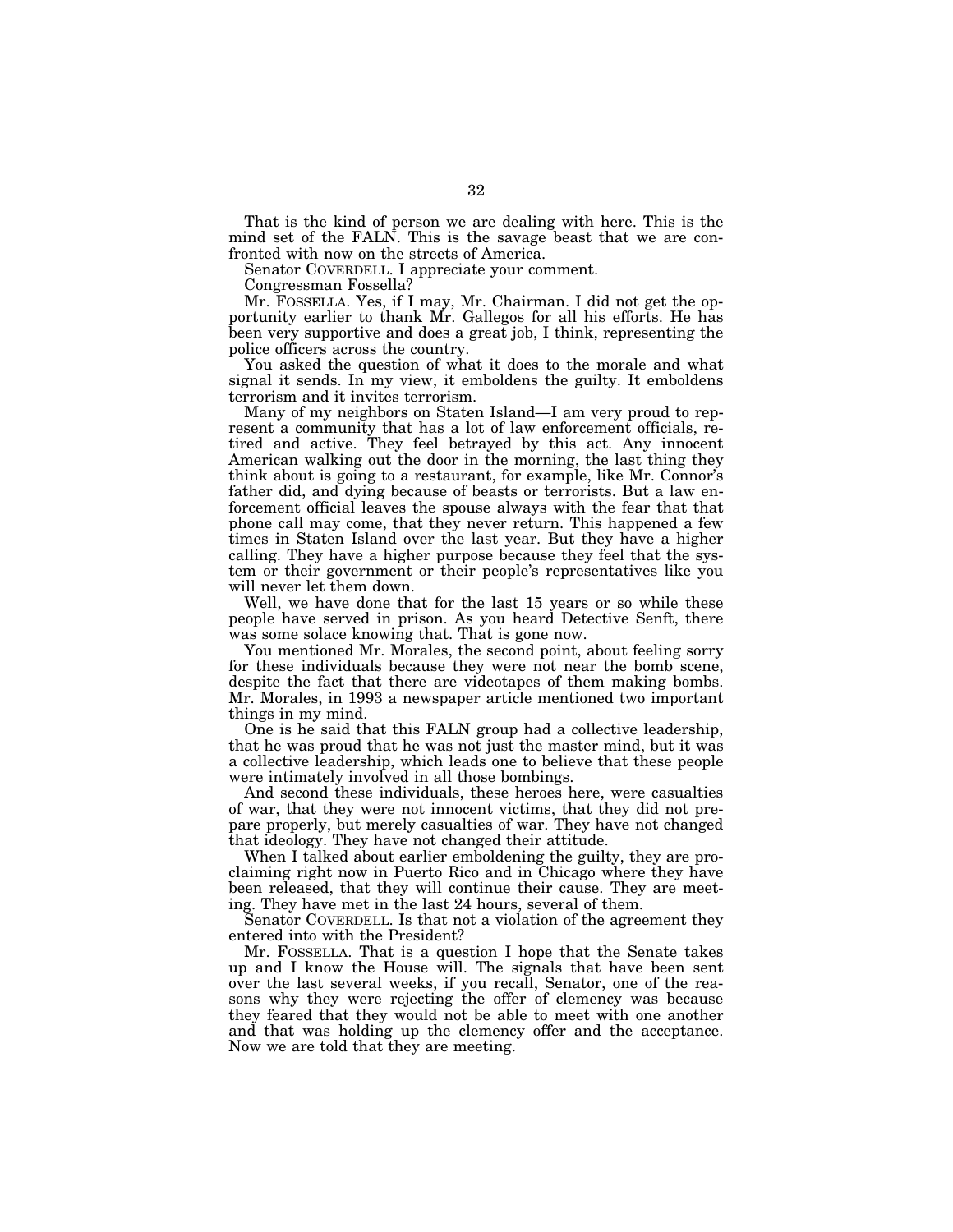That is the kind of person we are dealing with here. This is the mind set of the FALN. This is the savage beast that we are confronted with now on the streets of America.

Senator COVERDELL. I appreciate your comment.

Congressman Fossella?

Mr. FOSSELLA. Yes, if I may, Mr. Chairman. I did not get the opportunity earlier to thank Mr. Gallegos for all his efforts. He has been very supportive and does a great job, I think, representing the police officers across the country.

You asked the question of what it does to the morale and what signal it sends. In my view, it emboldens the guilty. It emboldens terrorism and it invites terrorism.

Many of my neighbors on Staten Island—I am very proud to represent a community that has a lot of law enforcement officials, retired and active. They feel betrayed by this act. Any innocent American walking out the door in the morning, the last thing they think about is going to a restaurant, for example, like Mr. Connor's father did, and dying because of beasts or terrorists. But a law enforcement official leaves the spouse always with the fear that that phone call may come, that they never return. This happened a few times in Staten Island over the last year. But they have a higher calling. They have a higher purpose because they feel that the system or their government or their people's representatives like you will never let them down.

Well, we have done that for the last 15 years or so while these people have served in prison. As you heard Detective Senft, there was some solace knowing that. That is gone now.

You mentioned Mr. Morales, the second point, about feeling sorry for these individuals because they were not near the bomb scene, despite the fact that there are videotapes of them making bombs. Mr. Morales, in 1993 a newspaper article mentioned two important things in my mind.

One is he said that this FALN group had a collective leadership, that he was proud that he was not just the master mind, but it was a collective leadership, which leads one to believe that these people were intimately involved in all those bombings.

And second these individuals, these heroes here, were casualties of war, that they were not innocent victims, that they did not prepare properly, but merely casualties of war. They have not changed that ideology. They have not changed their attitude.

When I talked about earlier emboldening the guilty, they are proclaiming right now in Puerto Rico and in Chicago where they have been released, that they will continue their cause. They are meeting. They have met in the last 24 hours, several of them.

Senator COVERDELL. Is that not a violation of the agreement they entered into with the President?

Mr. FOSSELLA. That is a question I hope that the Senate takes up and I know the House will. The signals that have been sent over the last several weeks, if you recall, Senator, one of the reasons why they were rejecting the offer of clemency was because they feared that they would not be able to meet with one another and that was holding up the clemency offer and the acceptance. Now we are told that they are meeting.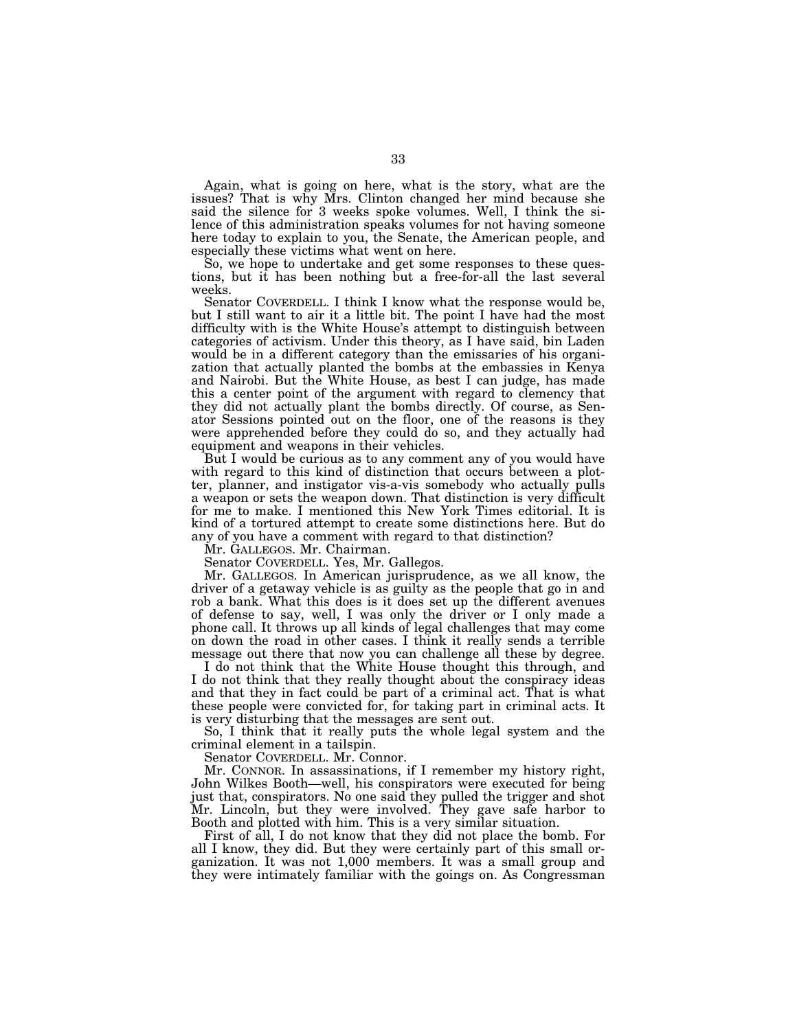Again, what is going on here, what is the story, what are the issues? That is why Mrs. Clinton changed her mind because she said the silence for 3 weeks spoke volumes. Well, I think the silence of this administration speaks volumes for not having someone here today to explain to you, the Senate, the American people, and especially these victims what went on here.

So, we hope to undertake and get some responses to these questions, but it has been nothing but a free-for-all the last several weeks.

Senator COVERDELL. I think I know what the response would be, but I still want to air it a little bit. The point I have had the most difficulty with is the White House's attempt to distinguish between categories of activism. Under this theory, as I have said, bin Laden would be in a different category than the emissaries of his organization that actually planted the bombs at the embassies in Kenya and Nairobi. But the White House, as best I can judge, has made this a center point of the argument with regard to clemency that they did not actually plant the bombs directly. Of course, as Senator Sessions pointed out on the floor, one of the reasons is they were apprehended before they could do so, and they actually had equipment and weapons in their vehicles.

But I would be curious as to any comment any of you would have with regard to this kind of distinction that occurs between a plotter, planner, and instigator vis-a-vis somebody who actually pulls a weapon or sets the weapon down. That distinction is very difficult for me to make. I mentioned this New York Times editorial. It is kind of a tortured attempt to create some distinctions here. But do any of you have a comment with regard to that distinction?

Mr. GALLEGOS. Mr. Chairman.

Senator COVERDELL. Yes, Mr. Gallegos.

Mr. GALLEGOS. In American jurisprudence, as we all know, the driver of a getaway vehicle is as guilty as the people that go in and rob a bank. What this does is it does set up the different avenues of defense to say, well, I was only the driver or I only made a phone call. It throws up all kinds of legal challenges that may come on down the road in other cases. I think it really sends a terrible message out there that now you can challenge all these by degree.

I do not think that the White House thought this through, and I do not think that they really thought about the conspiracy ideas and that they in fact could be part of a criminal act. That is what these people were convicted for, for taking part in criminal acts. It is very disturbing that the messages are sent out.

So, I think that it really puts the whole legal system and the criminal element in a tailspin.

Senator COVERDELL. Mr. Connor.

Mr. CONNOR. In assassinations, if I remember my history right, John Wilkes Booth—well, his conspirators were executed for being just that, conspirators. No one said they pulled the trigger and shot Mr. Lincoln, but they were involved. They gave safe harbor to Booth and plotted with him. This is a very similar situation.

First of all, I do not know that they did not place the bomb. For all I know, they did. But they were certainly part of this small organization. It was not 1,000 members. It was a small group and they were intimately familiar with the goings on. As Congressman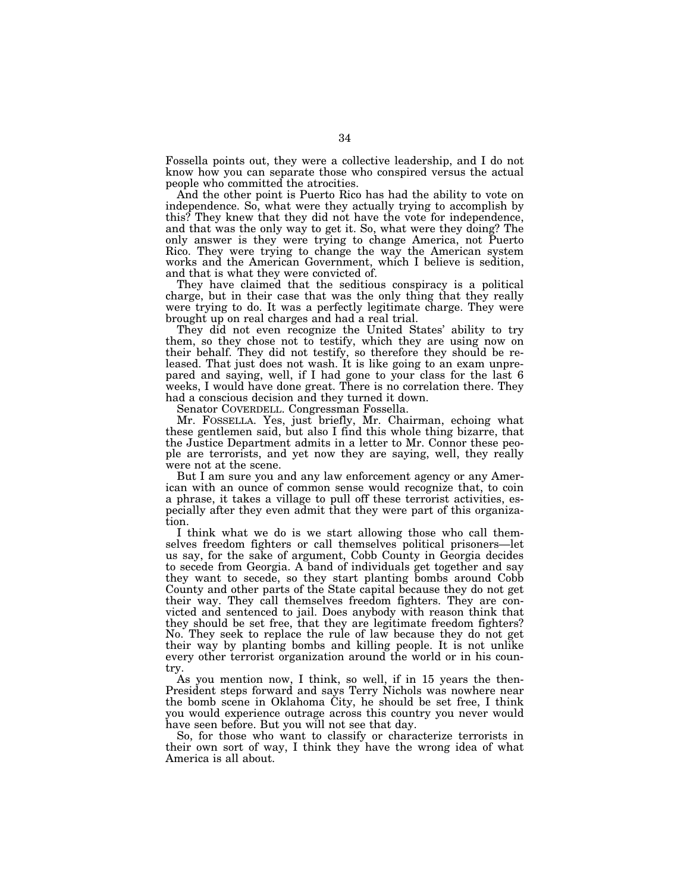Fossella points out, they were a collective leadership, and I do not know how you can separate those who conspired versus the actual people who committed the atrocities.

And the other point is Puerto Rico has had the ability to vote on independence. So, what were they actually trying to accomplish by this? They knew that they did not have the vote for independence, and that was the only way to get it. So, what were they doing? The only answer is they were trying to change America, not Puerto Rico. They were trying to change the way the American system works and the American Government, which I believe is sedition, and that is what they were convicted of.

They have claimed that the seditious conspiracy is a political charge, but in their case that was the only thing that they really were trying to do. It was a perfectly legitimate charge. They were brought up on real charges and had a real trial.

They did not even recognize the United States' ability to try them, so they chose not to testify, which they are using now on their behalf. They did not testify, so therefore they should be released. That just does not wash. It is like going to an exam unprepared and saying, well, if I had gone to your class for the last 6 weeks, I would have done great. There is no correlation there. They had a conscious decision and they turned it down.

Senator COVERDELL. Congressman Fossella.

Mr. FOSSELLA. Yes, just briefly, Mr. Chairman, echoing what these gentlemen said, but also I find this whole thing bizarre, that the Justice Department admits in a letter to Mr. Connor these people are terrorists, and yet now they are saying, well, they really were not at the scene.

But I am sure you and any law enforcement agency or any American with an ounce of common sense would recognize that, to coin a phrase, it takes a village to pull off these terrorist activities, especially after they even admit that they were part of this organization.

I think what we do is we start allowing those who call themselves freedom fighters or call themselves political prisoners—let us say, for the sake of argument, Cobb County in Georgia decides to secede from Georgia. A band of individuals get together and say they want to secede, so they start planting bombs around Cobb County and other parts of the State capital because they do not get their way. They call themselves freedom fighters. They are convicted and sentenced to jail. Does anybody with reason think that they should be set free, that they are legitimate freedom fighters? No. They seek to replace the rule of law because they do not get their way by planting bombs and killing people. It is not unlike every other terrorist organization around the world or in his country.

As you mention now, I think, so well, if in 15 years the then-President steps forward and says Terry Nichols was nowhere near the bomb scene in Oklahoma City, he should be set free, I think you would experience outrage across this country you never would have seen before. But you will not see that day.

So, for those who want to classify or characterize terrorists in their own sort of way, I think they have the wrong idea of what America is all about.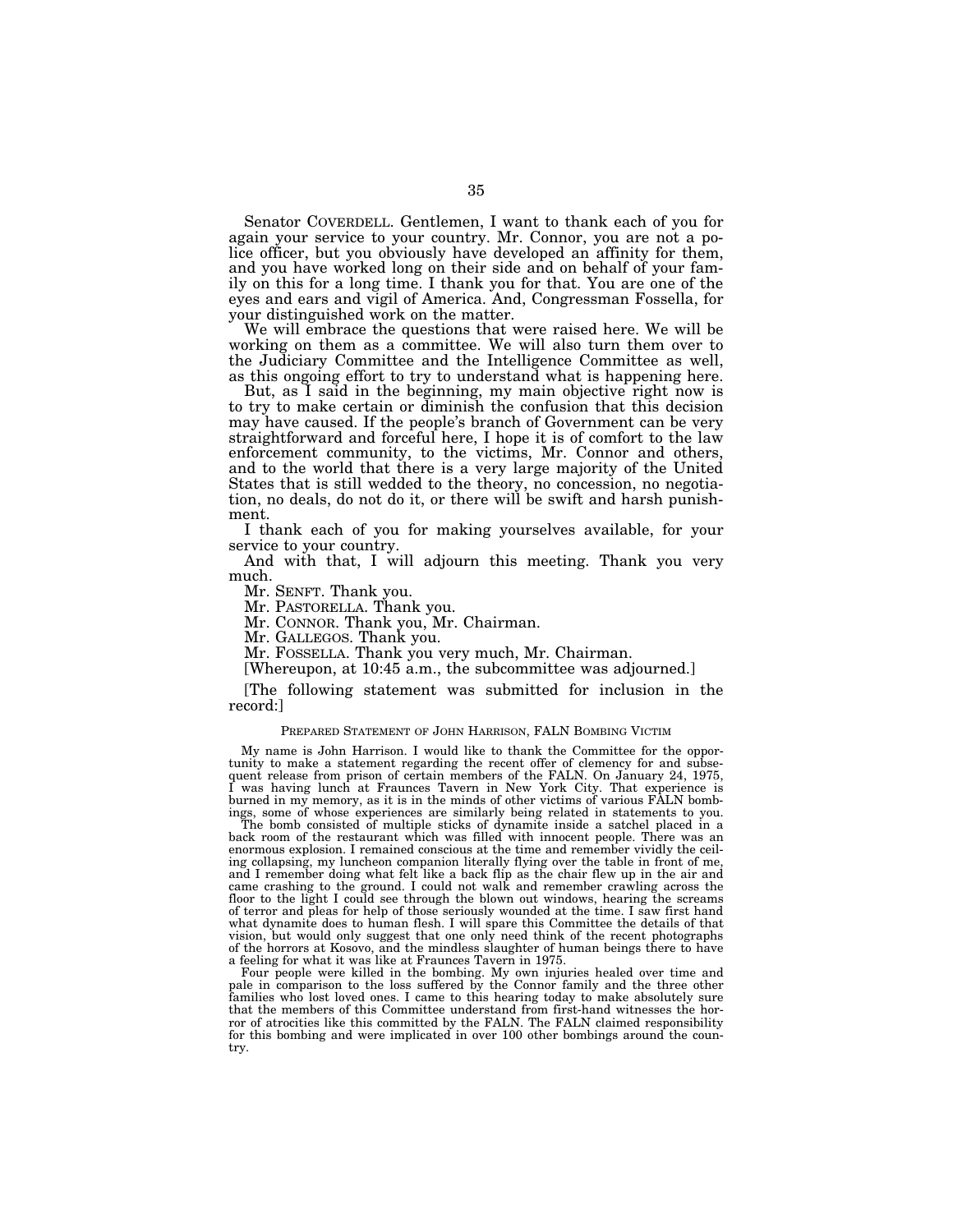Senator COVERDELL. Gentlemen, I want to thank each of you for again your service to your country. Mr. Connor, you are not a police officer, but you obviously have developed an affinity for them, and you have worked long on their side and on behalf of your family on this for a long time. I thank you for that. You are one of the eyes and ears and vigil of America. And, Congressman Fossella, for your distinguished work on the matter.

We will embrace the questions that were raised here. We will be working on them as a committee. We will also turn them over to the Judiciary Committee and the Intelligence Committee as well, as this ongoing effort to try to understand what is happening here.

But, as I said in the beginning, my main objective right now is to try to make certain or diminish the confusion that this decision may have caused. If the people's branch of Government can be very straightforward and forceful here, I hope it is of comfort to the law enforcement community, to the victims, Mr. Connor and others, and to the world that there is a very large majority of the United States that is still wedded to the theory, no concession, no negotiation, no deals, do not do it, or there will be swift and harsh punishment.

I thank each of you for making yourselves available, for your service to your country.

And with that, I will adjourn this meeting. Thank you very much.

Mr. SENFT. Thank you.

Mr. PASTORELLA. Thank you.

Mr. CONNOR. Thank you, Mr. Chairman.

Mr. GALLEGOS. Thank you.

Mr. FOSSELLA. Thank you very much, Mr. Chairman.

[Whereupon, at 10:45 a.m., the subcommittee was adjourned.]

[The following statement was submitted for inclusion in the record:]

PREPARED STATEMENT OF JOHN HARRISON, FALN BOMBING VICTIM

My name is John Harrison. I would like to thank the Committee for the opportunity to make a statement regarding the recent offer of clemency for and subsequent release from prison of certain members of the FALN. On January 24, 1975, I was having lunch at Fraunces Tavern in New York City. That experience is burned in my memory, as it is in the minds of other victims of various FALN bombings, some of whose experiences are similarly being related in statements to you.

The bomb consisted of multiple sticks of dynamite inside a satchel placed in a back room of the restaurant which was filled with innocent people. There was an enormous explosion. I remained conscious at the time and remember vividly the ceiling collapsing, my luncheon companion literally flying over the table in front of me, and I remember doing what felt like a back flip as the chair flew up in the air and came crashing to the ground. I could not walk and remember crawling across the floor to the light I could see through the blown out windows, hearing the screams of terror and pleas for help of those seriously wounded at the time. I saw first hand what dynamite does to human flesh. I will spare this Committee the details of that vision, but would only suggest that one only need think of the recent photographs of the horrors at Kosovo, and the mindless slaughter of human beings there to have a feeling for what it was like at Fraunces Tavern in 1975.

Four people were killed in the bombing. My own injuries healed over time and pale in comparison to the loss suffered by the Connor family and the three other families who lost loved ones. I came to this hearing today to make absolutely sure that the members of this Committee understand from first-hand witnesses the horror of atrocities like this committed by the FALN. The FALN claimed responsibility for this bombing and were implicated in over 100 other bombings around the country.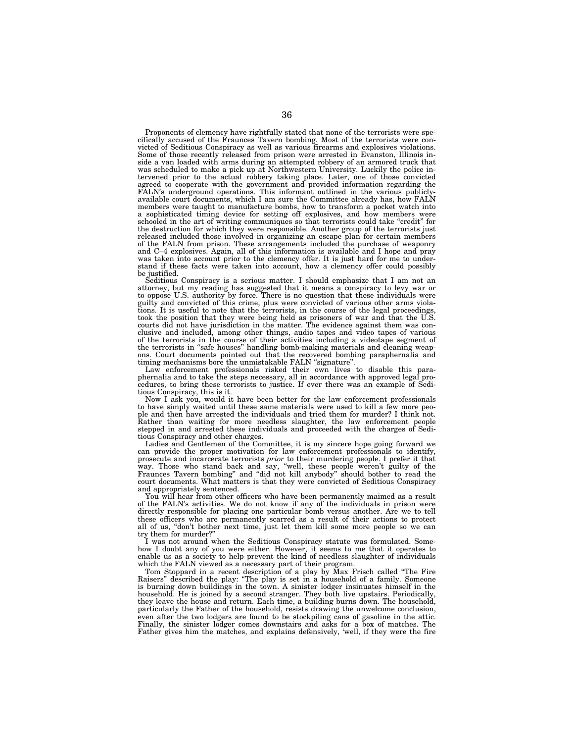Proponents of clemency have rightfully stated that none of the terrorists were specifically accused of the Fraunces Tavern bombing. Most of the terrorists were convicted of Seditious Conspiracy as well as various firearms and explosives violations. Some of those recently released from prison were arrested in Evanston, Illinois inside a van loaded with arms during an attempted robbery of an armored truck that was scheduled to make a pick up at Northwestern University. Luckily the police intervened prior to the actual robbery taking place. Later, one of those convicted agreed to cooperate with the government and provided information regarding the FALN's underground operations. This informant outlined in the various publicly-available court documents, which I am sure the Committee already has, how FALN members were taught to manufacture bombs, how to transform a pocket watch into a sophisticated timing device for setting off explosives, and how members were schooled in the art of writing communiques so that terrorists could take "credit" for the destruction for which they were responsible. Another group of the terrorists just released included those involved in organizing an escape plan for certain members of the FALN from prison. These arrangements included the purchase of weaponry and C–4 explosives. Again, all of this information is available and I hope and pray was taken into account prior to the clemency offer. It is just hard for me to understand if these facts were taken into account, how a clemency offer could possibly be justified.

Seditious Conspiracy is a serious matter. I should emphasize that I am not an attorney, but my reading has suggested that it means a conspiracy to levy war or to oppose U.S. authority by force. There is no question that these individuals were guilty and convicted of this crime, plus were convicted of various other arms violations. It is useful to note that the terrorists, in the course of the legal proceedings, took the position that they were being held as prisoners of war and that the U.S. courts did not have jurisdiction in the matter. The evidence against them was conclusive and included, among other things, audio tapes and video tapes of various of the terrorists in the course of their activities including a videotape segment of the terrorists in "safe houses" handling bomb-making materials and cleaning weapons. Court documents pointed out that the recovered bombing paraphernalia and timing mechanisms bore the unmistakable FALN "signature".

Law enforcement professionals risked their own lives to disable this paraphernalia and to take the steps necessary, all in accordance with approved legal procedures, to bring these terrorists to justice. If ever there was an example of Seditious Conspiracy, this is it.

Now I ask you, would it have been better for the law enforcement professionals to have simply waited until these same materials were used to kill a few more people and then have arrested the individuals and tried them for murder? I think not. Rather than waiting for more needless slaughter, the law enforcement people stepped in and arrested these individuals and proceeded with the charges of Seditious Conspiracy and other charges.

Ladies and Gentlemen of the Committee, it is my sincere hope going forward we can provide the proper motivation for law enforcement professionals to identify, prosecute and incarcerate terrorists *prior* to their murdering people. I prefer it that way. Those who stand back and say, "well, these people weren't guilty of the Fraunces Tavern bombing" and "did not kill anybody" should bother to read the court documents. What matters is that they were convicted of Seditious Conspiracy and appropriately sentenced.

You will hear from other officers who have been permanently maimed as a result of the FALN's activities. We do not know if any of the individuals in prison were directly responsible for placing one particular bomb versus another. Are we to tell these officers who are permanently scarred as a result of their actions to protect all of us, "don't bother next time, just let them kill some more people so we can try them for murder?"

I was not around when the Seditious Conspiracy statute was formulated. Somehow I doubt any of you were either. However, it seems to me that it operates to enable us as a society to help prevent the kind of needless slaughter of individuals which the FALN viewed as a necessary part of their program.

Tom Stoppard in a recent description of a play by Max Frisch called "The Fire Raisers" described the play: "The play is set in a household of a family. Someone is burning down buildings in the town. A sinister lodger insinuates himself in the household. He is joined by a second stranger. They both live upstairs. Periodically, they leave the house and return. Each time, a building burns down. The household, particularly the Father of the household, resists drawing the unwelcome conclusion, even after the two lodgers are found to be stockpiling cans of gasoline in the attic. Finally, the sinister lodger comes downstairs and asks for a box of matches. The Father gives him the matches, and explains defensively, 'well, if they were the fire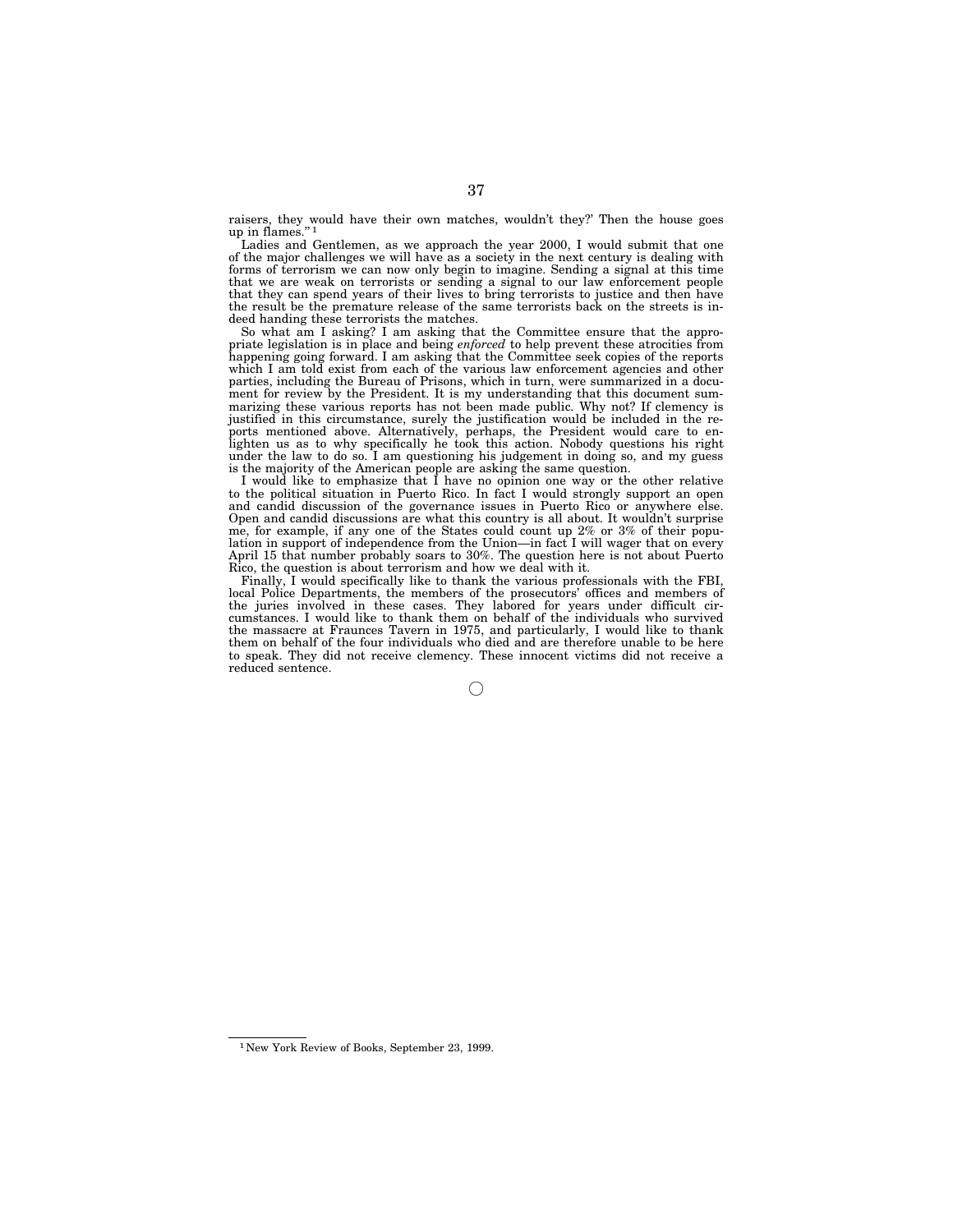raisers, they would have their own matches, wouldn't they?' Then the house goes up in flames."[1]

Ladies and Gentlemen, as we approach the year 2000, I would submit that one of the major challenges we will have as a society in the next century is dealing with forms of terrorism we can now only begin to imagine. Sending a signal at this time that we are weak on terrorists or sending a signal to our law enforcement people that they can spend years of their lives to bring terrorists to justice and then have the result be the premature release of the same terrorists back on the streets is indeed handing these terrorists the matches.

So what am I asking? I am asking that the Committee ensure that the appropriate legislation is in place and being *enforced* to help prevent these atrocities from happening going forward. I am asking that the Committee seek copies of the reports which I am told exist from each of the various law enforcement agencies and other parties, including the Bureau of Prisons, which in turn, were summarized in a document for review by the President. It is my understanding that this document summarizing these various reports has not been made public. Why not? If clemency is justified in this circumstance, surely the justification would be included in the reports mentioned above. Alternatively, perhaps, the President would care to enlighten us as to why specifically he took this action. Nobody questions his right under the law to do so. I am questioning his judgement in doing so, and my guess is the majority of the American people are asking the same question.

I would like to emphasize that I have no opinion one way or the other relative to the political situation in Puerto Rico. In fact I would strongly support an open and candid discussion of the governance issues in Puerto Rico or anywhere else. Open and candid discussions are what this country is all about. It wouldn't surprise me, for example, if any one of the States could count up 2% or 3% of their population in support of independence from the Union—in fact I will wager that on every April 15 that number probably soars to 30%. The question here is not about Puerto Rico, the question is about terrorism and how we deal with it.

Finally, I would specifically like to thank the various professionals with the FBI, local Police Departments, the members of the prosecutors' offices and members of the juries involved in these cases. They labored for years under difficult circumstances. I would like to thank them on behalf of the individuals who survived the massacre at Fraunces Tavern in 1975, and particularly, I would like to thank them on behalf of the four individuals who died and are therefore unable to be here to speak. They did not receive clemency. These innocent victims did not receive a reduced sentence.

○

---

[1] New York Review of Books, September 23, 1999.